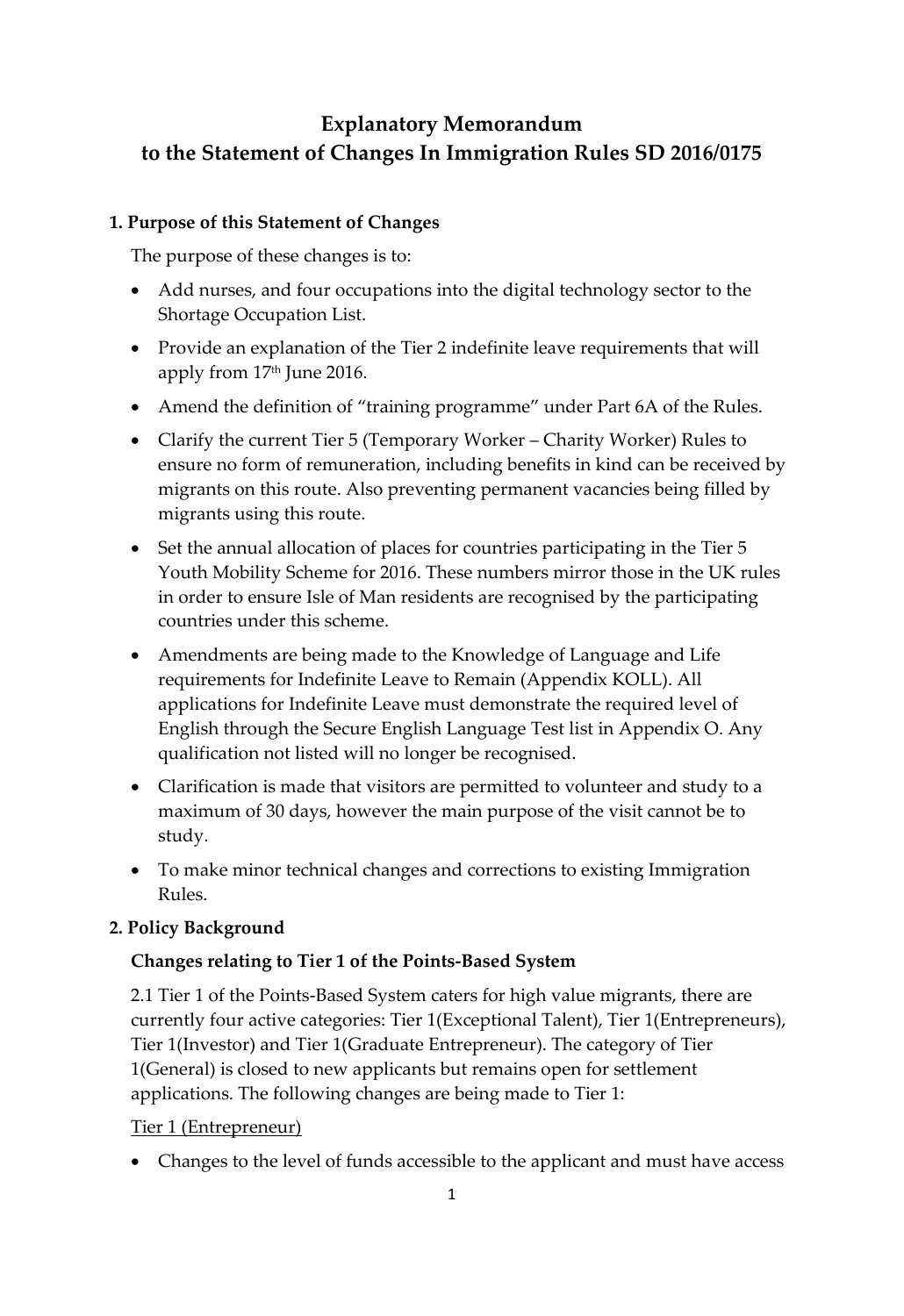# Explanatory Memorandum
# to the Statement of Changes In Immigration Rules SD 2016/0175

## 1. Purpose of this Statement of Changes

The purpose of these changes is to:

- Add nurses, and four occupations into the digital technology sector to the Shortage Occupation List.
- Provide an explanation of the Tier 2 indefinite leave requirements that will apply from 17th June 2016.
- Amend the definition of "training programme" under Part 6A of the Rules.
- Clarify the current Tier 5 (Temporary Worker – Charity Worker) Rules to ensure no form of remuneration, including benefits in kind can be received by migrants on this route. Also preventing permanent vacancies being filled by migrants using this route.
- Set the annual allocation of places for countries participating in the Tier 5 Youth Mobility Scheme for 2016. These numbers mirror those in the UK rules in order to ensure Isle of Man residents are recognised by the participating countries under this scheme.
- Amendments are being made to the Knowledge of Language and Life requirements for Indefinite Leave to Remain (Appendix KOLL). All applications for Indefinite Leave must demonstrate the required level of English through the Secure English Language Test list in Appendix O. Any qualification not listed will no longer be recognised.
- Clarification is made that visitors are permitted to volunteer and study to a maximum of 30 days, however the main purpose of the visit cannot be to study.
- To make minor technical changes and corrections to existing Immigration Rules.

## 2. Policy Background

### Changes relating to Tier 1 of the Points-Based System

2.1 Tier 1 of the Points-Based System caters for high value migrants, there are currently four active categories: Tier 1(Exceptional Talent), Tier 1(Entrepreneurs), Tier 1(Investor) and Tier 1(Graduate Entrepreneur). The category of Tier 1(General) is closed to new applicants but remains open for settlement applications. The following changes are being made to Tier 1:

<u>Tier 1 (Entrepreneur)</u>

- Changes to the level of funds accessible to the applicant and must have access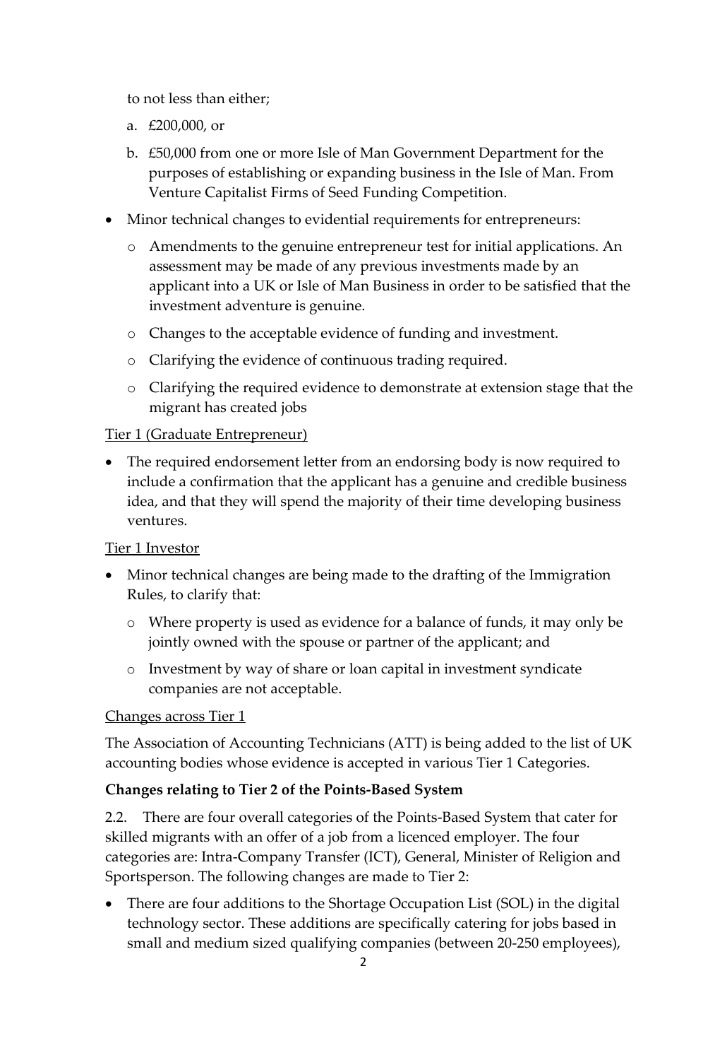to not less than either;

a. £200,000, or

b. £50,000 from one or more Isle of Man Government Department for the purposes of establishing or expanding business in the Isle of Man. From Venture Capitalist Firms of Seed Funding Competition.

- Minor technical changes to evidential requirements for entrepreneurs:
  - Amendments to the genuine entrepreneur test for initial applications. An assessment may be made of any previous investments made by an applicant into a UK or Isle of Man Business in order to be satisfied that the investment adventure is genuine.
  - Changes to the acceptable evidence of funding and investment.
  - Clarifying the evidence of continuous trading required.
  - Clarifying the required evidence to demonstrate at extension stage that the migrant has created jobs

<u>Tier 1 (Graduate Entrepreneur)</u>

- The required endorsement letter from an endorsing body is now required to include a confirmation that the applicant has a genuine and credible business idea, and that they will spend the majority of their time developing business ventures.

<u>Tier 1 Investor</u>

- Minor technical changes are being made to the drafting of the Immigration Rules, to clarify that:
  - Where property is used as evidence for a balance of funds, it may only be jointly owned with the spouse or partner of the applicant; and
  - Investment by way of share or loan capital in investment syndicate companies are not acceptable.

<u>Changes across Tier 1</u>

The Association of Accounting Technicians (ATT) is being added to the list of UK accounting bodies whose evidence is accepted in various Tier 1 Categories.

**Changes relating to Tier 2 of the Points-Based System**

2.2. There are four overall categories of the Points-Based System that cater for skilled migrants with an offer of a job from a licenced employer. The four categories are: Intra-Company Transfer (ICT), General, Minister of Religion and Sportsperson. The following changes are made to Tier 2:

- There are four additions to the Shortage Occupation List (SOL) in the digital technology sector. These additions are specifically catering for jobs based in small and medium sized qualifying companies (between 20-250 employees),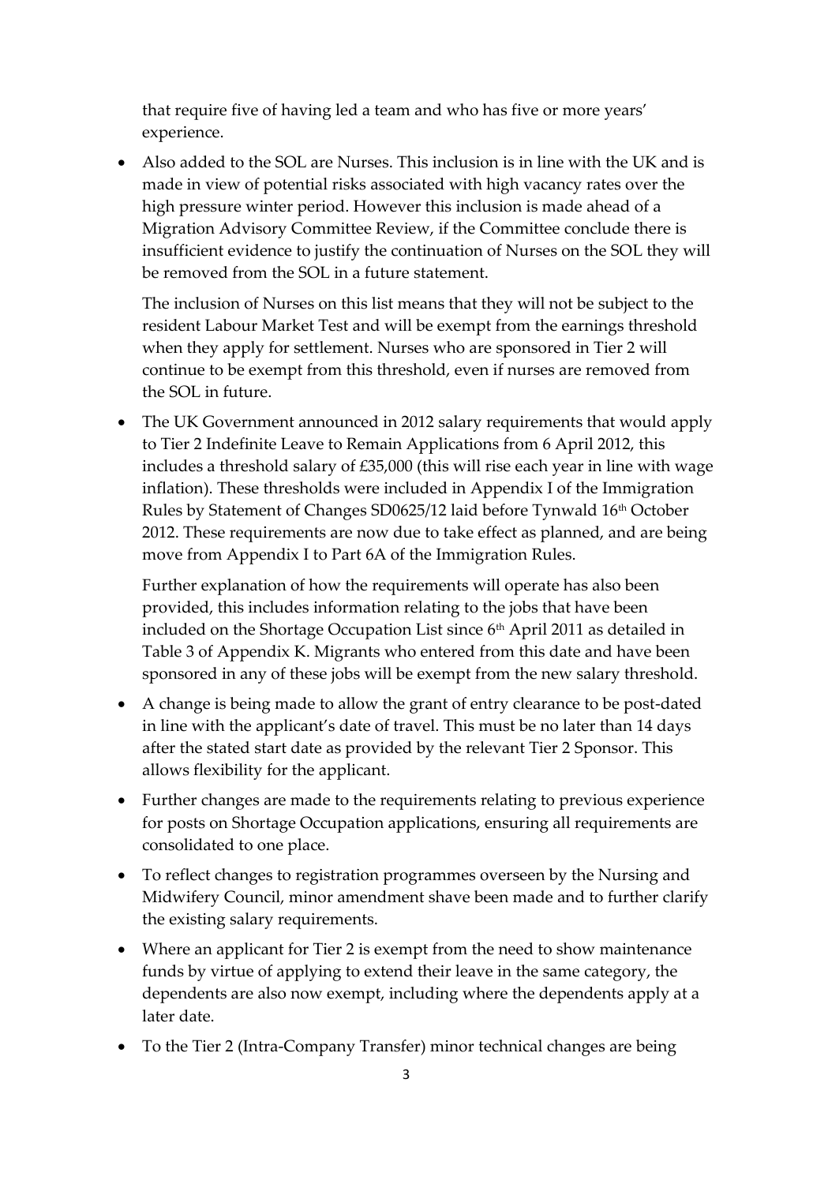that require five of having led a team and who has five or more years' experience.

- Also added to the SOL are Nurses. This inclusion is in line with the UK and is made in view of potential risks associated with high vacancy rates over the high pressure winter period. However this inclusion is made ahead of a Migration Advisory Committee Review, if the Committee conclude there is insufficient evidence to justify the continuation of Nurses on the SOL they will be removed from the SOL in a future statement.

  The inclusion of Nurses on this list means that they will not be subject to the resident Labour Market Test and will be exempt from the earnings threshold when they apply for settlement. Nurses who are sponsored in Tier 2 will continue to be exempt from this threshold, even if nurses are removed from the SOL in future.

- The UK Government announced in 2012 salary requirements that would apply to Tier 2 Indefinite Leave to Remain Applications from 6 April 2012, this includes a threshold salary of £35,000 (this will rise each year in line with wage inflation). These thresholds were included in Appendix I of the Immigration Rules by Statement of Changes SD0625/12 laid before Tynwald 16th October 2012. These requirements are now due to take effect as planned, and are being move from Appendix I to Part 6A of the Immigration Rules.

  Further explanation of how the requirements will operate has also been provided, this includes information relating to the jobs that have been included on the Shortage Occupation List since 6th April 2011 as detailed in Table 3 of Appendix K. Migrants who entered from this date and have been sponsored in any of these jobs will be exempt from the new salary threshold.

- A change is being made to allow the grant of entry clearance to be post-dated in line with the applicant's date of travel. This must be no later than 14 days after the stated start date as provided by the relevant Tier 2 Sponsor. This allows flexibility for the applicant.

- Further changes are made to the requirements relating to previous experience for posts on Shortage Occupation applications, ensuring all requirements are consolidated to one place.

- To reflect changes to registration programmes overseen by the Nursing and Midwifery Council, minor amendment shave been made and to further clarify the existing salary requirements.

- Where an applicant for Tier 2 is exempt from the need to show maintenance funds by virtue of applying to extend their leave in the same category, the dependents are also now exempt, including where the dependents apply at a later date.

- To the Tier 2 (Intra-Company Transfer) minor technical changes are being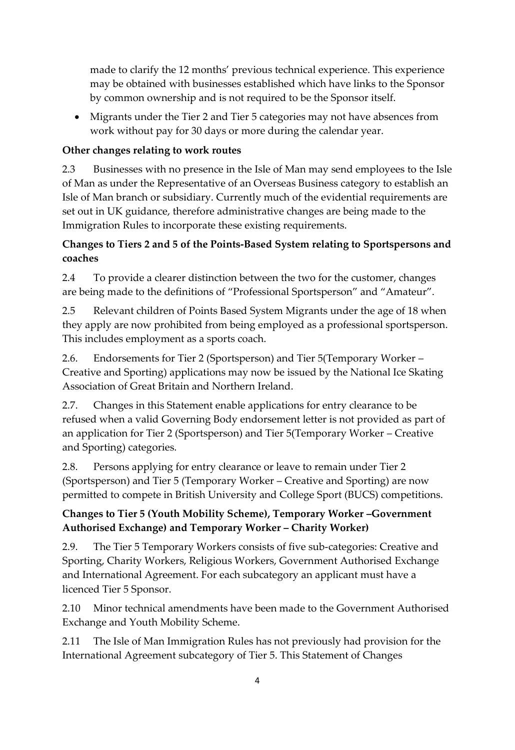made to clarify the 12 months' previous technical experience. This experience may be obtained with businesses established which have links to the Sponsor by common ownership and is not required to be the Sponsor itself.

- Migrants under the Tier 2 and Tier 5 categories may not have absences from work without pay for 30 days or more during the calendar year.

**Other changes relating to work routes**

2.3 Businesses with no presence in the Isle of Man may send employees to the Isle of Man as under the Representative of an Overseas Business category to establish an Isle of Man branch or subsidiary. Currently much of the evidential requirements are set out in UK guidance, therefore administrative changes are being made to the Immigration Rules to incorporate these existing requirements.

**Changes to Tiers 2 and 5 of the Points-Based System relating to Sportspersons and coaches**

2.4 To provide a clearer distinction between the two for the customer, changes are being made to the definitions of "Professional Sportsperson" and "Amateur".

2.5 Relevant children of Points Based System Migrants under the age of 18 when they apply are now prohibited from being employed as a professional sportsperson. This includes employment as a sports coach.

2.6. Endorsements for Tier 2 (Sportsperson) and Tier 5(Temporary Worker – Creative and Sporting) applications may now be issued by the National Ice Skating Association of Great Britain and Northern Ireland.

2.7. Changes in this Statement enable applications for entry clearance to be refused when a valid Governing Body endorsement letter is not provided as part of an application for Tier 2 (Sportsperson) and Tier 5(Temporary Worker – Creative and Sporting) categories.

2.8. Persons applying for entry clearance or leave to remain under Tier 2 (Sportsperson) and Tier 5 (Temporary Worker – Creative and Sporting) are now permitted to compete in British University and College Sport (BUCS) competitions.

**Changes to Tier 5 (Youth Mobility Scheme), Temporary Worker –Government Authorised Exchange) and Temporary Worker – Charity Worker)**

2.9. The Tier 5 Temporary Workers consists of five sub-categories: Creative and Sporting, Charity Workers, Religious Workers, Government Authorised Exchange and International Agreement. For each subcategory an applicant must have a licenced Tier 5 Sponsor.

2.10 Minor technical amendments have been made to the Government Authorised Exchange and Youth Mobility Scheme.

2.11 The Isle of Man Immigration Rules has not previously had provision for the International Agreement subcategory of Tier 5. This Statement of Changes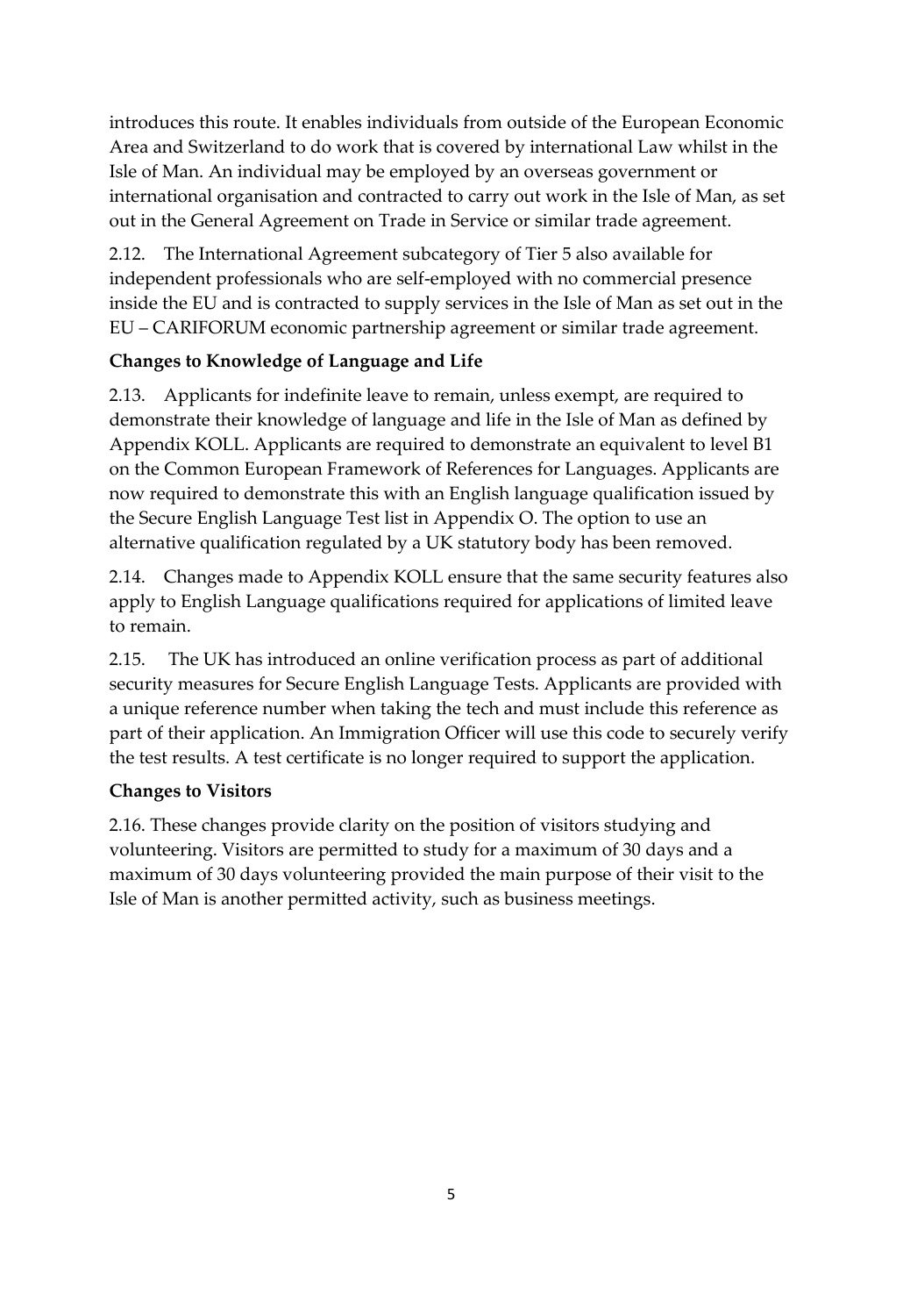introduces this route. It enables individuals from outside of the European Economic Area and Switzerland to do work that is covered by international Law whilst in the Isle of Man. An individual may be employed by an overseas government or international organisation and contracted to carry out work in the Isle of Man, as set out in the General Agreement on Trade in Service or similar trade agreement.

2.12. The International Agreement subcategory of Tier 5 also available for independent professionals who are self-employed with no commercial presence inside the EU and is contracted to supply services in the Isle of Man as set out in the EU – CARIFORUM economic partnership agreement or similar trade agreement.

**Changes to Knowledge of Language and Life**

2.13. Applicants for indefinite leave to remain, unless exempt, are required to demonstrate their knowledge of language and life in the Isle of Man as defined by Appendix KOLL. Applicants are required to demonstrate an equivalent to level B1 on the Common European Framework of References for Languages. Applicants are now required to demonstrate this with an English language qualification issued by the Secure English Language Test list in Appendix O. The option to use an alternative qualification regulated by a UK statutory body has been removed.

2.14. Changes made to Appendix KOLL ensure that the same security features also apply to English Language qualifications required for applications of limited leave to remain.

2.15. The UK has introduced an online verification process as part of additional security measures for Secure English Language Tests. Applicants are provided with a unique reference number when taking the tech and must include this reference as part of their application. An Immigration Officer will use this code to securely verify the test results. A test certificate is no longer required to support the application.

**Changes to Visitors**

2.16. These changes provide clarity on the position of visitors studying and volunteering. Visitors are permitted to study for a maximum of 30 days and a maximum of 30 days volunteering provided the main purpose of their visit to the Isle of Man is another permitted activity, such as business meetings.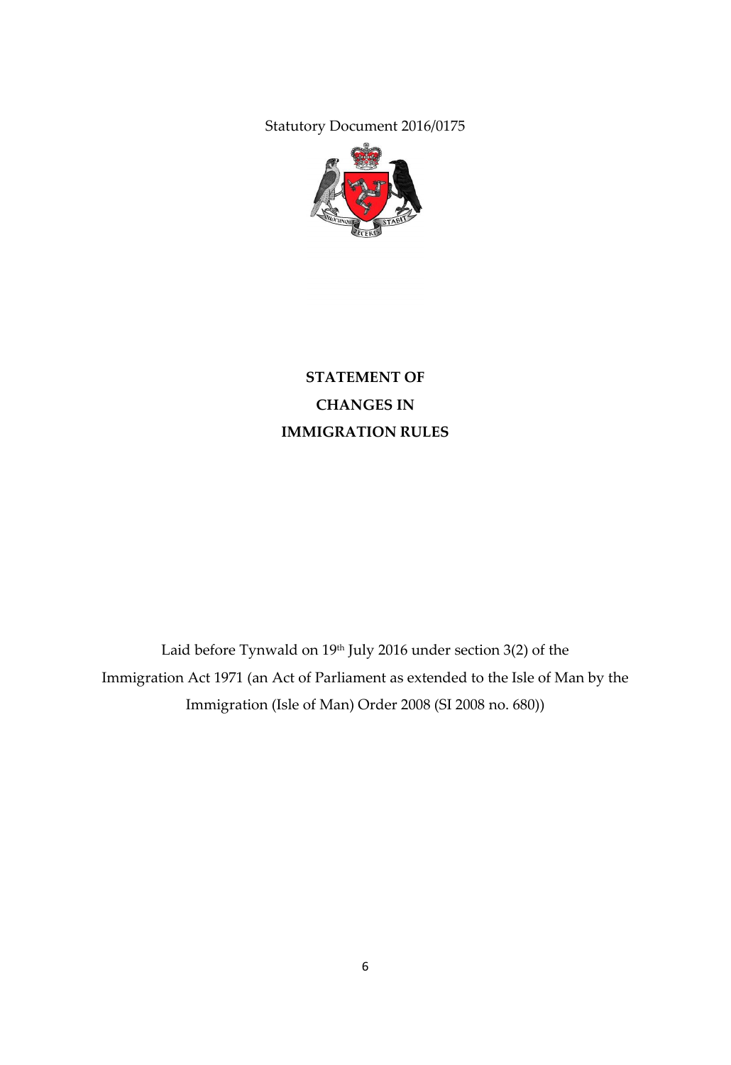Statutory Document 2016/0175

**STATEMENT OF**

**CHANGES IN**

**IMMIGRATION RULES**

Laid before Tynwald on 19th July 2016 under section 3(2) of the Immigration Act 1971 (an Act of Parliament as extended to the Isle of Man by the Immigration (Isle of Man) Order 2008 (SI 2008 no. 680))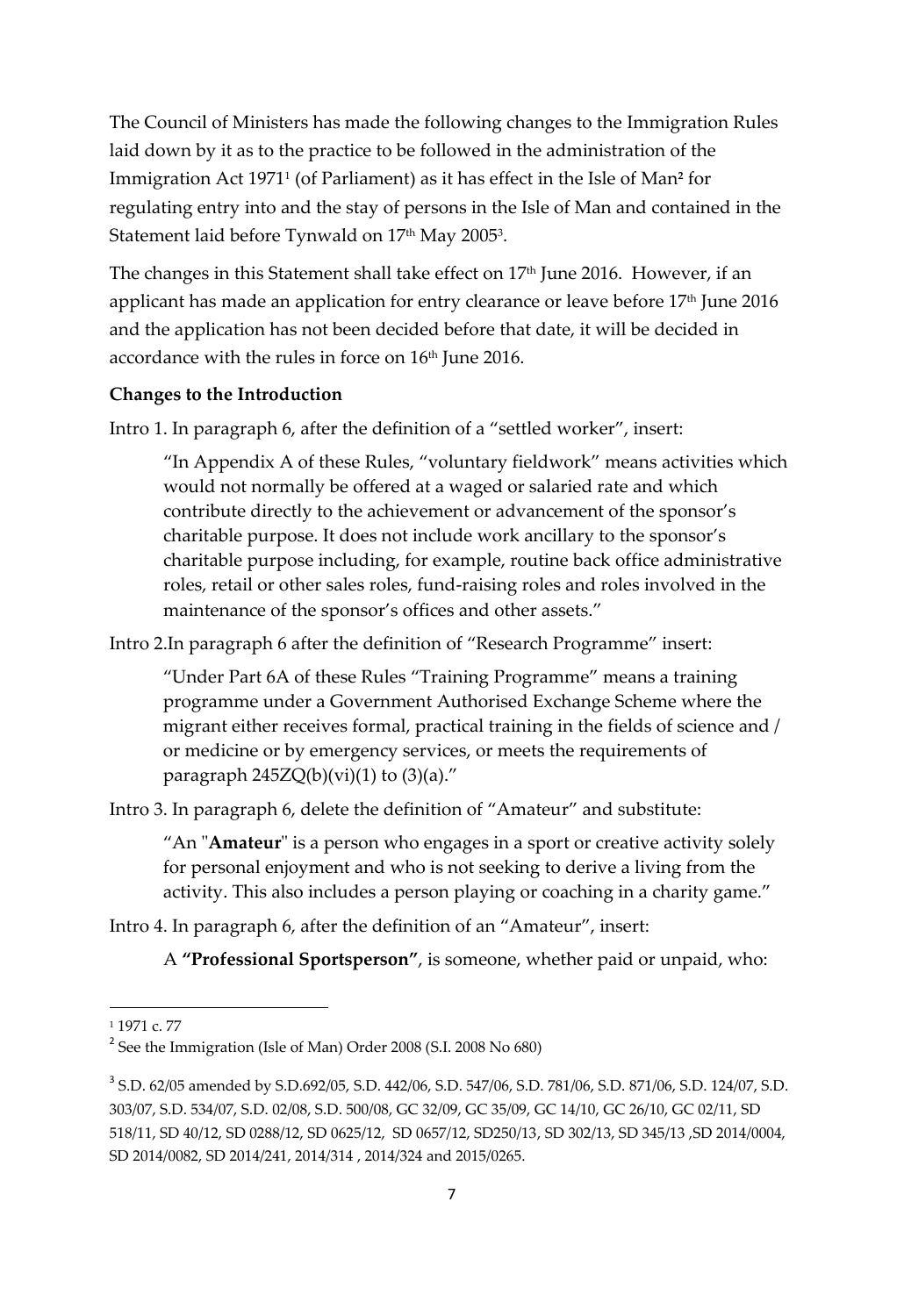The Council of Ministers has made the following changes to the Immigration Rules laid down by it as to the practice to be followed in the administration of the Immigration Act 1971[1] (of Parliament) as it has effect in the Isle of Man[2] for regulating entry into and the stay of persons in the Isle of Man and contained in the Statement laid before Tynwald on 17th May 2005[3].

The changes in this Statement shall take effect on 17th June 2016. However, if an applicant has made an application for entry clearance or leave before 17th June 2016 and the application has not been decided before that date, it will be decided in accordance with the rules in force on 16th June 2016.

**Changes to the Introduction**

Intro 1. In paragraph 6, after the definition of a "settled worker", insert:

> "In Appendix A of these Rules, "voluntary fieldwork" means activities which would not normally be offered at a waged or salaried rate and which contribute directly to the achievement or advancement of the sponsor's charitable purpose. It does not include work ancillary to the sponsor's charitable purpose including, for example, routine back office administrative roles, retail or other sales roles, fund-raising roles and roles involved in the maintenance of the sponsor's offices and other assets."

Intro 2.In paragraph 6 after the definition of "Research Programme" insert:

> "Under Part 6A of these Rules "Training Programme" means a training programme under a Government Authorised Exchange Scheme where the migrant either receives formal, practical training in the fields of science and / or medicine or by emergency services, or meets the requirements of paragraph 245ZQ(b)(vi)(1) to (3)(a)."

Intro 3. In paragraph 6, delete the definition of "Amateur" and substitute:

> "An "**Amateur**" is a person who engages in a sport or creative activity solely for personal enjoyment and who is not seeking to derive a living from the activity. This also includes a person playing or coaching in a charity game."

Intro 4. In paragraph 6, after the definition of an "Amateur", insert:

> A **"Professional Sportsperson"**, is someone, whether paid or unpaid, who:

---

[1] 1971 c. 77

[2] See the Immigration (Isle of Man) Order 2008 (S.I. 2008 No 680)

[3] S.D. 62/05 amended by S.D.692/05, S.D. 442/06, S.D. 547/06, S.D. 781/06, S.D. 871/06, S.D. 124/07, S.D. 303/07, S.D. 534/07, S.D. 02/08, S.D. 500/08, GC 32/09, GC 35/09, GC 14/10, GC 26/10, GC 02/11, SD 518/11, SD 40/12, SD 0288/12, SD 0625/12, SD 0657/12, SD250/13, SD 302/13, SD 345/13 ,SD 2014/0004, SD 2014/0082, SD 2014/241, 2014/314 , 2014/324 and 2015/0265.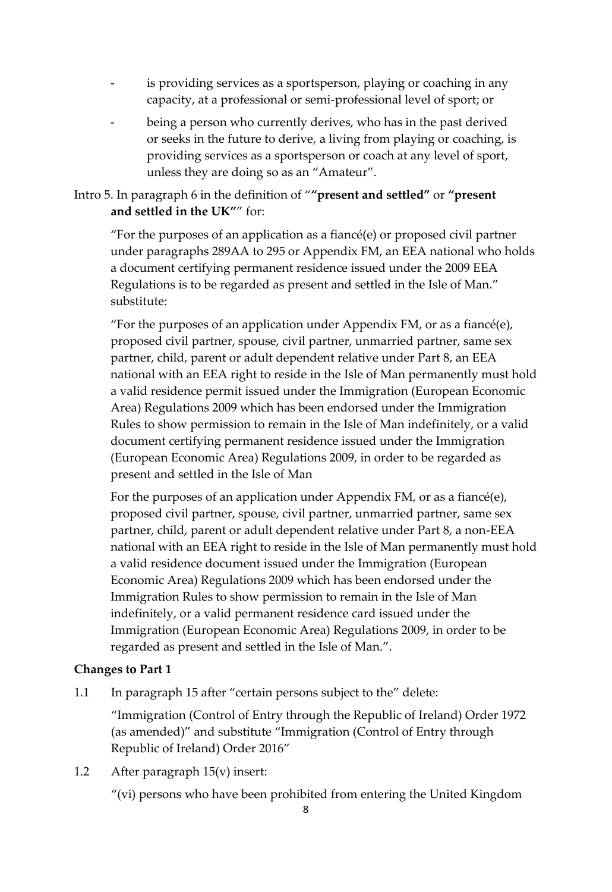- is providing services as a sportsperson, playing or coaching in any capacity, at a professional or semi-professional level of sport; or

- being a person who currently derives, who has in the past derived or seeks in the future to derive, a living from playing or coaching, is providing services as a sportsperson or coach at any level of sport, unless they are doing so as an "Amateur".

Intro 5. In paragraph 6 in the definition of "**"present and settled"** or **"present and settled in the UK"**" for:

"For the purposes of an application as a fiancé(e) or proposed civil partner under paragraphs 289AA to 295 or Appendix FM, an EEA national who holds a document certifying permanent residence issued under the 2009 EEA Regulations is to be regarded as present and settled in the Isle of Man." substitute:

"For the purposes of an application under Appendix FM, or as a fiancé(e), proposed civil partner, spouse, civil partner, unmarried partner, same sex partner, child, parent or adult dependent relative under Part 8, an EEA national with an EEA right to reside in the Isle of Man permanently must hold a valid residence permit issued under the Immigration (European Economic Area) Regulations 2009 which has been endorsed under the Immigration Rules to show permission to remain in the Isle of Man indefinitely, or a valid document certifying permanent residence issued under the Immigration (European Economic Area) Regulations 2009, in order to be regarded as present and settled in the Isle of Man

For the purposes of an application under Appendix FM, or as a fiancé(e), proposed civil partner, spouse, civil partner, unmarried partner, same sex partner, child, parent or adult dependent relative under Part 8, a non-EEA national with an EEA right to reside in the Isle of Man permanently must hold a valid residence document issued under the Immigration (European Economic Area) Regulations 2009 which has been endorsed under the Immigration Rules to show permission to remain in the Isle of Man indefinitely, or a valid permanent residence card issued under the Immigration (European Economic Area) Regulations 2009, in order to be regarded as present and settled in the Isle of Man.".

**Changes to Part 1**

1.1 In paragraph 15 after "certain persons subject to the" delete:

"Immigration (Control of Entry through the Republic of Ireland) Order 1972 (as amended)" and substitute "Immigration (Control of Entry through Republic of Ireland) Order 2016"

1.2 After paragraph 15(v) insert:

"(vi) persons who have been prohibited from entering the United Kingdom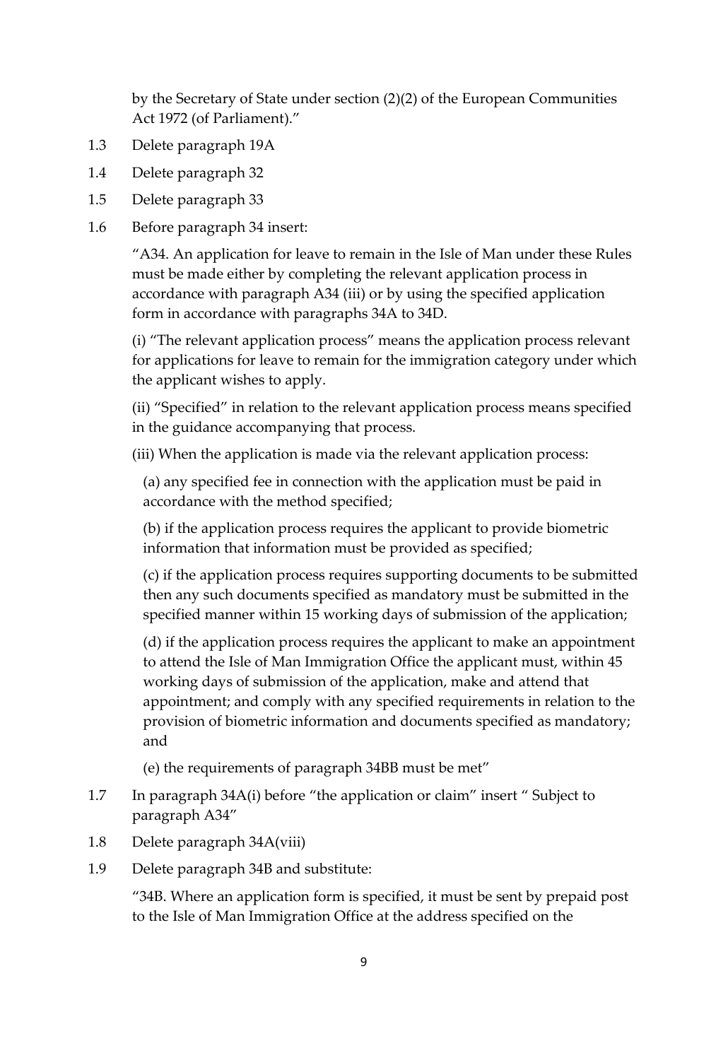by the Secretary of State under section (2)(2) of the European Communities Act 1972 (of Parliament)."

1.3 Delete paragraph 19A

1.4 Delete paragraph 32

1.5 Delete paragraph 33

1.6 Before paragraph 34 insert:

> "A34. An application for leave to remain in the Isle of Man under these Rules must be made either by completing the relevant application process in accordance with paragraph A34 (iii) or by using the specified application form in accordance with paragraphs 34A to 34D.
>
> (i) "The relevant application process" means the application process relevant for applications for leave to remain for the immigration category under which the applicant wishes to apply.
>
> (ii) "Specified" in relation to the relevant application process means specified in the guidance accompanying that process.
>
> (iii) When the application is made via the relevant application process:
>
> (a) any specified fee in connection with the application must be paid in accordance with the method specified;
>
> (b) if the application process requires the applicant to provide biometric information that information must be provided as specified;
>
> (c) if the application process requires supporting documents to be submitted then any such documents specified as mandatory must be submitted in the specified manner within 15 working days of submission of the application;
>
> (d) if the application process requires the applicant to make an appointment to attend the Isle of Man Immigration Office the applicant must, within 45 working days of submission of the application, make and attend that appointment; and comply with any specified requirements in relation to the provision of biometric information and documents specified as mandatory; and
>
> (e) the requirements of paragraph 34BB must be met"

1.7 In paragraph 34A(i) before "the application or claim" insert " Subject to paragraph A34"

1.8 Delete paragraph 34A(viii)

1.9 Delete paragraph 34B and substitute:

> "34B. Where an application form is specified, it must be sent by prepaid post to the Isle of Man Immigration Office at the address specified on the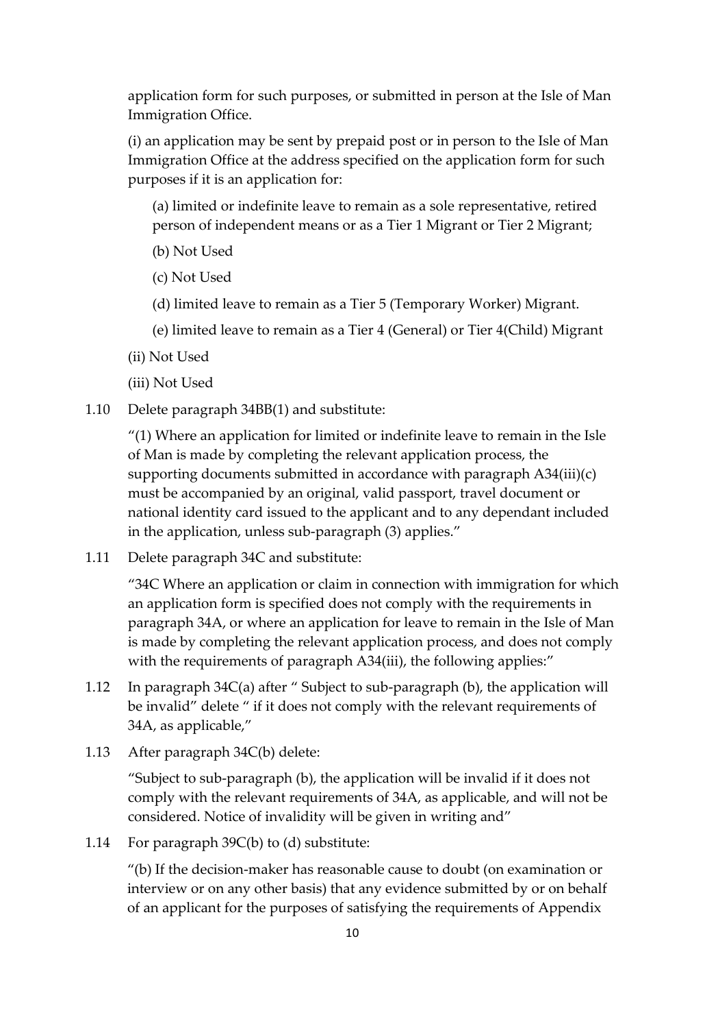application form for such purposes, or submitted in person at the Isle of Man Immigration Office.

(i) an application may be sent by prepaid post or in person to the Isle of Man Immigration Office at the address specified on the application form for such purposes if it is an application for:

(a) limited or indefinite leave to remain as a sole representative, retired person of independent means or as a Tier 1 Migrant or Tier 2 Migrant;

(b) Not Used

(c) Not Used

(d) limited leave to remain as a Tier 5 (Temporary Worker) Migrant.

(e) limited leave to remain as a Tier 4 (General) or Tier 4(Child) Migrant

(ii) Not Used

(iii) Not Used

1.10 Delete paragraph 34BB(1) and substitute:

"(1) Where an application for limited or indefinite leave to remain in the Isle of Man is made by completing the relevant application process, the supporting documents submitted in accordance with paragraph A34(iii)(c) must be accompanied by an original, valid passport, travel document or national identity card issued to the applicant and to any dependant included in the application, unless sub-paragraph (3) applies."

1.11 Delete paragraph 34C and substitute:

"34C Where an application or claim in connection with immigration for which an application form is specified does not comply with the requirements in paragraph 34A, or where an application for leave to remain in the Isle of Man is made by completing the relevant application process, and does not comply with the requirements of paragraph A34(iii), the following applies:"

1.12 In paragraph 34C(a) after " Subject to sub-paragraph (b), the application will be invalid" delete " if it does not comply with the relevant requirements of 34A, as applicable,"

1.13 After paragraph 34C(b) delete:

"Subject to sub-paragraph (b), the application will be invalid if it does not comply with the relevant requirements of 34A, as applicable, and will not be considered. Notice of invalidity will be given in writing and"

1.14 For paragraph 39C(b) to (d) substitute:

"(b) If the decision-maker has reasonable cause to doubt (on examination or interview or on any other basis) that any evidence submitted by or on behalf of an applicant for the purposes of satisfying the requirements of Appendix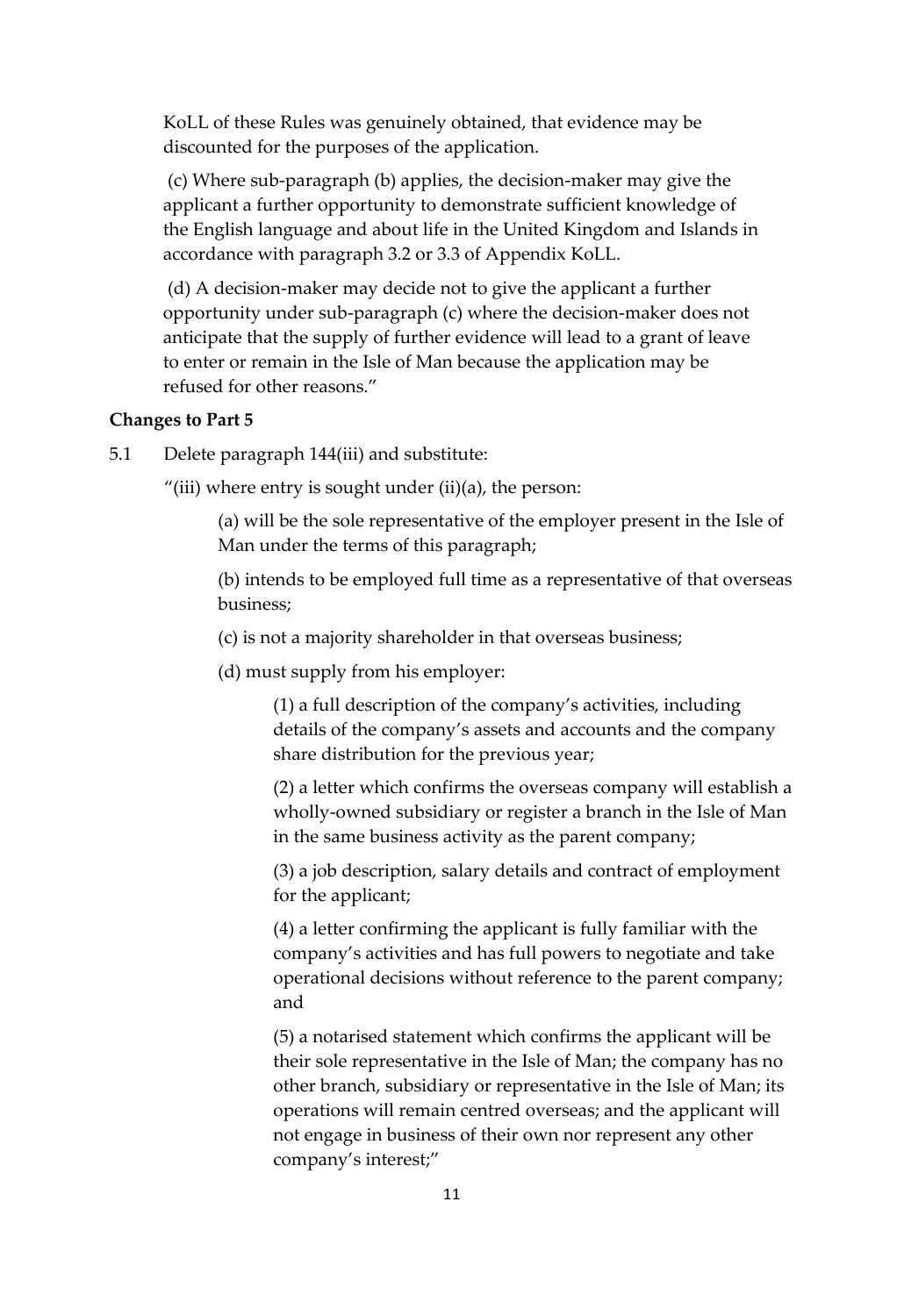KoLL of these Rules was genuinely obtained, that evidence may be discounted for the purposes of the application.

(c) Where sub-paragraph (b) applies, the decision-maker may give the applicant a further opportunity to demonstrate sufficient knowledge of the English language and about life in the United Kingdom and Islands in accordance with paragraph 3.2 or 3.3 of Appendix KoLL.

(d) A decision-maker may decide not to give the applicant a further opportunity under sub-paragraph (c) where the decision-maker does not anticipate that the supply of further evidence will lead to a grant of leave to enter or remain in the Isle of Man because the application may be refused for other reasons."

**Changes to Part 5**

5.1 Delete paragraph 144(iii) and substitute:

"(iii) where entry is sought under (ii)(a), the person:

(a) will be the sole representative of the employer present in the Isle of Man under the terms of this paragraph;

(b) intends to be employed full time as a representative of that overseas business;

(c) is not a majority shareholder in that overseas business;

(d) must supply from his employer:

(1) a full description of the company's activities, including details of the company's assets and accounts and the company share distribution for the previous year;

(2) a letter which confirms the overseas company will establish a wholly-owned subsidiary or register a branch in the Isle of Man in the same business activity as the parent company;

(3) a job description, salary details and contract of employment for the applicant;

(4) a letter confirming the applicant is fully familiar with the company's activities and has full powers to negotiate and take operational decisions without reference to the parent company; and

(5) a notarised statement which confirms the applicant will be their sole representative in the Isle of Man; the company has no other branch, subsidiary or representative in the Isle of Man; its operations will remain centred overseas; and the applicant will not engage in business of their own nor represent any other company's interest;"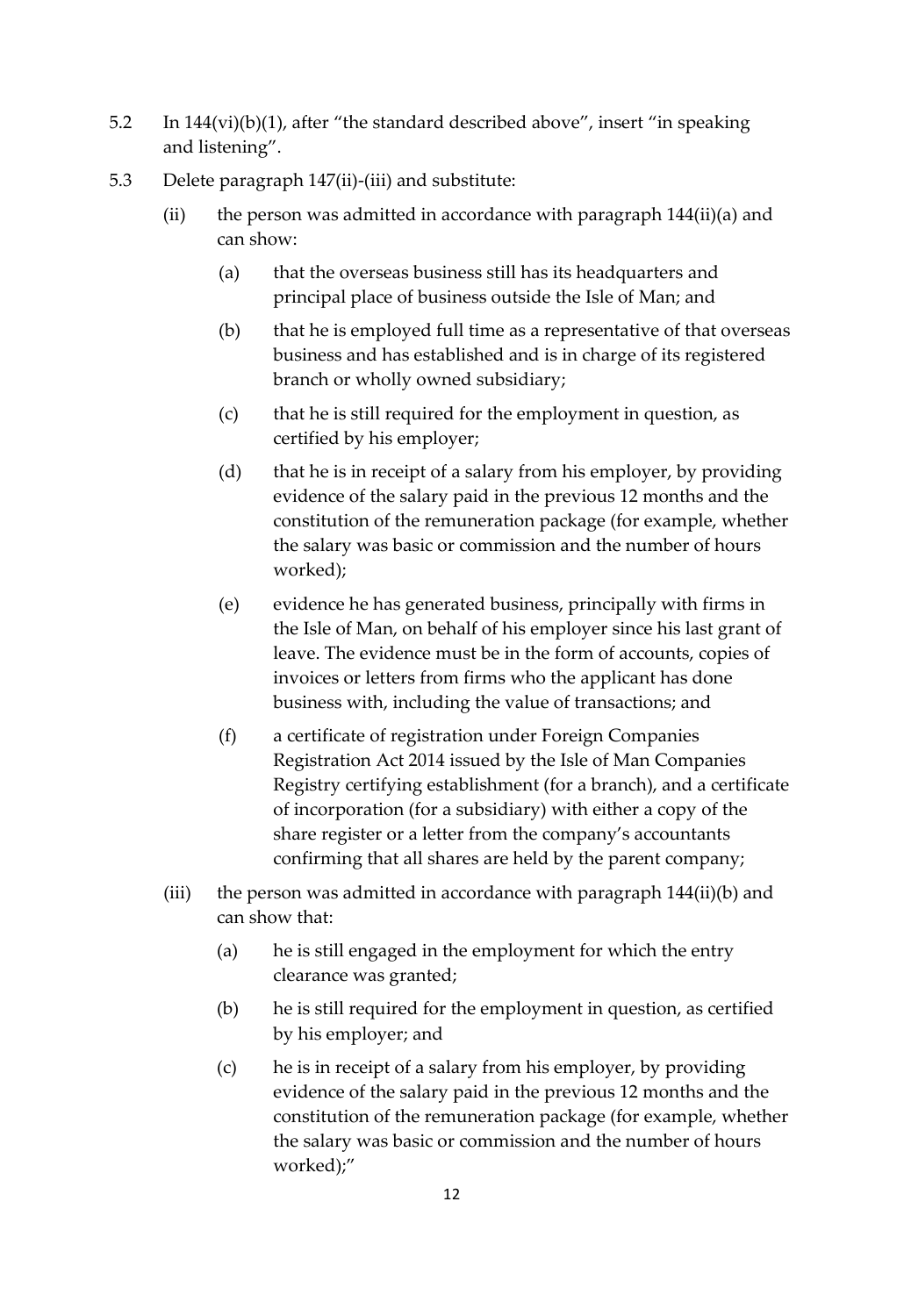5.2 In 144(vi)(b)(1), after "the standard described above", insert "in speaking and listening".

5.3 Delete paragraph 147(ii)-(iii) and substitute:

(ii) the person was admitted in accordance with paragraph 144(ii)(a) and can show:

(a) that the overseas business still has its headquarters and principal place of business outside the Isle of Man; and

(b) that he is employed full time as a representative of that overseas business and has established and is in charge of its registered branch or wholly owned subsidiary;

(c) that he is still required for the employment in question, as certified by his employer;

(d) that he is in receipt of a salary from his employer, by providing evidence of the salary paid in the previous 12 months and the constitution of the remuneration package (for example, whether the salary was basic or commission and the number of hours worked);

(e) evidence he has generated business, principally with firms in the Isle of Man, on behalf of his employer since his last grant of leave. The evidence must be in the form of accounts, copies of invoices or letters from firms who the applicant has done business with, including the value of transactions; and

(f) a certificate of registration under Foreign Companies Registration Act 2014 issued by the Isle of Man Companies Registry certifying establishment (for a branch), and a certificate of incorporation (for a subsidiary) with either a copy of the share register or a letter from the company's accountants confirming that all shares are held by the parent company;

(iii) the person was admitted in accordance with paragraph 144(ii)(b) and can show that:

(a) he is still engaged in the employment for which the entry clearance was granted;

(b) he is still required for the employment in question, as certified by his employer; and

(c) he is in receipt of a salary from his employer, by providing evidence of the salary paid in the previous 12 months and the constitution of the remuneration package (for example, whether the salary was basic or commission and the number of hours worked);"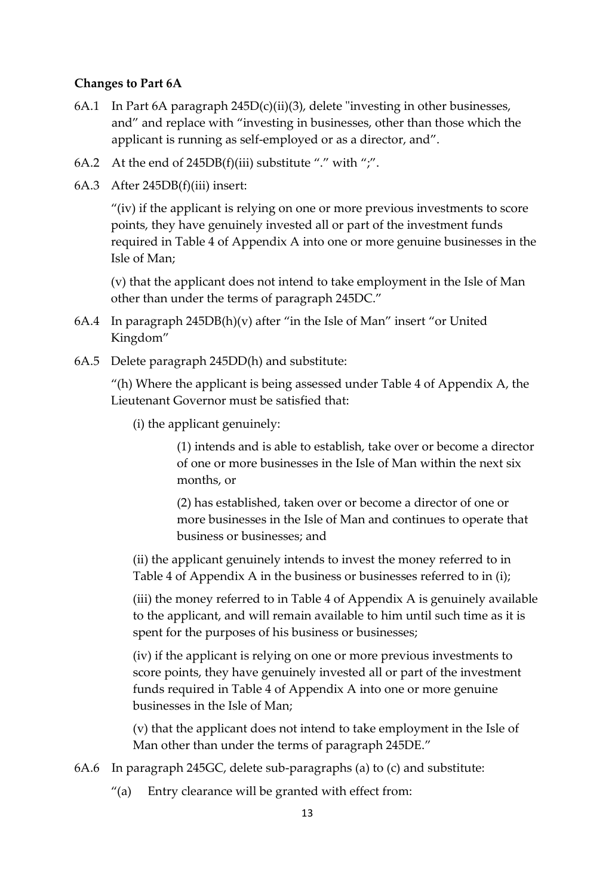**Changes to Part 6A**

6A.1 In Part 6A paragraph 245D(c)(ii)(3), delete "investing in other businesses, and" and replace with "investing in businesses, other than those which the applicant is running as self-employed or as a director, and".

6A.2 At the end of 245DB(f)(iii) substitute "." with ";".

6A.3 After 245DB(f)(iii) insert:

> "(iv) if the applicant is relying on one or more previous investments to score points, they have genuinely invested all or part of the investment funds required in Table 4 of Appendix A into one or more genuine businesses in the Isle of Man;
>
> (v) that the applicant does not intend to take employment in the Isle of Man other than under the terms of paragraph 245DC."

6A.4 In paragraph 245DB(h)(v) after "in the Isle of Man" insert "or United Kingdom"

6A.5 Delete paragraph 245DD(h) and substitute:

> "(h) Where the applicant is being assessed under Table 4 of Appendix A, the Lieutenant Governor must be satisfied that:
>
> (i) the applicant genuinely:
>
> > (1) intends and is able to establish, take over or become a director of one or more businesses in the Isle of Man within the next six months, or
> >
> > (2) has established, taken over or become a director of one or more businesses in the Isle of Man and continues to operate that business or businesses; and
>
> (ii) the applicant genuinely intends to invest the money referred to in Table 4 of Appendix A in the business or businesses referred to in (i);
>
> (iii) the money referred to in Table 4 of Appendix A is genuinely available to the applicant, and will remain available to him until such time as it is spent for the purposes of his business or businesses;
>
> (iv) if the applicant is relying on one or more previous investments to score points, they have genuinely invested all or part of the investment funds required in Table 4 of Appendix A into one or more genuine businesses in the Isle of Man;
>
> (v) that the applicant does not intend to take employment in the Isle of Man other than under the terms of paragraph 245DE."

6A.6 In paragraph 245GC, delete sub-paragraphs (a) to (c) and substitute:

> "(a) Entry clearance will be granted with effect from: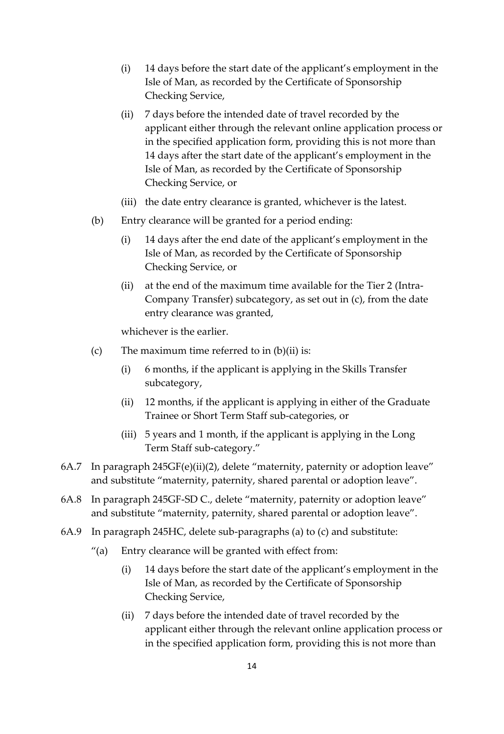(i) 14 days before the start date of the applicant's employment in the Isle of Man, as recorded by the Certificate of Sponsorship Checking Service,

(ii) 7 days before the intended date of travel recorded by the applicant either through the relevant online application process or in the specified application form, providing this is not more than 14 days after the start date of the applicant's employment in the Isle of Man, as recorded by the Certificate of Sponsorship Checking Service, or

(iii) the date entry clearance is granted, whichever is the latest.

(b) Entry clearance will be granted for a period ending:

(i) 14 days after the end date of the applicant's employment in the Isle of Man, as recorded by the Certificate of Sponsorship Checking Service, or

(ii) at the end of the maximum time available for the Tier 2 (Intra-Company Transfer) subcategory, as set out in (c), from the date entry clearance was granted,

whichever is the earlier.

(c) The maximum time referred to in (b)(ii) is:

(i) 6 months, if the applicant is applying in the Skills Transfer subcategory,

(ii) 12 months, if the applicant is applying in either of the Graduate Trainee or Short Term Staff sub-categories, or

(iii) 5 years and 1 month, if the applicant is applying in the Long Term Staff sub-category."

6A.7 In paragraph 245GF(e)(ii)(2), delete "maternity, paternity or adoption leave" and substitute "maternity, paternity, shared parental or adoption leave".

6A.8 In paragraph 245GF-SD C., delete "maternity, paternity or adoption leave" and substitute "maternity, paternity, shared parental or adoption leave".

6A.9 In paragraph 245HC, delete sub-paragraphs (a) to (c) and substitute:

"(a) Entry clearance will be granted with effect from:

(i) 14 days before the start date of the applicant's employment in the Isle of Man, as recorded by the Certificate of Sponsorship Checking Service,

(ii) 7 days before the intended date of travel recorded by the applicant either through the relevant online application process or in the specified application form, providing this is not more than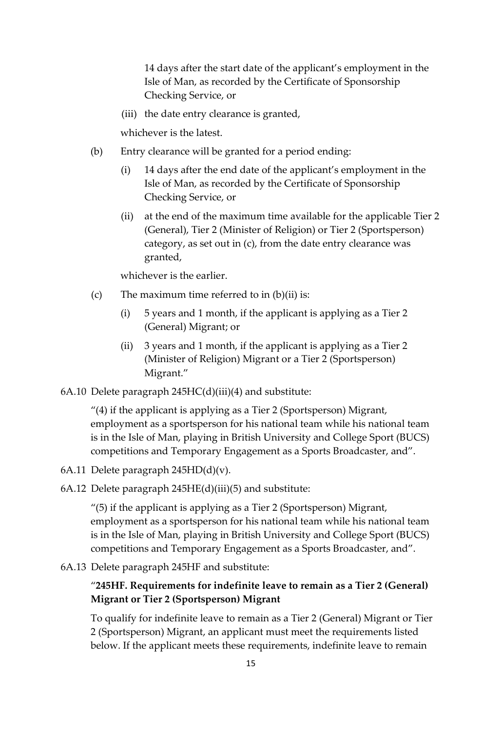14 days after the start date of the applicant's employment in the Isle of Man, as recorded by the Certificate of Sponsorship Checking Service, or

(iii) the date entry clearance is granted,

whichever is the latest.

(b) Entry clearance will be granted for a period ending:

(i) 14 days after the end date of the applicant's employment in the Isle of Man, as recorded by the Certificate of Sponsorship Checking Service, or

(ii) at the end of the maximum time available for the applicable Tier 2 (General), Tier 2 (Minister of Religion) or Tier 2 (Sportsperson) category, as set out in (c), from the date entry clearance was granted,

whichever is the earlier.

(c) The maximum time referred to in (b)(ii) is:

(i) 5 years and 1 month, if the applicant is applying as a Tier 2 (General) Migrant; or

(ii) 3 years and 1 month, if the applicant is applying as a Tier 2 (Minister of Religion) Migrant or a Tier 2 (Sportsperson) Migrant."

6A.10 Delete paragraph 245HC(d)(iii)(4) and substitute:

"(4) if the applicant is applying as a Tier 2 (Sportsperson) Migrant, employment as a sportsperson for his national team while his national team is in the Isle of Man, playing in British University and College Sport (BUCS) competitions and Temporary Engagement as a Sports Broadcaster, and".

6A.11 Delete paragraph 245HD(d)(v).

6A.12 Delete paragraph 245HE(d)(iii)(5) and substitute:

"(5) if the applicant is applying as a Tier 2 (Sportsperson) Migrant, employment as a sportsperson for his national team while his national team is in the Isle of Man, playing in British University and College Sport (BUCS) competitions and Temporary Engagement as a Sports Broadcaster, and".

6A.13 Delete paragraph 245HF and substitute:

"**245HF. Requirements for indefinite leave to remain as a Tier 2 (General) Migrant or Tier 2 (Sportsperson) Migrant**

To qualify for indefinite leave to remain as a Tier 2 (General) Migrant or Tier 2 (Sportsperson) Migrant, an applicant must meet the requirements listed below. If the applicant meets these requirements, indefinite leave to remain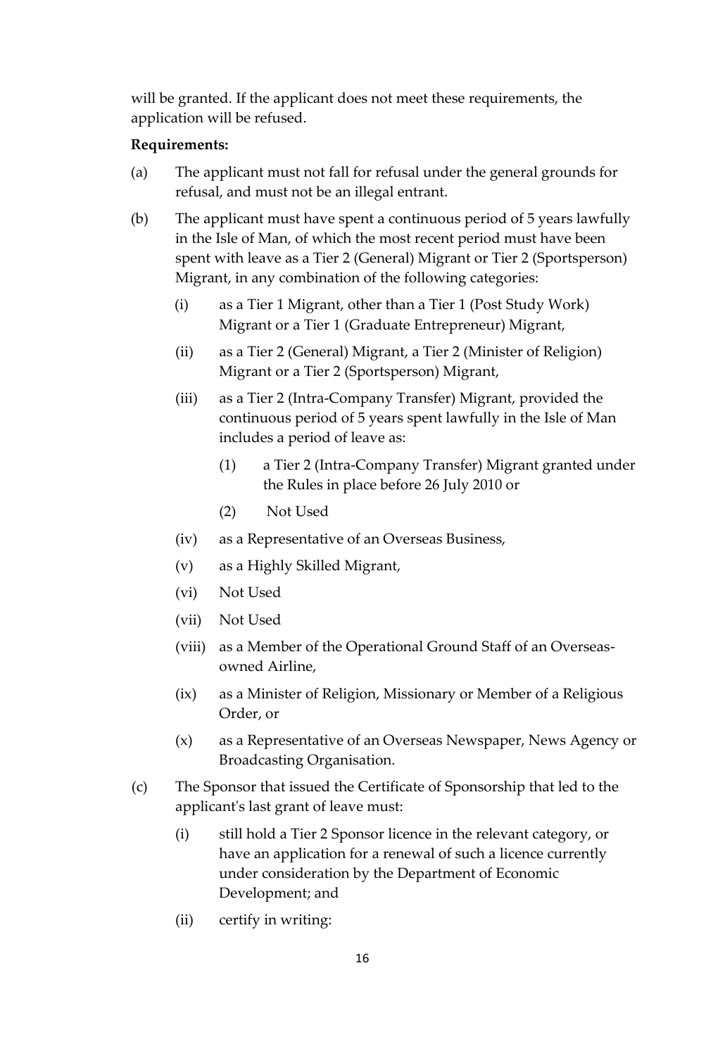will be granted. If the applicant does not meet these requirements, the application will be refused.

**Requirements:**

(a) The applicant must not fall for refusal under the general grounds for refusal, and must not be an illegal entrant.

(b) The applicant must have spent a continuous period of 5 years lawfully in the Isle of Man, of which the most recent period must have been spent with leave as a Tier 2 (General) Migrant or Tier 2 (Sportsperson) Migrant, in any combination of the following categories:

  (i) as a Tier 1 Migrant, other than a Tier 1 (Post Study Work) Migrant or a Tier 1 (Graduate Entrepreneur) Migrant,

  (ii) as a Tier 2 (General) Migrant, a Tier 2 (Minister of Religion) Migrant or a Tier 2 (Sportsperson) Migrant,

  (iii) as a Tier 2 (Intra-Company Transfer) Migrant, provided the continuous period of 5 years spent lawfully in the Isle of Man includes a period of leave as:

    (1) a Tier 2 (Intra-Company Transfer) Migrant granted under the Rules in place before 26 July 2010 or

    (2) Not Used

  (iv) as a Representative of an Overseas Business,

  (v) as a Highly Skilled Migrant,

  (vi) Not Used

  (vii) Not Used

  (viii) as a Member of the Operational Ground Staff of an Overseas-owned Airline,

  (ix) as a Minister of Religion, Missionary or Member of a Religious Order, or

  (x) as a Representative of an Overseas Newspaper, News Agency or Broadcasting Organisation.

(c) The Sponsor that issued the Certificate of Sponsorship that led to the applicant's last grant of leave must:

  (i) still hold a Tier 2 Sponsor licence in the relevant category, or have an application for a renewal of such a licence currently under consideration by the Department of Economic Development; and

  (ii) certify in writing: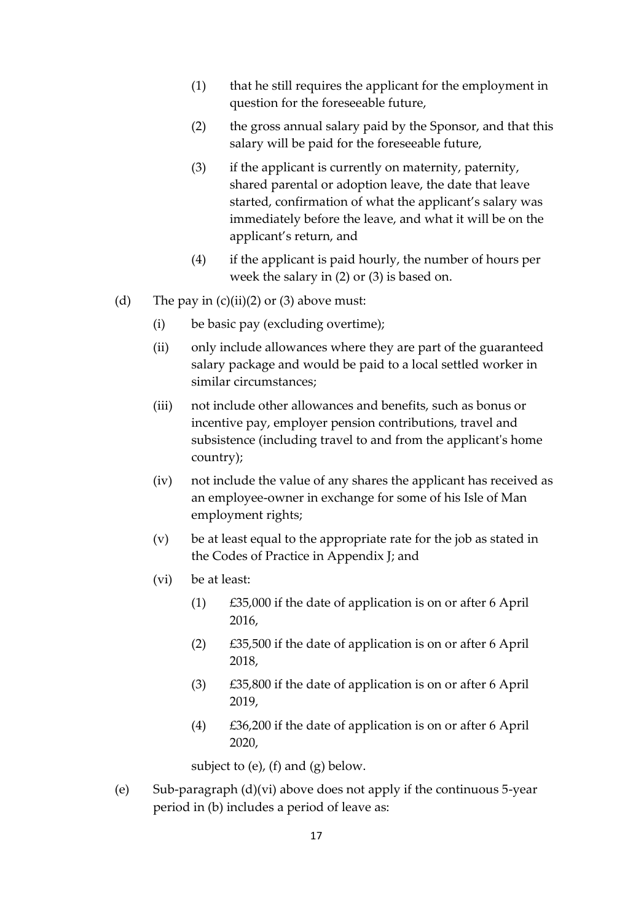(1) that he still requires the applicant for the employment in question for the foreseeable future,

(2) the gross annual salary paid by the Sponsor, and that this salary will be paid for the foreseeable future,

(3) if the applicant is currently on maternity, paternity, shared parental or adoption leave, the date that leave started, confirmation of what the applicant's salary was immediately before the leave, and what it will be on the applicant's return, and

(4) if the applicant is paid hourly, the number of hours per week the salary in (2) or (3) is based on.

(d) The pay in (c)(ii)(2) or (3) above must:

(i) be basic pay (excluding overtime);

(ii) only include allowances where they are part of the guaranteed salary package and would be paid to a local settled worker in similar circumstances;

(iii) not include other allowances and benefits, such as bonus or incentive pay, employer pension contributions, travel and subsistence (including travel to and from the applicant's home country);

(iv) not include the value of any shares the applicant has received as an employee-owner in exchange for some of his Isle of Man employment rights;

(v) be at least equal to the appropriate rate for the job as stated in the Codes of Practice in Appendix J; and

(vi) be at least:

(1) £35,000 if the date of application is on or after 6 April 2016,

(2) £35,500 if the date of application is on or after 6 April 2018,

(3) £35,800 if the date of application is on or after 6 April 2019,

(4) £36,200 if the date of application is on or after 6 April 2020,

subject to (e), (f) and (g) below.

(e) Sub-paragraph (d)(vi) above does not apply if the continuous 5-year period in (b) includes a period of leave as: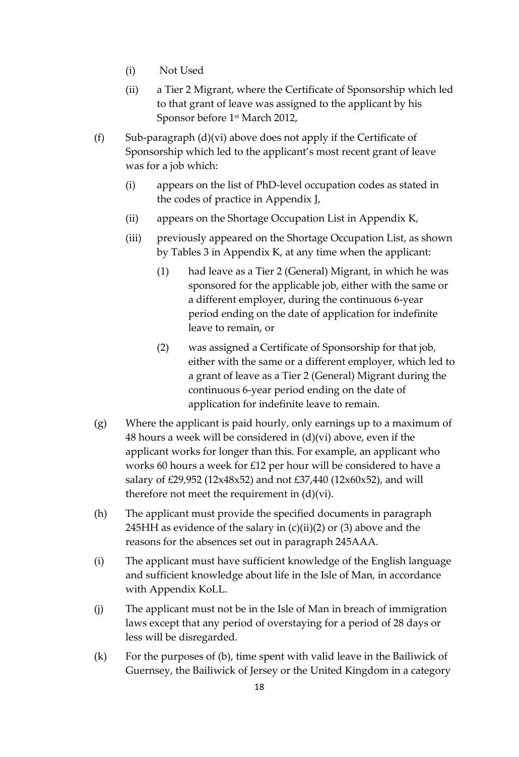(i) Not Used

(ii) a Tier 2 Migrant, where the Certificate of Sponsorship which led to that grant of leave was assigned to the applicant by his Sponsor before 1st March 2012,

(f) Sub-paragraph (d)(vi) above does not apply if the Certificate of Sponsorship which led to the applicant's most recent grant of leave was for a job which:

(i) appears on the list of PhD-level occupation codes as stated in the codes of practice in Appendix J,

(ii) appears on the Shortage Occupation List in Appendix K,

(iii) previously appeared on the Shortage Occupation List, as shown by Tables 3 in Appendix K, at any time when the applicant:

(1) had leave as a Tier 2 (General) Migrant, in which he was sponsored for the applicable job, either with the same or a different employer, during the continuous 6-year period ending on the date of application for indefinite leave to remain, or

(2) was assigned a Certificate of Sponsorship for that job, either with the same or a different employer, which led to a grant of leave as a Tier 2 (General) Migrant during the continuous 6-year period ending on the date of application for indefinite leave to remain.

(g) Where the applicant is paid hourly, only earnings up to a maximum of 48 hours a week will be considered in (d)(vi) above, even if the applicant works for longer than this. For example, an applicant who works 60 hours a week for £12 per hour will be considered to have a salary of £29,952 (12x48x52) and not £37,440 (12x60x52), and will therefore not meet the requirement in (d)(vi).

(h) The applicant must provide the specified documents in paragraph 245HH as evidence of the salary in (c)(ii)(2) or (3) above and the reasons for the absences set out in paragraph 245AAA.

(i) The applicant must have sufficient knowledge of the English language and sufficient knowledge about life in the Isle of Man, in accordance with Appendix KoLL.

(j) The applicant must not be in the Isle of Man in breach of immigration laws except that any period of overstaying for a period of 28 days or less will be disregarded.

(k) For the purposes of (b), time spent with valid leave in the Bailiwick of Guernsey, the Bailiwick of Jersey or the United Kingdom in a category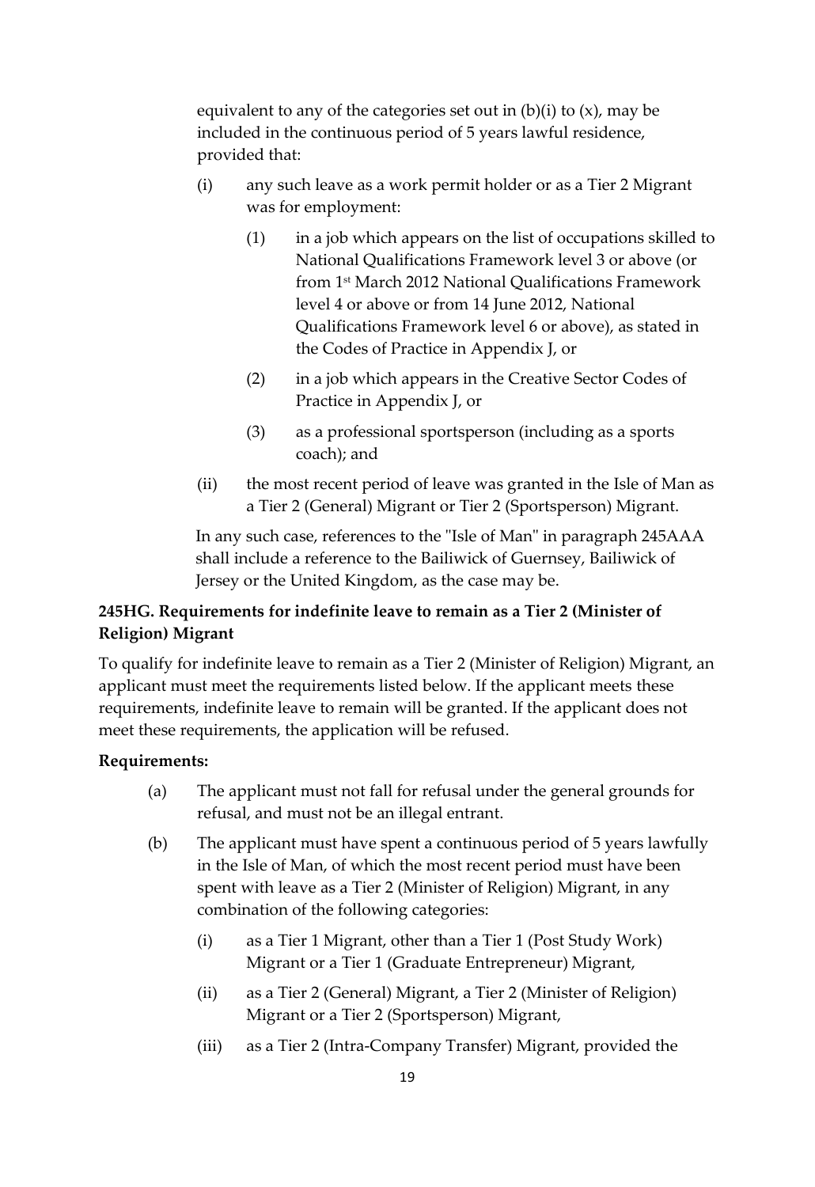equivalent to any of the categories set out in (b)(i) to (x), may be included in the continuous period of 5 years lawful residence, provided that:

- (i) any such leave as a work permit holder or as a Tier 2 Migrant was for employment:
  - (1) in a job which appears on the list of occupations skilled to National Qualifications Framework level 3 or above (or from 1st March 2012 National Qualifications Framework level 4 or above or from 14 June 2012, National Qualifications Framework level 6 or above), as stated in the Codes of Practice in Appendix J, or
  - (2) in a job which appears in the Creative Sector Codes of Practice in Appendix J, or
  - (3) as a professional sportsperson (including as a sports coach); and
- (ii) the most recent period of leave was granted in the Isle of Man as a Tier 2 (General) Migrant or Tier 2 (Sportsperson) Migrant.

In any such case, references to the "Isle of Man" in paragraph 245AAA shall include a reference to the Bailiwick of Guernsey, Bailiwick of Jersey or the United Kingdom, as the case may be.

**245HG. Requirements for indefinite leave to remain as a Tier 2 (Minister of Religion) Migrant**

To qualify for indefinite leave to remain as a Tier 2 (Minister of Religion) Migrant, an applicant must meet the requirements listed below. If the applicant meets these requirements, indefinite leave to remain will be granted. If the applicant does not meet these requirements, the application will be refused.

**Requirements:**

- (a) The applicant must not fall for refusal under the general grounds for refusal, and must not be an illegal entrant.
- (b) The applicant must have spent a continuous period of 5 years lawfully in the Isle of Man, of which the most recent period must have been spent with leave as a Tier 2 (Minister of Religion) Migrant, in any combination of the following categories:
  - (i) as a Tier 1 Migrant, other than a Tier 1 (Post Study Work) Migrant or a Tier 1 (Graduate Entrepreneur) Migrant,
  - (ii) as a Tier 2 (General) Migrant, a Tier 2 (Minister of Religion) Migrant or a Tier 2 (Sportsperson) Migrant,
  - (iii) as a Tier 2 (Intra-Company Transfer) Migrant, provided the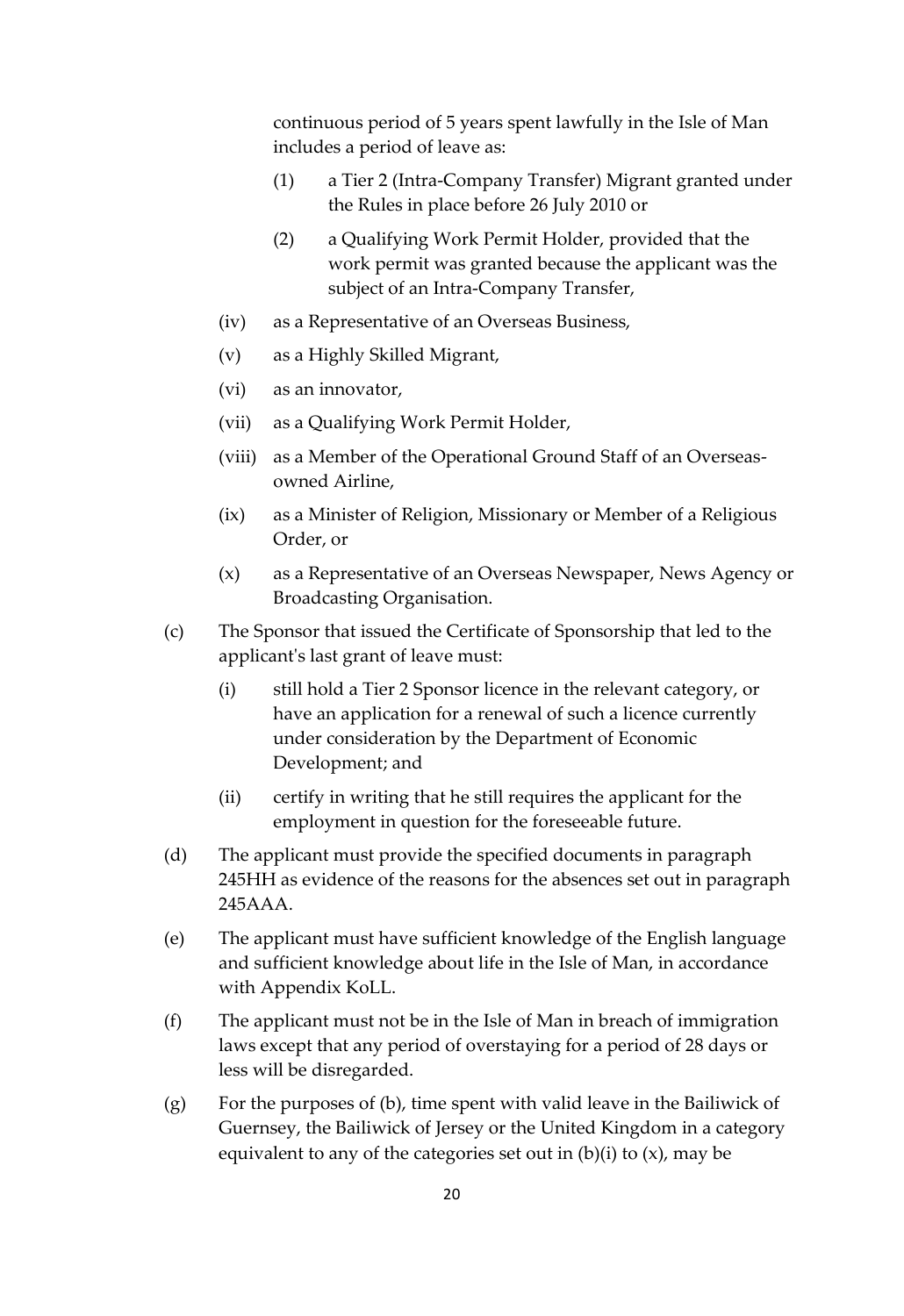continuous period of 5 years spent lawfully in the Isle of Man includes a period of leave as:

- (1) a Tier 2 (Intra-Company Transfer) Migrant granted under the Rules in place before 26 July 2010 or
- (2) a Qualifying Work Permit Holder, provided that the work permit was granted because the applicant was the subject of an Intra-Company Transfer,

- (iv) as a Representative of an Overseas Business,
- (v) as a Highly Skilled Migrant,
- (vi) as an innovator,
- (vii) as a Qualifying Work Permit Holder,
- (viii) as a Member of the Operational Ground Staff of an Overseas-owned Airline,
- (ix) as a Minister of Religion, Missionary or Member of a Religious Order, or
- (x) as a Representative of an Overseas Newspaper, News Agency or Broadcasting Organisation.

(c) The Sponsor that issued the Certificate of Sponsorship that led to the applicant's last grant of leave must:

- (i) still hold a Tier 2 Sponsor licence in the relevant category, or have an application for a renewal of such a licence currently under consideration by the Department of Economic Development; and
- (ii) certify in writing that he still requires the applicant for the employment in question for the foreseeable future.

(d) The applicant must provide the specified documents in paragraph 245HH as evidence of the reasons for the absences set out in paragraph 245AAA.

(e) The applicant must have sufficient knowledge of the English language and sufficient knowledge about life in the Isle of Man, in accordance with Appendix KoLL.

(f) The applicant must not be in the Isle of Man in breach of immigration laws except that any period of overstaying for a period of 28 days or less will be disregarded.

(g) For the purposes of (b), time spent with valid leave in the Bailiwick of Guernsey, the Bailiwick of Jersey or the United Kingdom in a category equivalent to any of the categories set out in (b)(i) to (x), may be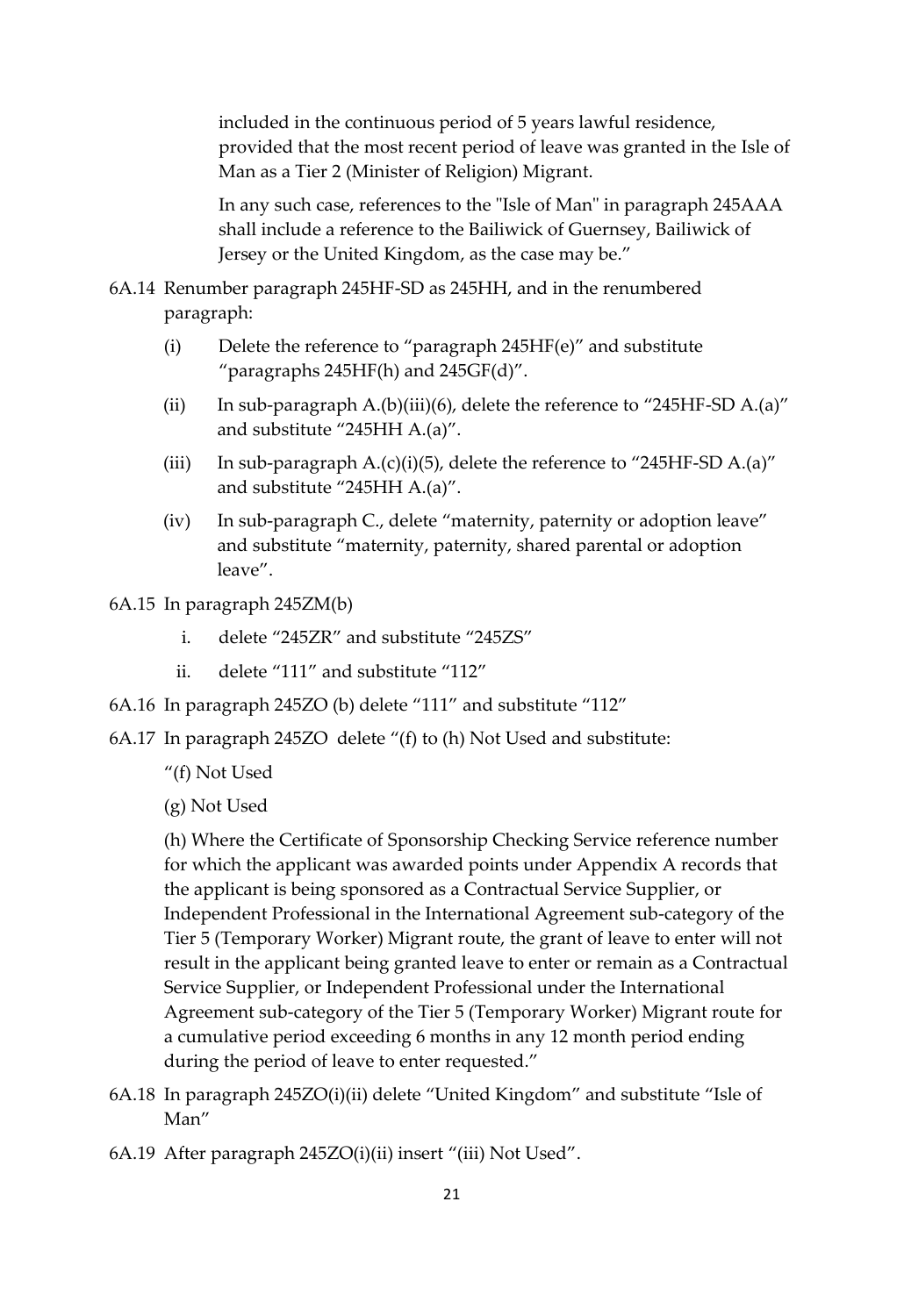included in the continuous period of 5 years lawful residence, provided that the most recent period of leave was granted in the Isle of Man as a Tier 2 (Minister of Religion) Migrant.

In any such case, references to the "Isle of Man" in paragraph 245AAA shall include a reference to the Bailiwick of Guernsey, Bailiwick of Jersey or the United Kingdom, as the case may be."

6A.14 Renumber paragraph 245HF-SD as 245HH, and in the renumbered paragraph:

(i) Delete the reference to "paragraph 245HF(e)" and substitute "paragraphs 245HF(h) and 245GF(d)".

(ii) In sub-paragraph A.(b)(iii)(6), delete the reference to "245HF-SD A.(a)" and substitute "245HH A.(a)".

(iii) In sub-paragraph A.(c)(i)(5), delete the reference to "245HF-SD A.(a)" and substitute "245HH A.(a)".

(iv) In sub-paragraph C., delete "maternity, paternity or adoption leave" and substitute "maternity, paternity, shared parental or adoption leave".

6A.15 In paragraph 245ZM(b)

i. delete "245ZR" and substitute "245ZS"

ii. delete "111" and substitute "112"

6A.16 In paragraph 245ZO (b) delete "111" and substitute "112"

6A.17 In paragraph 245ZO delete "(f) to (h) Not Used and substitute:

"(f) Not Used

(g) Not Used

(h) Where the Certificate of Sponsorship Checking Service reference number for which the applicant was awarded points under Appendix A records that the applicant is being sponsored as a Contractual Service Supplier, or Independent Professional in the International Agreement sub-category of the Tier 5 (Temporary Worker) Migrant route, the grant of leave to enter will not result in the applicant being granted leave to enter or remain as a Contractual Service Supplier, or Independent Professional under the International Agreement sub-category of the Tier 5 (Temporary Worker) Migrant route for a cumulative period exceeding 6 months in any 12 month period ending during the period of leave to enter requested."

6A.18 In paragraph 245ZO(i)(ii) delete "United Kingdom" and substitute "Isle of Man"

6A.19 After paragraph 245ZO(i)(ii) insert "(iii) Not Used".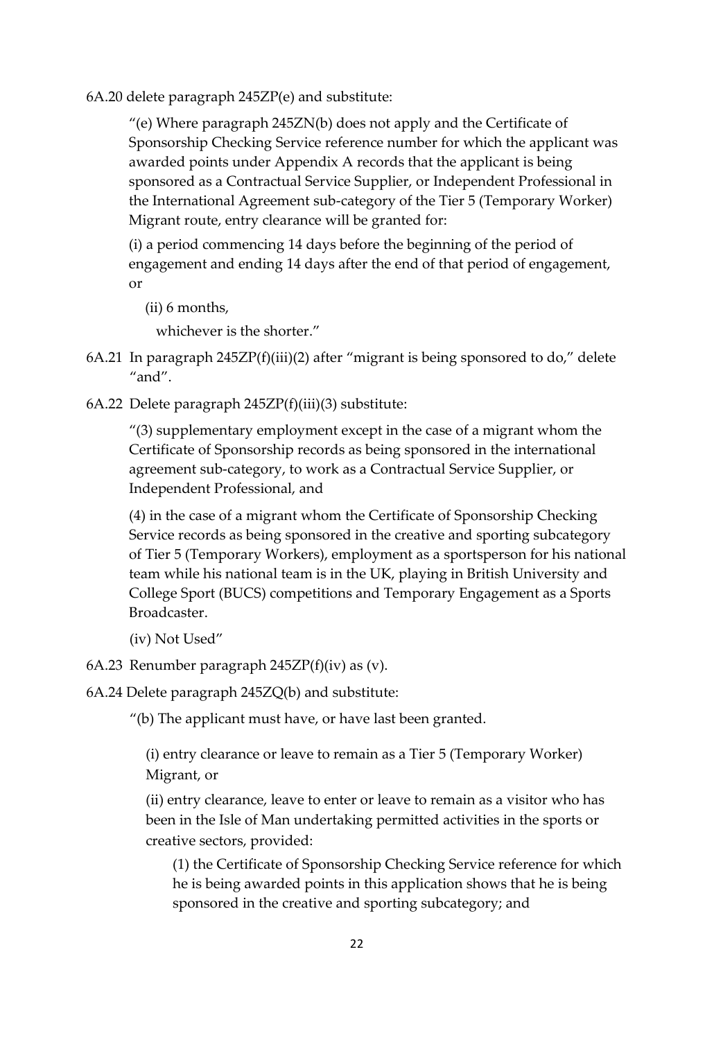6A.20 delete paragraph 245ZP(e) and substitute:

> "(e) Where paragraph 245ZN(b) does not apply and the Certificate of Sponsorship Checking Service reference number for which the applicant was awarded points under Appendix A records that the applicant is being sponsored as a Contractual Service Supplier, or Independent Professional in the International Agreement sub-category of the Tier 5 (Temporary Worker) Migrant route, entry clearance will be granted for:
>
> (i) a period commencing 14 days before the beginning of the period of engagement and ending 14 days after the end of that period of engagement, or
>
> (ii) 6 months,
>
> whichever is the shorter."

6A.21 In paragraph 245ZP(f)(iii)(2) after "migrant is being sponsored to do," delete "and".

6A.22 Delete paragraph 245ZP(f)(iii)(3) substitute:

> "(3) supplementary employment except in the case of a migrant whom the Certificate of Sponsorship records as being sponsored in the international agreement sub-category, to work as a Contractual Service Supplier, or Independent Professional, and
>
> (4) in the case of a migrant whom the Certificate of Sponsorship Checking Service records as being sponsored in the creative and sporting subcategory of Tier 5 (Temporary Workers), employment as a sportsperson for his national team while his national team is in the UK, playing in British University and College Sport (BUCS) competitions and Temporary Engagement as a Sports Broadcaster.
>
> (iv) Not Used"

6A.23 Renumber paragraph 245ZP(f)(iv) as (v).

6A.24 Delete paragraph 245ZQ(b) and substitute:

> "(b) The applicant must have, or have last been granted.
>
> (i) entry clearance or leave to remain as a Tier 5 (Temporary Worker) Migrant, or
>
> (ii) entry clearance, leave to enter or leave to remain as a visitor who has been in the Isle of Man undertaking permitted activities in the sports or creative sectors, provided:
>
> (1) the Certificate of Sponsorship Checking Service reference for which he is being awarded points in this application shows that he is being sponsored in the creative and sporting subcategory; and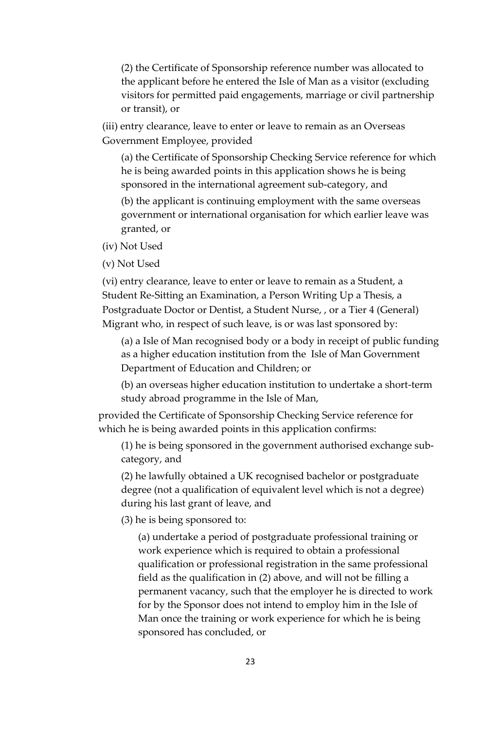(2) the Certificate of Sponsorship reference number was allocated to the applicant before he entered the Isle of Man as a visitor (excluding visitors for permitted paid engagements, marriage or civil partnership or transit), or

(iii) entry clearance, leave to enter or leave to remain as an Overseas Government Employee, provided

(a) the Certificate of Sponsorship Checking Service reference for which he is being awarded points in this application shows he is being sponsored in the international agreement sub-category, and

(b) the applicant is continuing employment with the same overseas government or international organisation for which earlier leave was granted, or

(iv) Not Used

(v) Not Used

(vi) entry clearance, leave to enter or leave to remain as a Student, a Student Re-Sitting an Examination, a Person Writing Up a Thesis, a Postgraduate Doctor or Dentist, a Student Nurse, , or a Tier 4 (General) Migrant who, in respect of such leave, is or was last sponsored by:

(a) a Isle of Man recognised body or a body in receipt of public funding as a higher education institution from the Isle of Man Government Department of Education and Children; or

(b) an overseas higher education institution to undertake a short-term study abroad programme in the Isle of Man,

provided the Certificate of Sponsorship Checking Service reference for which he is being awarded points in this application confirms:

(1) he is being sponsored in the government authorised exchange sub-category, and

(2) he lawfully obtained a UK recognised bachelor or postgraduate degree (not a qualification of equivalent level which is not a degree) during his last grant of leave, and

(3) he is being sponsored to:

(a) undertake a period of postgraduate professional training or work experience which is required to obtain a professional qualification or professional registration in the same professional field as the qualification in (2) above, and will not be filling a permanent vacancy, such that the employer he is directed to work for by the Sponsor does not intend to employ him in the Isle of Man once the training or work experience for which he is being sponsored has concluded, or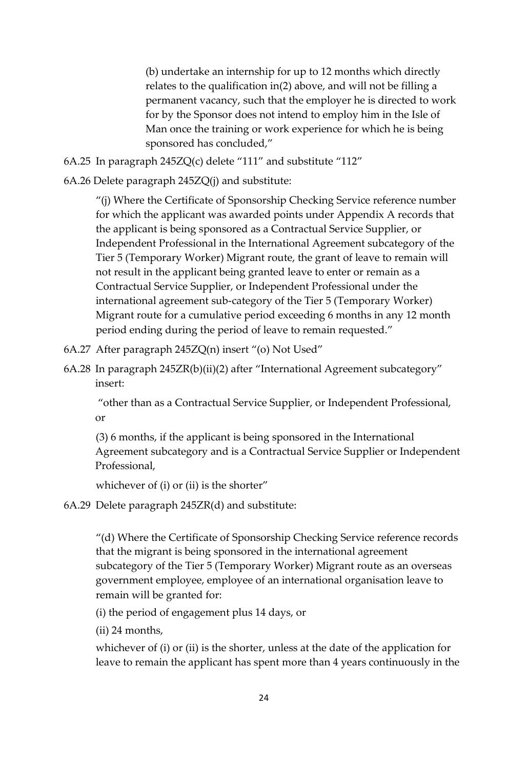> (b) undertake an internship for up to 12 months which directly relates to the qualification in(2) above, and will not be filling a permanent vacancy, such that the employer he is directed to work for by the Sponsor does not intend to employ him in the Isle of Man once the training or work experience for which he is being sponsored has concluded,"

6A.25 In paragraph 245ZQ(c) delete "111" and substitute "112"

6A.26 Delete paragraph 245ZQ(j) and substitute:

> "(j) Where the Certificate of Sponsorship Checking Service reference number for which the applicant was awarded points under Appendix A records that the applicant is being sponsored as a Contractual Service Supplier, or Independent Professional in the International Agreement subcategory of the Tier 5 (Temporary Worker) Migrant route, the grant of leave to remain will not result in the applicant being granted leave to enter or remain as a Contractual Service Supplier, or Independent Professional under the international agreement sub-category of the Tier 5 (Temporary Worker) Migrant route for a cumulative period exceeding 6 months in any 12 month period ending during the period of leave to remain requested."

6A.27 After paragraph 245ZQ(n) insert "(o) Not Used"

6A.28 In paragraph 245ZR(b)(ii)(2) after "International Agreement subcategory" insert:

> "other than as a Contractual Service Supplier, or Independent Professional, or
>
> (3) 6 months, if the applicant is being sponsored in the International Agreement subcategory and is a Contractual Service Supplier or Independent Professional,
>
> whichever of (i) or (ii) is the shorter"

6A.29 Delete paragraph 245ZR(d) and substitute:

> "(d) Where the Certificate of Sponsorship Checking Service reference records that the migrant is being sponsored in the international agreement subcategory of the Tier 5 (Temporary Worker) Migrant route as an overseas government employee, employee of an international organisation leave to remain will be granted for:
>
> (i) the period of engagement plus 14 days, or
>
> (ii) 24 months,
>
> whichever of (i) or (ii) is the shorter, unless at the date of the application for leave to remain the applicant has spent more than 4 years continuously in the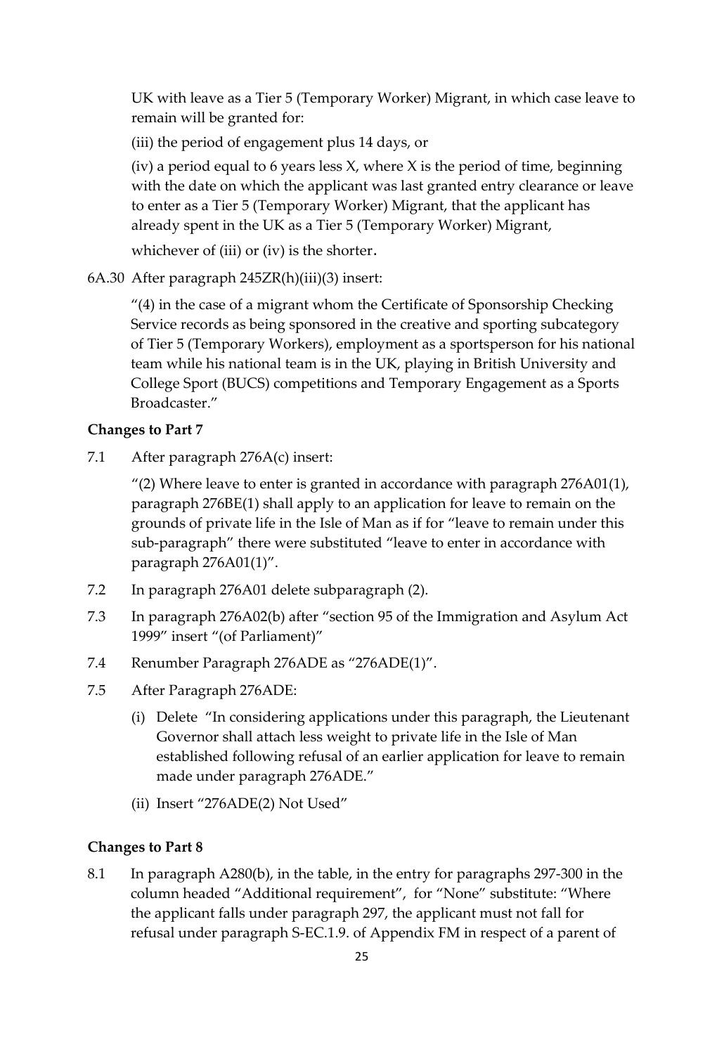UK with leave as a Tier 5 (Temporary Worker) Migrant, in which case leave to remain will be granted for:

(iii) the period of engagement plus 14 days, or

(iv) a period equal to 6 years less X, where X is the period of time, beginning with the date on which the applicant was last granted entry clearance or leave to enter as a Tier 5 (Temporary Worker) Migrant, that the applicant has already spent in the UK as a Tier 5 (Temporary Worker) Migrant,

whichever of (iii) or (iv) is the shorter.

6A.30 After paragraph 245ZR(h)(iii)(3) insert:

"(4) in the case of a migrant whom the Certificate of Sponsorship Checking Service records as being sponsored in the creative and sporting subcategory of Tier 5 (Temporary Workers), employment as a sportsperson for his national team while his national team is in the UK, playing in British University and College Sport (BUCS) competitions and Temporary Engagement as a Sports Broadcaster."

**Changes to Part 7**

7.1 After paragraph 276A(c) insert:

"(2) Where leave to enter is granted in accordance with paragraph 276A01(1), paragraph 276BE(1) shall apply to an application for leave to remain on the grounds of private life in the Isle of Man as if for "leave to remain under this sub-paragraph" there were substituted "leave to enter in accordance with paragraph 276A01(1)".

7.2 In paragraph 276A01 delete subparagraph (2).

7.3 In paragraph 276A02(b) after "section 95 of the Immigration and Asylum Act 1999" insert "(of Parliament)"

7.4 Renumber Paragraph 276ADE as "276ADE(1)".

7.5 After Paragraph 276ADE:

(i) Delete "In considering applications under this paragraph, the Lieutenant Governor shall attach less weight to private life in the Isle of Man established following refusal of an earlier application for leave to remain made under paragraph 276ADE."

(ii) Insert "276ADE(2) Not Used"

**Changes to Part 8**

8.1 In paragraph A280(b), in the table, in the entry for paragraphs 297-300 in the column headed "Additional requirement", for "None" substitute: "Where the applicant falls under paragraph 297, the applicant must not fall for refusal under paragraph S-EC.1.9. of Appendix FM in respect of a parent of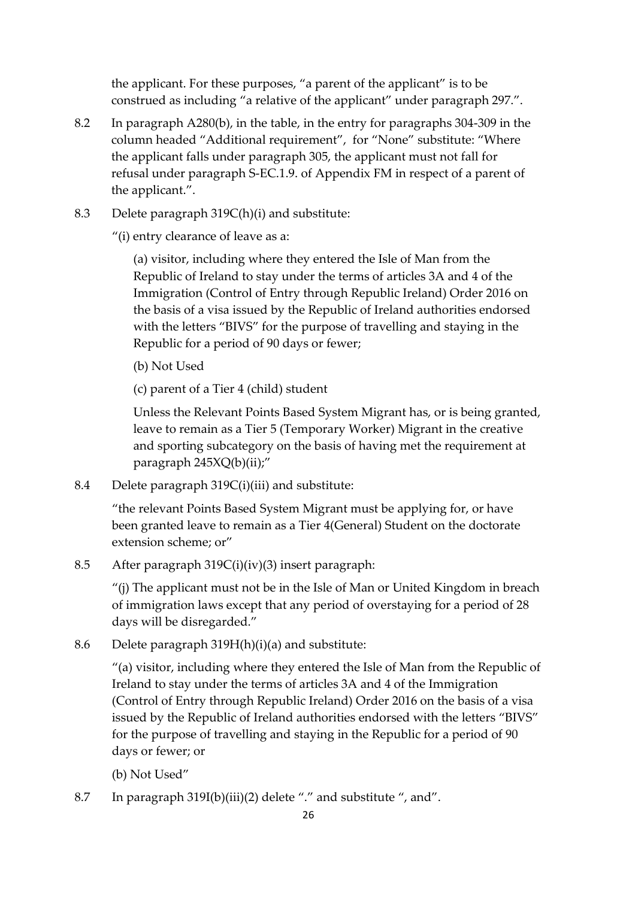the applicant. For these purposes, "a parent of the applicant" is to be construed as including "a relative of the applicant" under paragraph 297.".

8.2 In paragraph A280(b), in the table, in the entry for paragraphs 304-309 in the column headed "Additional requirement", for "None" substitute: "Where the applicant falls under paragraph 305, the applicant must not fall for refusal under paragraph S-EC.1.9. of Appendix FM in respect of a parent of the applicant.".

8.3 Delete paragraph 319C(h)(i) and substitute:

"(i) entry clearance of leave as a:

(a) visitor, including where they entered the Isle of Man from the Republic of Ireland to stay under the terms of articles 3A and 4 of the Immigration (Control of Entry through Republic Ireland) Order 2016 on the basis of a visa issued by the Republic of Ireland authorities endorsed with the letters "BIVS" for the purpose of travelling and staying in the Republic for a period of 90 days or fewer;

(b) Not Used

(c) parent of a Tier 4 (child) student

Unless the Relevant Points Based System Migrant has, or is being granted, leave to remain as a Tier 5 (Temporary Worker) Migrant in the creative and sporting subcategory on the basis of having met the requirement at paragraph 245XQ(b)(ii);"

8.4 Delete paragraph 319C(i)(iii) and substitute:

"the relevant Points Based System Migrant must be applying for, or have been granted leave to remain as a Tier 4(General) Student on the doctorate extension scheme; or"

8.5 After paragraph 319C(i)(iv)(3) insert paragraph:

"(j) The applicant must not be in the Isle of Man or United Kingdom in breach of immigration laws except that any period of overstaying for a period of 28 days will be disregarded."

8.6 Delete paragraph 319H(h)(i)(a) and substitute:

"(a) visitor, including where they entered the Isle of Man from the Republic of Ireland to stay under the terms of articles 3A and 4 of the Immigration (Control of Entry through Republic Ireland) Order 2016 on the basis of a visa issued by the Republic of Ireland authorities endorsed with the letters "BIVS" for the purpose of travelling and staying in the Republic for a period of 90 days or fewer; or

(b) Not Used"

8.7 In paragraph 319I(b)(iii)(2) delete "." and substitute ", and".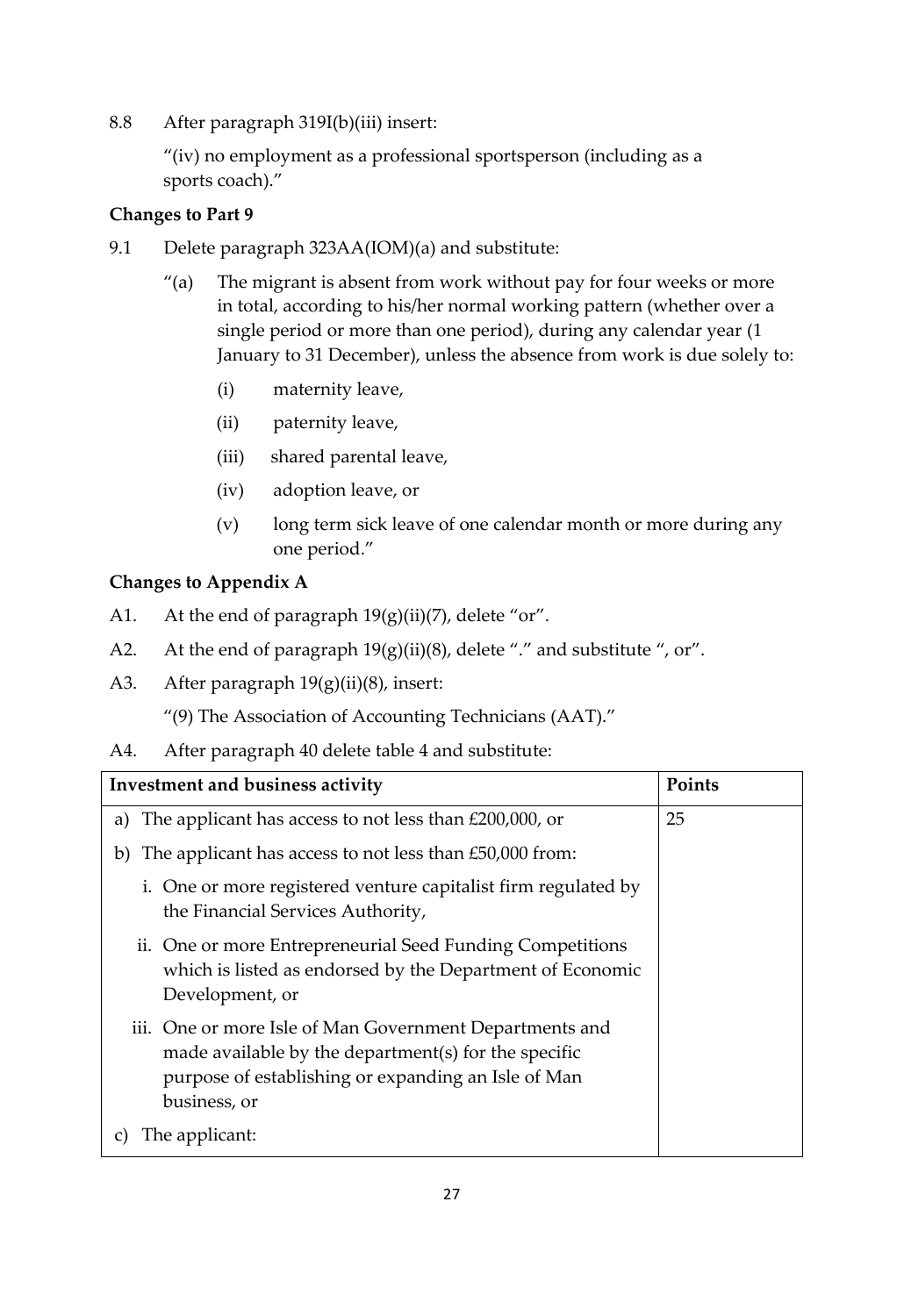8.8 After paragraph 319I(b)(iii) insert:

"(iv) no employment as a professional sportsperson (including as a sports coach)."

**Changes to Part 9**

9.1 Delete paragraph 323AA(IOM)(a) and substitute:

"(a) The migrant is absent from work without pay for four weeks or more in total, according to his/her normal working pattern (whether over a single period or more than one period), during any calendar year (1 January to 31 December), unless the absence from work is due solely to:

(i) maternity leave,

(ii) paternity leave,

(iii) shared parental leave,

(iv) adoption leave, or

(v) long term sick leave of one calendar month or more during any one period."

**Changes to Appendix A**

A1. At the end of paragraph 19(g)(ii)(7), delete "or".

A2. At the end of paragraph 19(g)(ii)(8), delete "." and substitute ", or".

A3. After paragraph 19(g)(ii)(8), insert:

"(9) The Association of Accounting Technicians (AAT)."

A4. After paragraph 40 delete table 4 and substitute:

| Investment and business activity | Points |
|---|---|
| a) The applicant has access to not less than £200,000, or<br>b) The applicant has access to not less than £50,000 from:<br>i. One or more registered venture capitalist firm regulated by the Financial Services Authority,<br>ii. One or more Entrepreneurial Seed Funding Competitions which is listed as endorsed by the Department of Economic Development, or<br>iii. One or more Isle of Man Government Departments and made available by the department(s) for the specific purpose of establishing or expanding an Isle of Man business, or<br>c) The applicant: | 25 |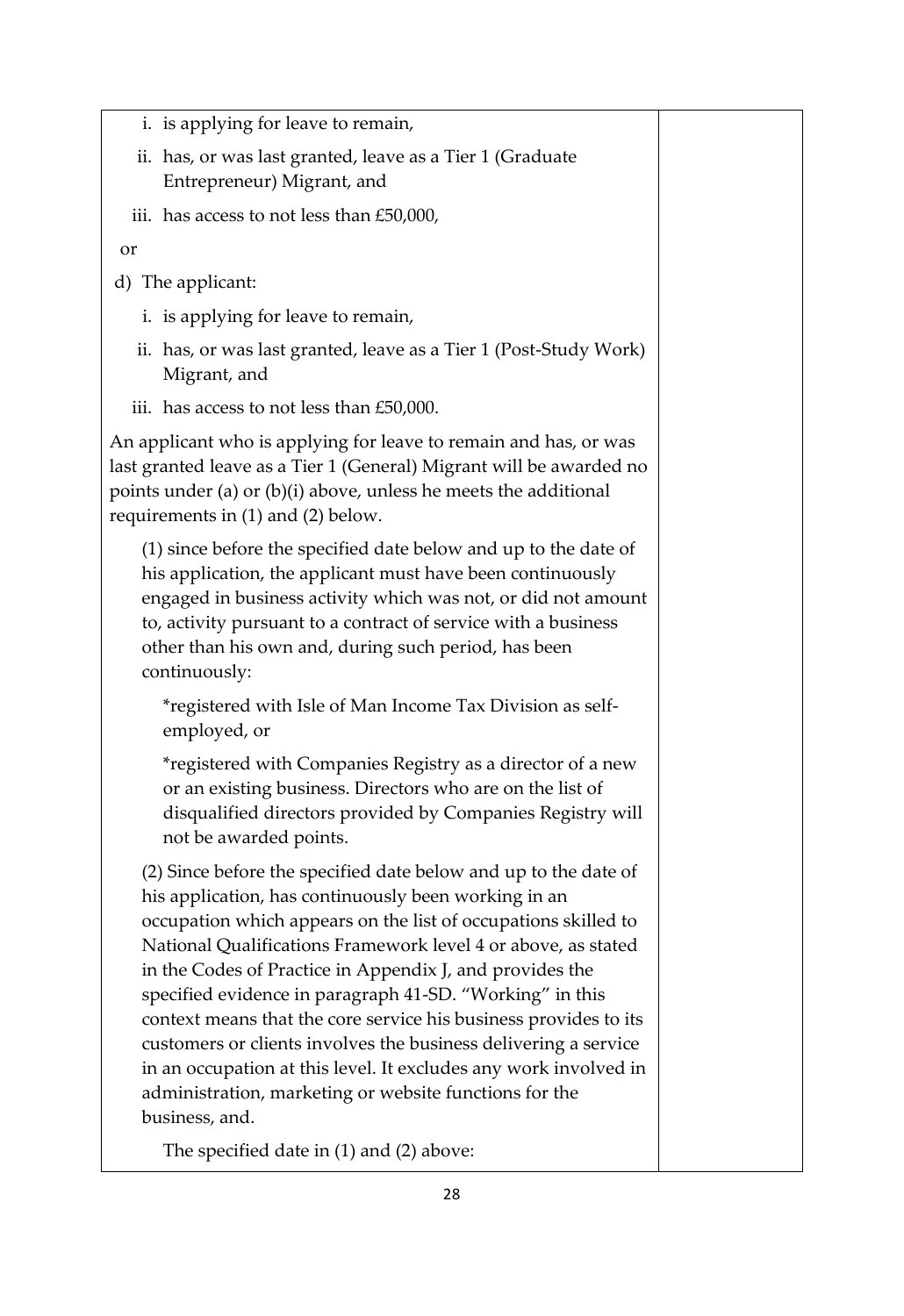i. is applying for leave to remain,

ii. has, or was last granted, leave as a Tier 1 (Graduate Entrepreneur) Migrant, and

iii. has access to not less than £50,000,

or

d) The applicant:

i. is applying for leave to remain,

ii. has, or was last granted, leave as a Tier 1 (Post-Study Work) Migrant, and

iii. has access to not less than £50,000.

An applicant who is applying for leave to remain and has, or was last granted leave as a Tier 1 (General) Migrant will be awarded no points under (a) or (b)(i) above, unless he meets the additional requirements in (1) and (2) below.

(1) since before the specified date below and up to the date of his application, the applicant must have been continuously engaged in business activity which was not, or did not amount to, activity pursuant to a contract of service with a business other than his own and, during such period, has been continuously:

*registered with Isle of Man Income Tax Division as self-employed, or

*registered with Companies Registry as a director of a new or an existing business. Directors who are on the list of disqualified directors provided by Companies Registry will not be awarded points.

(2) Since before the specified date below and up to the date of his application, has continuously been working in an occupation which appears on the list of occupations skilled to National Qualifications Framework level 4 or above, as stated in the Codes of Practice in Appendix J, and provides the specified evidence in paragraph 41-SD. "Working" in this context means that the core service his business provides to its customers or clients involves the business delivering a service in an occupation at this level. It excludes any work involved in administration, marketing or website functions for the business, and.

The specified date in (1) and (2) above: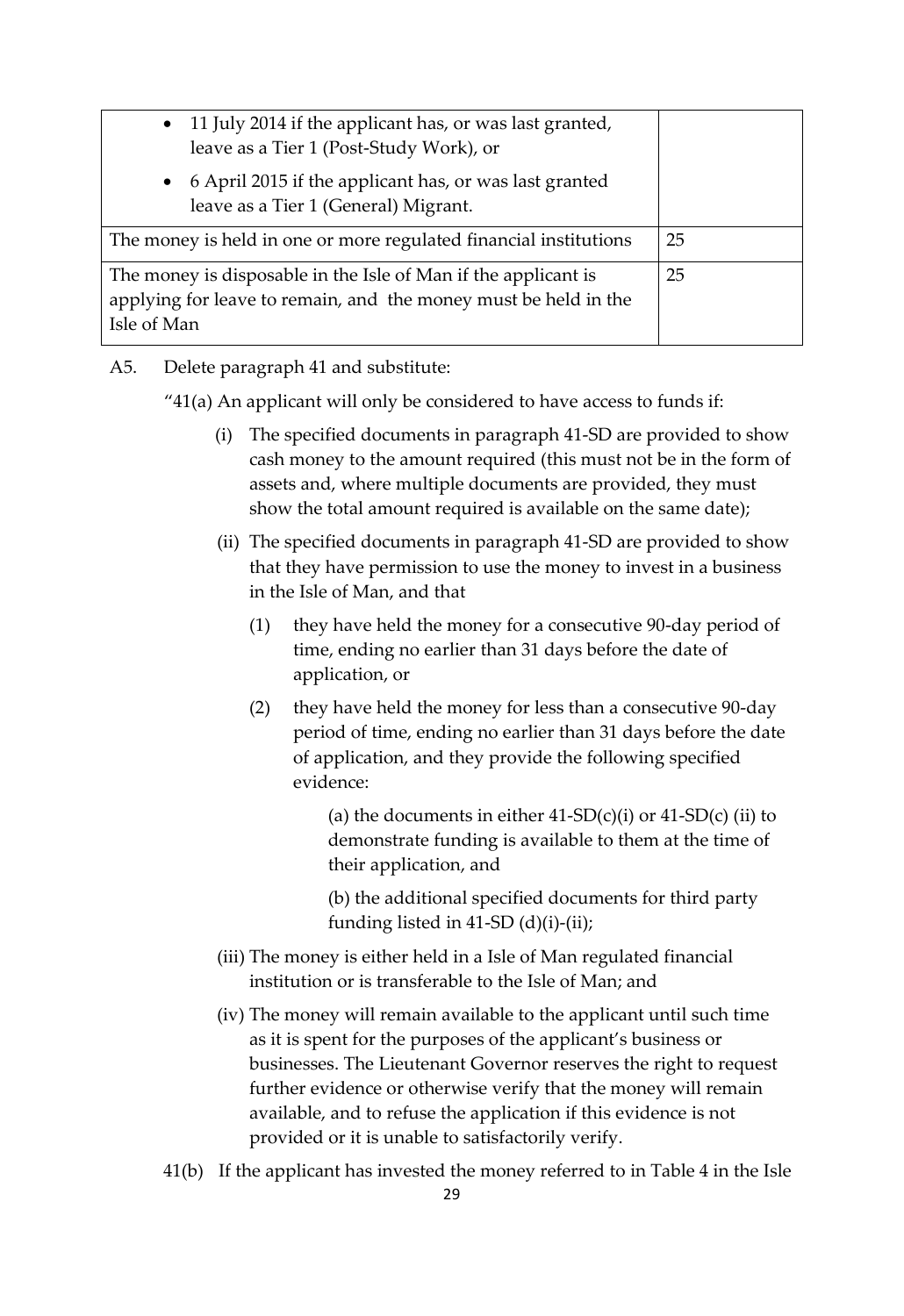| | |
|---|---|
| • 11 July 2014 if the applicant has, or was last granted, leave as a Tier 1 (Post-Study Work), or<br>• 6 April 2015 if the applicant has, or was last granted leave as a Tier 1 (General) Migrant. | |
| The money is held in one or more regulated financial institutions | 25 |
| The money is disposable in the Isle of Man if the applicant is applying for leave to remain, and the money must be held in the Isle of Man | 25 |

A5. Delete paragraph 41 and substitute:

"41(a) An applicant will only be considered to have access to funds if:

(i) The specified documents in paragraph 41-SD are provided to show cash money to the amount required (this must not be in the form of assets and, where multiple documents are provided, they must show the total amount required is available on the same date);

(ii) The specified documents in paragraph 41-SD are provided to show that they have permission to use the money to invest in a business in the Isle of Man, and that

(1) they have held the money for a consecutive 90-day period of time, ending no earlier than 31 days before the date of application, or

(2) they have held the money for less than a consecutive 90-day period of time, ending no earlier than 31 days before the date of application, and they provide the following specified evidence:

(a) the documents in either 41-SD(c)(i) or 41-SD(c) (ii) to demonstrate funding is available to them at the time of their application, and

(b) the additional specified documents for third party funding listed in 41-SD (d)(i)-(ii);

(iii) The money is either held in a Isle of Man regulated financial institution or is transferable to the Isle of Man; and

(iv) The money will remain available to the applicant until such time as it is spent for the purposes of the applicant's business or businesses. The Lieutenant Governor reserves the right to request further evidence or otherwise verify that the money will remain available, and to refuse the application if this evidence is not provided or it is unable to satisfactorily verify.

41(b) If the applicant has invested the money referred to in Table 4 in the Isle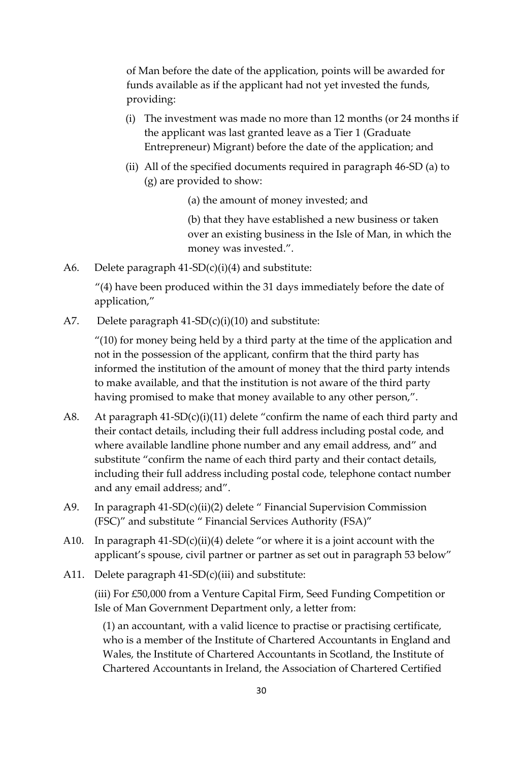of Man before the date of the application, points will be awarded for funds available as if the applicant had not yet invested the funds, providing:

(i) The investment was made no more than 12 months (or 24 months if the applicant was last granted leave as a Tier 1 (Graduate Entrepreneur) Migrant) before the date of the application; and

(ii) All of the specified documents required in paragraph 46-SD (a) to (g) are provided to show:

(a) the amount of money invested; and

(b) that they have established a new business or taken over an existing business in the Isle of Man, in which the money was invested.".

A6. Delete paragraph 41-SD(c)(i)(4) and substitute:

"(4) have been produced within the 31 days immediately before the date of application,"

A7. Delete paragraph 41-SD(c)(i)(10) and substitute:

"(10) for money being held by a third party at the time of the application and not in the possession of the applicant, confirm that the third party has informed the institution of the amount of money that the third party intends to make available, and that the institution is not aware of the third party having promised to make that money available to any other person,".

A8. At paragraph 41-SD(c)(i)(11) delete "confirm the name of each third party and their contact details, including their full address including postal code, and where available landline phone number and any email address, and" and substitute "confirm the name of each third party and their contact details, including their full address including postal code, telephone contact number and any email address; and".

A9. In paragraph 41-SD(c)(ii)(2) delete " Financial Supervision Commission (FSC)" and substitute " Financial Services Authority (FSA)"

A10. In paragraph 41-SD(c)(ii)(4) delete "or where it is a joint account with the applicant's spouse, civil partner or partner as set out in paragraph 53 below"

A11. Delete paragraph 41-SD(c)(iii) and substitute:

(iii) For £50,000 from a Venture Capital Firm, Seed Funding Competition or Isle of Man Government Department only, a letter from:

(1) an accountant, with a valid licence to practise or practising certificate, who is a member of the Institute of Chartered Accountants in England and Wales, the Institute of Chartered Accountants in Scotland, the Institute of Chartered Accountants in Ireland, the Association of Chartered Certified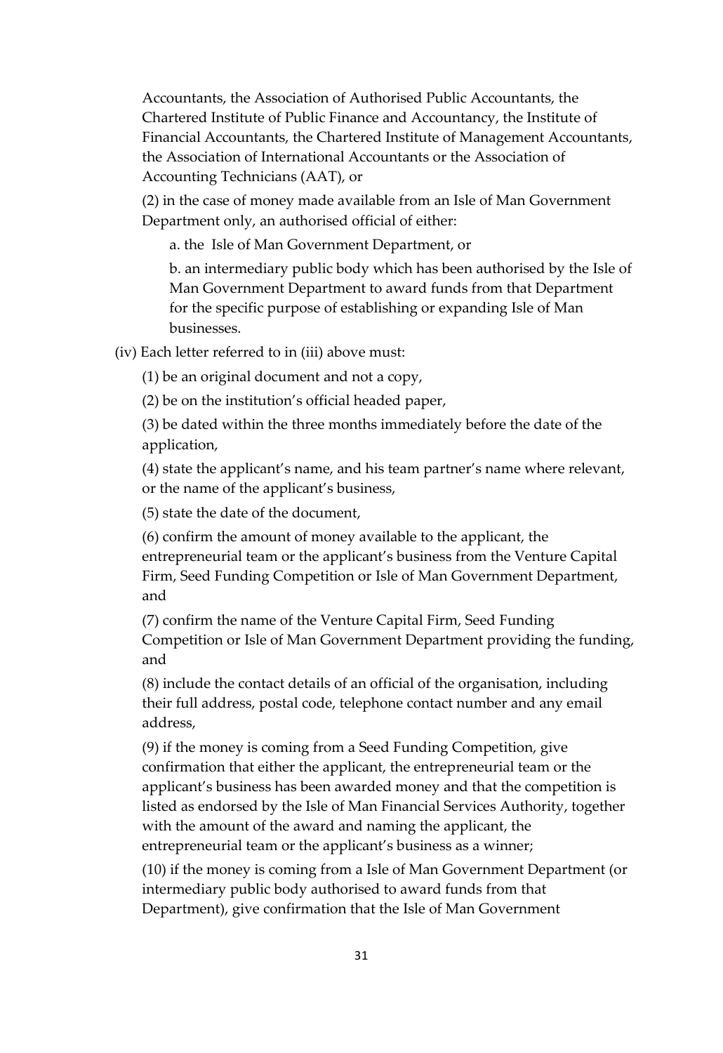Accountants, the Association of Authorised Public Accountants, the Chartered Institute of Public Finance and Accountancy, the Institute of Financial Accountants, the Chartered Institute of Management Accountants, the Association of International Accountants or the Association of Accounting Technicians (AAT), or

(2) in the case of money made available from an Isle of Man Government Department only, an authorised official of either:

a. the Isle of Man Government Department, or

b. an intermediary public body which has been authorised by the Isle of Man Government Department to award funds from that Department for the specific purpose of establishing or expanding Isle of Man businesses.

(iv) Each letter referred to in (iii) above must:

(1) be an original document and not a copy,

(2) be on the institution's official headed paper,

(3) be dated within the three months immediately before the date of the application,

(4) state the applicant's name, and his team partner's name where relevant, or the name of the applicant's business,

(5) state the date of the document,

(6) confirm the amount of money available to the applicant, the entrepreneurial team or the applicant's business from the Venture Capital Firm, Seed Funding Competition or Isle of Man Government Department, and

(7) confirm the name of the Venture Capital Firm, Seed Funding Competition or Isle of Man Government Department providing the funding, and

(8) include the contact details of an official of the organisation, including their full address, postal code, telephone contact number and any email address,

(9) if the money is coming from a Seed Funding Competition, give confirmation that either the applicant, the entrepreneurial team or the applicant's business has been awarded money and that the competition is listed as endorsed by the Isle of Man Financial Services Authority, together with the amount of the award and naming the applicant, the entrepreneurial team or the applicant's business as a winner;

(10) if the money is coming from a Isle of Man Government Department (or intermediary public body authorised to award funds from that Department), give confirmation that the Isle of Man Government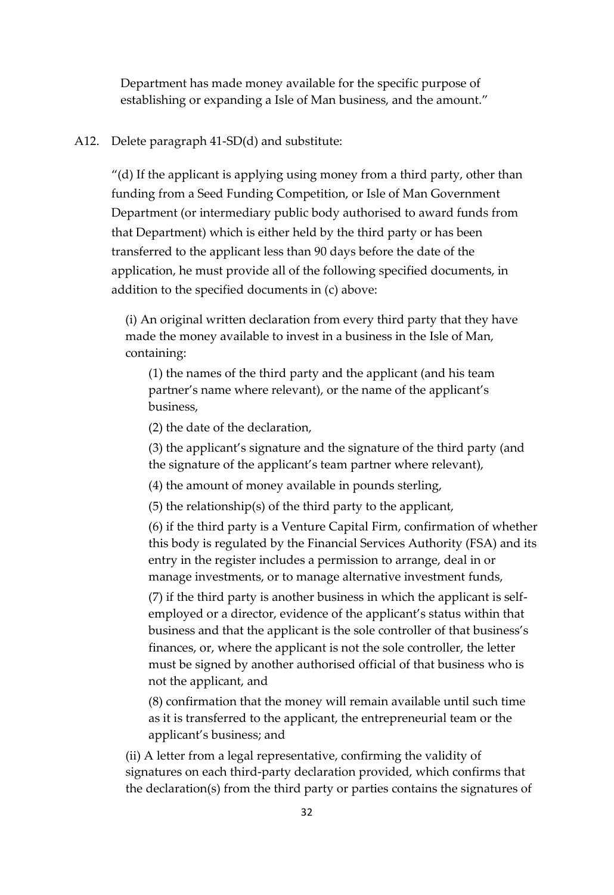Department has made money available for the specific purpose of establishing or expanding a Isle of Man business, and the amount."

A12. Delete paragraph 41-SD(d) and substitute:

"(d) If the applicant is applying using money from a third party, other than funding from a Seed Funding Competition, or Isle of Man Government Department (or intermediary public body authorised to award funds from that Department) which is either held by the third party or has been transferred to the applicant less than 90 days before the date of the application, he must provide all of the following specified documents, in addition to the specified documents in (c) above:

(i) An original written declaration from every third party that they have made the money available to invest in a business in the Isle of Man, containing:

(1) the names of the third party and the applicant (and his team partner's name where relevant), or the name of the applicant's business,

(2) the date of the declaration,

(3) the applicant's signature and the signature of the third party (and the signature of the applicant's team partner where relevant),

(4) the amount of money available in pounds sterling,

(5) the relationship(s) of the third party to the applicant,

(6) if the third party is a Venture Capital Firm, confirmation of whether this body is regulated by the Financial Services Authority (FSA) and its entry in the register includes a permission to arrange, deal in or manage investments, or to manage alternative investment funds,

(7) if the third party is another business in which the applicant is self-employed or a director, evidence of the applicant's status within that business and that the applicant is the sole controller of that business's finances, or, where the applicant is not the sole controller, the letter must be signed by another authorised official of that business who is not the applicant, and

(8) confirmation that the money will remain available until such time as it is transferred to the applicant, the entrepreneurial team or the applicant's business; and

(ii) A letter from a legal representative, confirming the validity of signatures on each third-party declaration provided, which confirms that the declaration(s) from the third party or parties contains the signatures of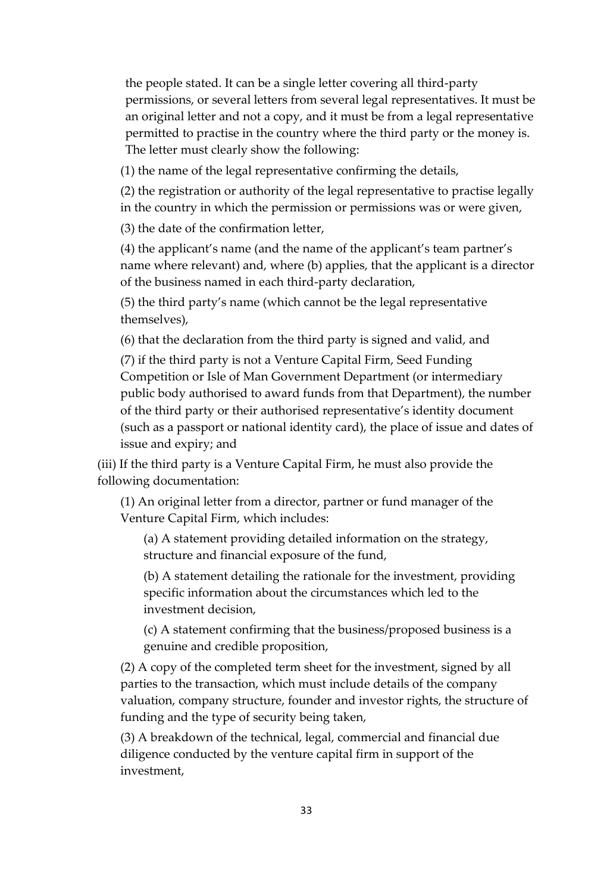the people stated. It can be a single letter covering all third-party permissions, or several letters from several legal representatives. It must be an original letter and not a copy, and it must be from a legal representative permitted to practise in the country where the third party or the money is. The letter must clearly show the following:

(1) the name of the legal representative confirming the details,

(2) the registration or authority of the legal representative to practise legally in the country in which the permission or permissions was or were given,

(3) the date of the confirmation letter,

(4) the applicant's name (and the name of the applicant's team partner's name where relevant) and, where (b) applies, that the applicant is a director of the business named in each third-party declaration,

(5) the third party's name (which cannot be the legal representative themselves),

(6) that the declaration from the third party is signed and valid, and

(7) if the third party is not a Venture Capital Firm, Seed Funding Competition or Isle of Man Government Department (or intermediary public body authorised to award funds from that Department), the number of the third party or their authorised representative's identity document (such as a passport or national identity card), the place of issue and dates of issue and expiry; and

(iii) If the third party is a Venture Capital Firm, he must also provide the following documentation:

(1) An original letter from a director, partner or fund manager of the Venture Capital Firm, which includes:

(a) A statement providing detailed information on the strategy, structure and financial exposure of the fund,

(b) A statement detailing the rationale for the investment, providing specific information about the circumstances which led to the investment decision,

(c) A statement confirming that the business/proposed business is a genuine and credible proposition,

(2) A copy of the completed term sheet for the investment, signed by all parties to the transaction, which must include details of the company valuation, company structure, founder and investor rights, the structure of funding and the type of security being taken,

(3) A breakdown of the technical, legal, commercial and financial due diligence conducted by the venture capital firm in support of the investment,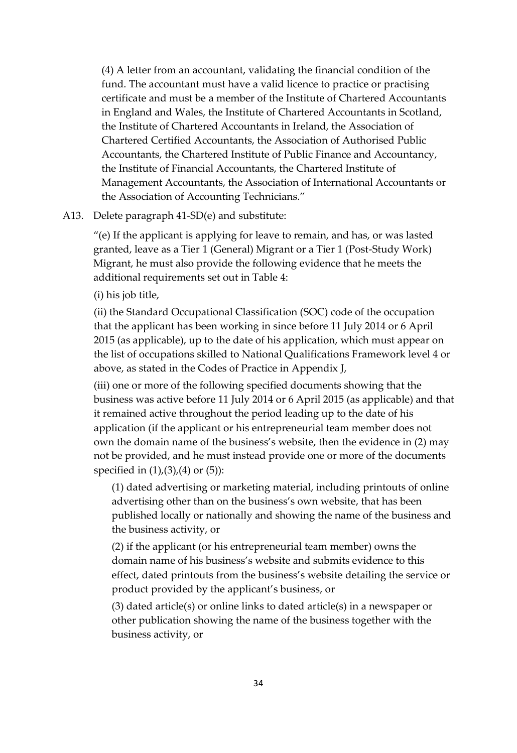(4) A letter from an accountant, validating the financial condition of the fund. The accountant must have a valid licence to practice or practising certificate and must be a member of the Institute of Chartered Accountants in England and Wales, the Institute of Chartered Accountants in Scotland, the Institute of Chartered Accountants in Ireland, the Association of Chartered Certified Accountants, the Association of Authorised Public Accountants, the Chartered Institute of Public Finance and Accountancy, the Institute of Financial Accountants, the Chartered Institute of Management Accountants, the Association of International Accountants or the Association of Accounting Technicians."

A13. Delete paragraph 41-SD(e) and substitute:

"(e) If the applicant is applying for leave to remain, and has, or was lasted granted, leave as a Tier 1 (General) Migrant or a Tier 1 (Post-Study Work) Migrant, he must also provide the following evidence that he meets the additional requirements set out in Table 4:

(i) his job title,

(ii) the Standard Occupational Classification (SOC) code of the occupation that the applicant has been working in since before 11 July 2014 or 6 April 2015 (as applicable), up to the date of his application, which must appear on the list of occupations skilled to National Qualifications Framework level 4 or above, as stated in the Codes of Practice in Appendix J,

(iii) one or more of the following specified documents showing that the business was active before 11 July 2014 or 6 April 2015 (as applicable) and that it remained active throughout the period leading up to the date of his application (if the applicant or his entrepreneurial team member does not own the domain name of the business's website, then the evidence in (2) may not be provided, and he must instead provide one or more of the documents specified in (1),(3),(4) or (5)):

(1) dated advertising or marketing material, including printouts of online advertising other than on the business's own website, that has been published locally or nationally and showing the name of the business and the business activity, or

(2) if the applicant (or his entrepreneurial team member) owns the domain name of his business's website and submits evidence to this effect, dated printouts from the business's website detailing the service or product provided by the applicant's business, or

(3) dated article(s) or online links to dated article(s) in a newspaper or other publication showing the name of the business together with the business activity, or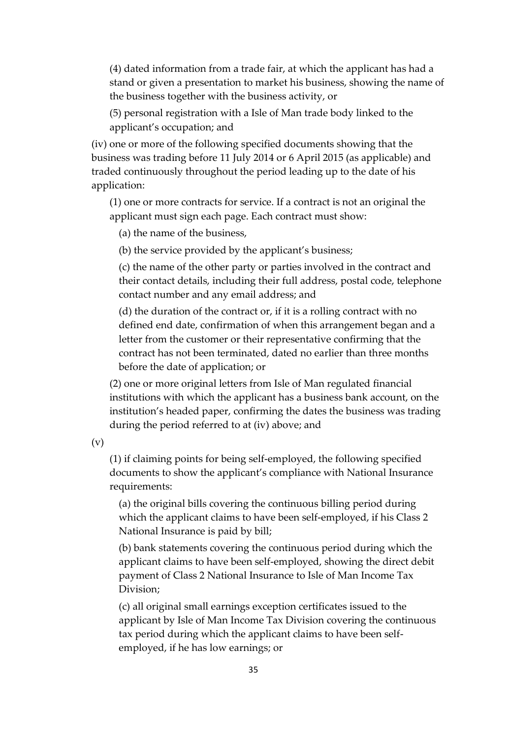(4) dated information from a trade fair, at which the applicant has had a stand or given a presentation to market his business, showing the name of the business together with the business activity, or

(5) personal registration with a Isle of Man trade body linked to the applicant's occupation; and

(iv) one or more of the following specified documents showing that the business was trading before 11 July 2014 or 6 April 2015 (as applicable) and traded continuously throughout the period leading up to the date of his application:

(1) one or more contracts for service. If a contract is not an original the applicant must sign each page. Each contract must show:

(a) the name of the business,

(b) the service provided by the applicant's business;

(c) the name of the other party or parties involved in the contract and their contact details, including their full address, postal code, telephone contact number and any email address; and

(d) the duration of the contract or, if it is a rolling contract with no defined end date, confirmation of when this arrangement began and a letter from the customer or their representative confirming that the contract has not been terminated, dated no earlier than three months before the date of application; or

(2) one or more original letters from Isle of Man regulated financial institutions with which the applicant has a business bank account, on the institution's headed paper, confirming the dates the business was trading during the period referred to at (iv) above; and

(v)

(1) if claiming points for being self-employed, the following specified documents to show the applicant's compliance with National Insurance requirements:

(a) the original bills covering the continuous billing period during which the applicant claims to have been self-employed, if his Class 2 National Insurance is paid by bill;

(b) bank statements covering the continuous period during which the applicant claims to have been self-employed, showing the direct debit payment of Class 2 National Insurance to Isle of Man Income Tax Division;

(c) all original small earnings exception certificates issued to the applicant by Isle of Man Income Tax Division covering the continuous tax period during which the applicant claims to have been self-employed, if he has low earnings; or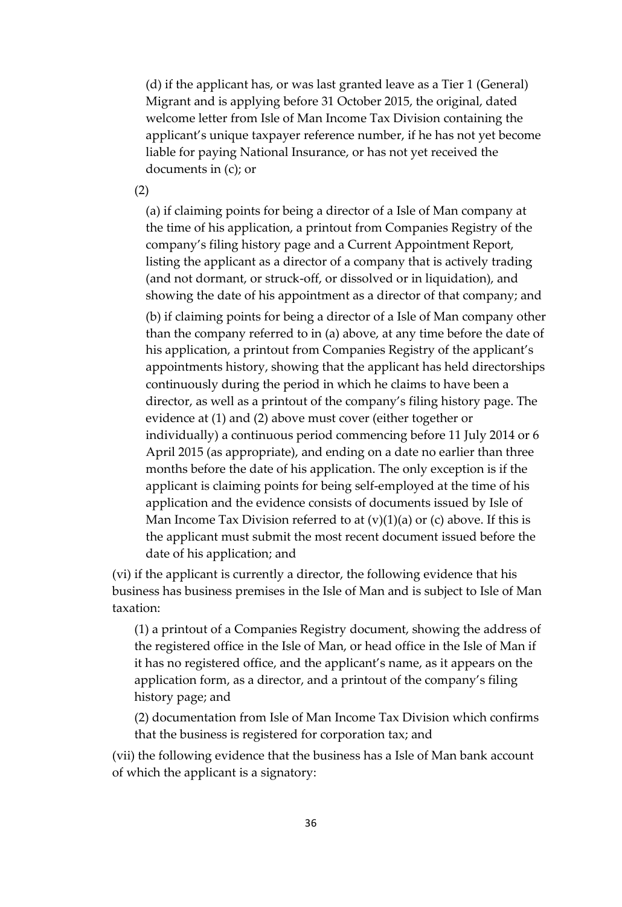(d) if the applicant has, or was last granted leave as a Tier 1 (General) Migrant and is applying before 31 October 2015, the original, dated welcome letter from Isle of Man Income Tax Division containing the applicant's unique taxpayer reference number, if he has not yet become liable for paying National Insurance, or has not yet received the documents in (c); or

(2)

(a) if claiming points for being a director of a Isle of Man company at the time of his application, a printout from Companies Registry of the company's filing history page and a Current Appointment Report, listing the applicant as a director of a company that is actively trading (and not dormant, or struck-off, or dissolved or in liquidation), and showing the date of his appointment as a director of that company; and

(b) if claiming points for being a director of a Isle of Man company other than the company referred to in (a) above, at any time before the date of his application, a printout from Companies Registry of the applicant's appointments history, showing that the applicant has held directorships continuously during the period in which he claims to have been a director, as well as a printout of the company's filing history page. The evidence at (1) and (2) above must cover (either together or individually) a continuous period commencing before 11 July 2014 or 6 April 2015 (as appropriate), and ending on a date no earlier than three months before the date of his application. The only exception is if the applicant is claiming points for being self-employed at the time of his application and the evidence consists of documents issued by Isle of Man Income Tax Division referred to at (v)(1)(a) or (c) above. If this is the applicant must submit the most recent document issued before the date of his application; and

(vi) if the applicant is currently a director, the following evidence that his business has business premises in the Isle of Man and is subject to Isle of Man taxation:

(1) a printout of a Companies Registry document, showing the address of the registered office in the Isle of Man, or head office in the Isle of Man if it has no registered office, and the applicant's name, as it appears on the application form, as a director, and a printout of the company's filing history page; and

(2) documentation from Isle of Man Income Tax Division which confirms that the business is registered for corporation tax; and

(vii) the following evidence that the business has a Isle of Man bank account of which the applicant is a signatory: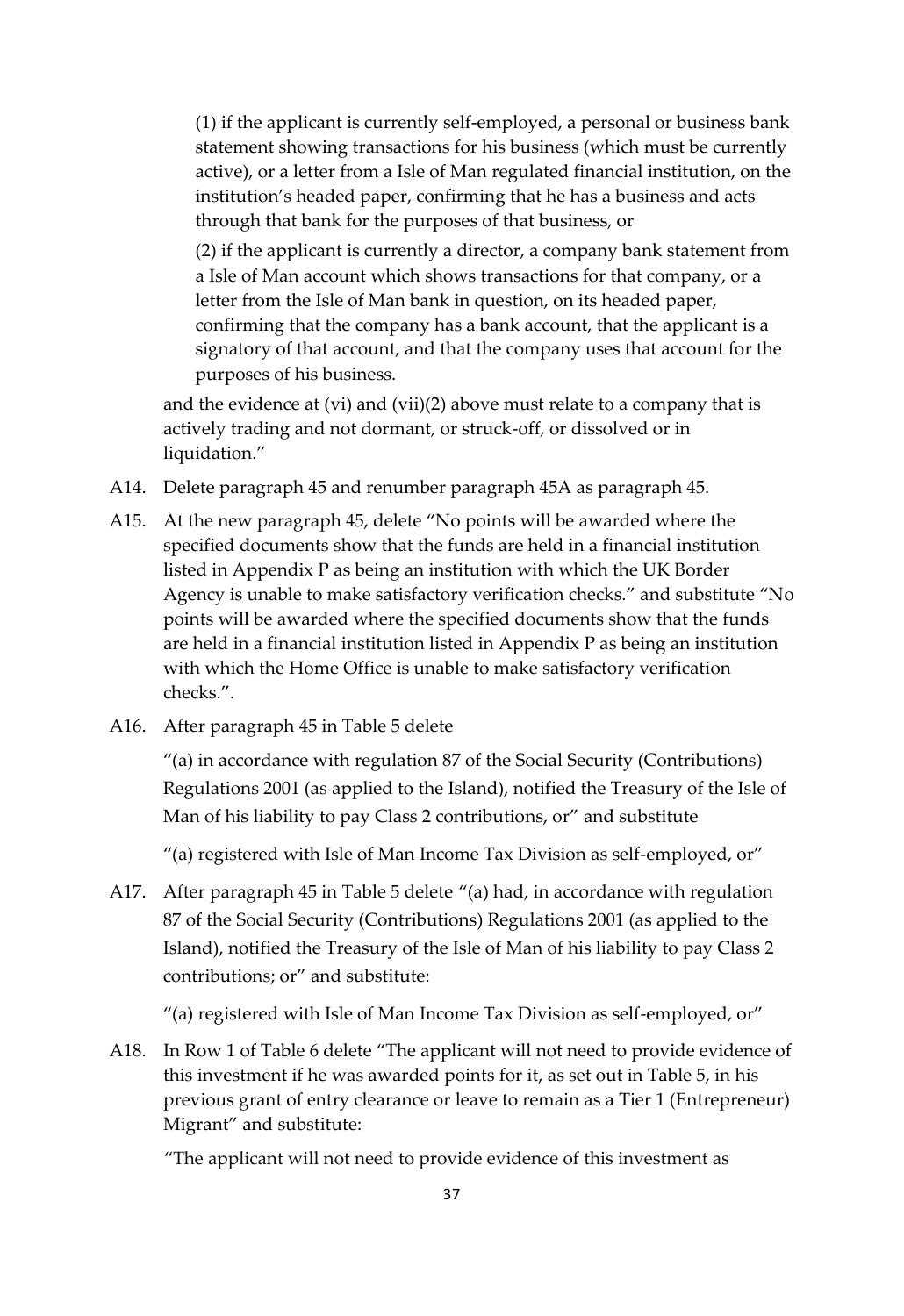(1) if the applicant is currently self-employed, a personal or business bank statement showing transactions for his business (which must be currently active), or a letter from a Isle of Man regulated financial institution, on the institution's headed paper, confirming that he has a business and acts through that bank for the purposes of that business, or

(2) if the applicant is currently a director, a company bank statement from a Isle of Man account which shows transactions for that company, or a letter from the Isle of Man bank in question, on its headed paper, confirming that the company has a bank account, that the applicant is a signatory of that account, and that the company uses that account for the purposes of his business.

and the evidence at (vi) and (vii)(2) above must relate to a company that is actively trading and not dormant, or struck-off, or dissolved or in liquidation."

A14. Delete paragraph 45 and renumber paragraph 45A as paragraph 45.

A15. At the new paragraph 45, delete "No points will be awarded where the specified documents show that the funds are held in a financial institution listed in Appendix P as being an institution with which the UK Border Agency is unable to make satisfactory verification checks." and substitute "No points will be awarded where the specified documents show that the funds are held in a financial institution listed in Appendix P as being an institution with which the Home Office is unable to make satisfactory verification checks.".

A16. After paragraph 45 in Table 5 delete

"(a) in accordance with regulation 87 of the Social Security (Contributions) Regulations 2001 (as applied to the Island), notified the Treasury of the Isle of Man of his liability to pay Class 2 contributions, or" and substitute

"(a) registered with Isle of Man Income Tax Division as self-employed, or"

A17. After paragraph 45 in Table 5 delete "(a) had, in accordance with regulation 87 of the Social Security (Contributions) Regulations 2001 (as applied to the Island), notified the Treasury of the Isle of Man of his liability to pay Class 2 contributions; or" and substitute:

"(a) registered with Isle of Man Income Tax Division as self-employed, or"

A18. In Row 1 of Table 6 delete "The applicant will not need to provide evidence of this investment if he was awarded points for it, as set out in Table 5, in his previous grant of entry clearance or leave to remain as a Tier 1 (Entrepreneur) Migrant" and substitute:

"The applicant will not need to provide evidence of this investment as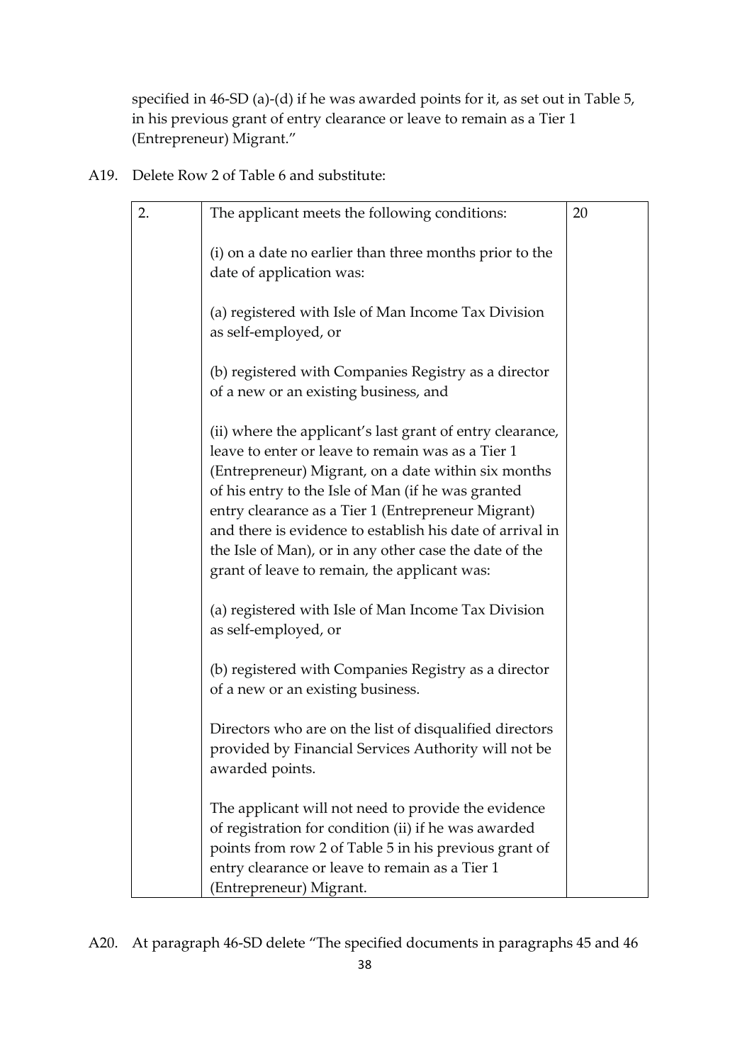specified in 46-SD (a)-(d) if he was awarded points for it, as set out in Table 5, in his previous grant of entry clearance or leave to remain as a Tier 1 (Entrepreneur) Migrant."

A19. Delete Row 2 of Table 6 and substitute:

| | | |
|---|---|---|
| 2. | The applicant meets the following conditions:<br><br>(i) on a date no earlier than three months prior to the date of application was:<br><br>(a) registered with Isle of Man Income Tax Division as self-employed, or<br><br>(b) registered with Companies Registry as a director of a new or an existing business, and<br><br>(ii) where the applicant's last grant of entry clearance, leave to enter or leave to remain was as a Tier 1 (Entrepreneur) Migrant, on a date within six months of his entry to the Isle of Man (if he was granted entry clearance as a Tier 1 (Entrepreneur Migrant) and there is evidence to establish his date of arrival in the Isle of Man), or in any other case the date of the grant of leave to remain, the applicant was:<br><br>(a) registered with Isle of Man Income Tax Division as self-employed, or<br><br>(b) registered with Companies Registry as a director of a new or an existing business.<br><br>Directors who are on the list of disqualified directors provided by Financial Services Authority will not be awarded points.<br><br>The applicant will not need to provide the evidence of registration for condition (ii) if he was awarded points from row 2 of Table 5 in his previous grant of entry clearance or leave to remain as a Tier 1 (Entrepreneur) Migrant. | 20 |

A20. At paragraph 46-SD delete "The specified documents in paragraphs 45 and 46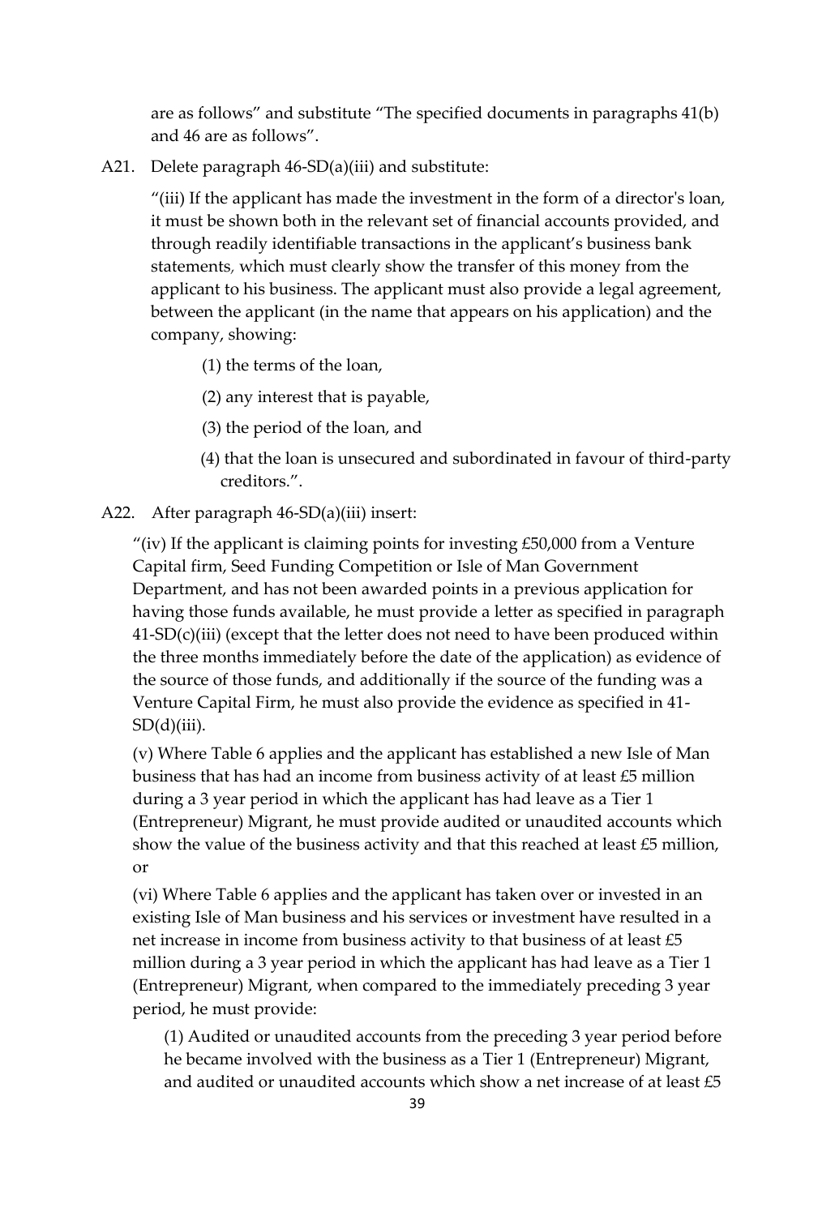are as follows" and substitute "The specified documents in paragraphs 41(b) and 46 are as follows".

A21. Delete paragraph 46-SD(a)(iii) and substitute:

"(iii) If the applicant has made the investment in the form of a director's loan, it must be shown both in the relevant set of financial accounts provided, and through readily identifiable transactions in the applicant's business bank statements, which must clearly show the transfer of this money from the applicant to his business. The applicant must also provide a legal agreement, between the applicant (in the name that appears on his application) and the company, showing:

(1) the terms of the loan,

(2) any interest that is payable,

(3) the period of the loan, and

(4) that the loan is unsecured and subordinated in favour of third-party creditors.".

A22. After paragraph 46-SD(a)(iii) insert:

"(iv) If the applicant is claiming points for investing £50,000 from a Venture Capital firm, Seed Funding Competition or Isle of Man Government Department, and has not been awarded points in a previous application for having those funds available, he must provide a letter as specified in paragraph 41-SD(c)(iii) (except that the letter does not need to have been produced within the three months immediately before the date of the application) as evidence of the source of those funds, and additionally if the source of the funding was a Venture Capital Firm, he must also provide the evidence as specified in 41-SD(d)(iii).

(v) Where Table 6 applies and the applicant has established a new Isle of Man business that has had an income from business activity of at least £5 million during a 3 year period in which the applicant has had leave as a Tier 1 (Entrepreneur) Migrant, he must provide audited or unaudited accounts which show the value of the business activity and that this reached at least £5 million, or

(vi) Where Table 6 applies and the applicant has taken over or invested in an existing Isle of Man business and his services or investment have resulted in a net increase in income from business activity to that business of at least £5 million during a 3 year period in which the applicant has had leave as a Tier 1 (Entrepreneur) Migrant, when compared to the immediately preceding 3 year period, he must provide:

(1) Audited or unaudited accounts from the preceding 3 year period before he became involved with the business as a Tier 1 (Entrepreneur) Migrant, and audited or unaudited accounts which show a net increase of at least £5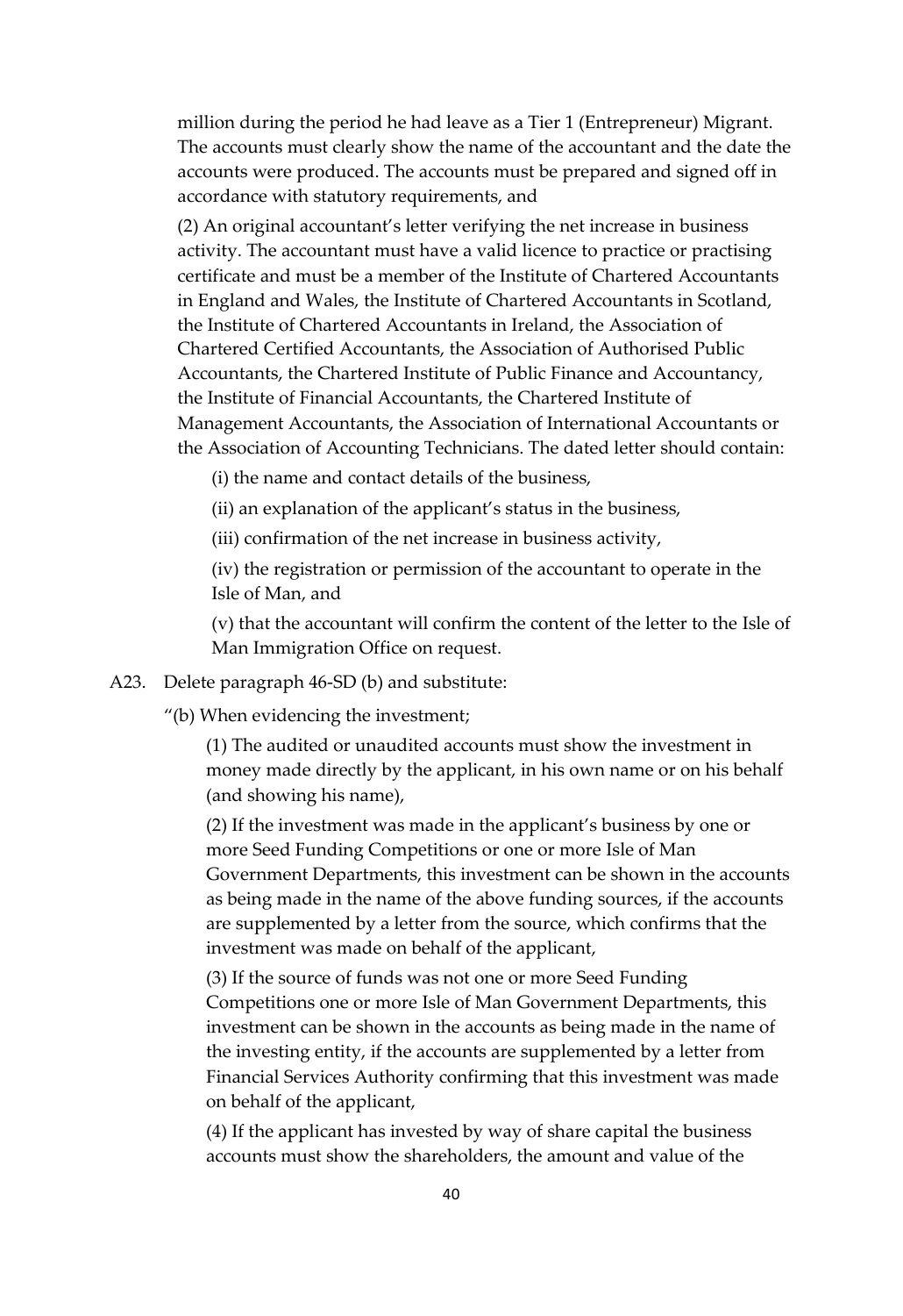million during the period he had leave as a Tier 1 (Entrepreneur) Migrant. The accounts must clearly show the name of the accountant and the date the accounts were produced. The accounts must be prepared and signed off in accordance with statutory requirements, and

(2) An original accountant's letter verifying the net increase in business activity. The accountant must have a valid licence to practice or practising certificate and must be a member of the Institute of Chartered Accountants in England and Wales, the Institute of Chartered Accountants in Scotland, the Institute of Chartered Accountants in Ireland, the Association of Chartered Certified Accountants, the Association of Authorised Public Accountants, the Chartered Institute of Public Finance and Accountancy, the Institute of Financial Accountants, the Chartered Institute of Management Accountants, the Association of International Accountants or the Association of Accounting Technicians. The dated letter should contain:

(i) the name and contact details of the business,

(ii) an explanation of the applicant's status in the business,

(iii) confirmation of the net increase in business activity,

(iv) the registration or permission of the accountant to operate in the Isle of Man, and

(v) that the accountant will confirm the content of the letter to the Isle of Man Immigration Office on request.

A23. Delete paragraph 46-SD (b) and substitute:

"(b) When evidencing the investment;

(1) The audited or unaudited accounts must show the investment in money made directly by the applicant, in his own name or on his behalf (and showing his name),

(2) If the investment was made in the applicant's business by one or more Seed Funding Competitions or one or more Isle of Man Government Departments, this investment can be shown in the accounts as being made in the name of the above funding sources, if the accounts are supplemented by a letter from the source, which confirms that the investment was made on behalf of the applicant,

(3) If the source of funds was not one or more Seed Funding Competitions one or more Isle of Man Government Departments, this investment can be shown in the accounts as being made in the name of the investing entity, if the accounts are supplemented by a letter from Financial Services Authority confirming that this investment was made on behalf of the applicant,

(4) If the applicant has invested by way of share capital the business accounts must show the shareholders, the amount and value of the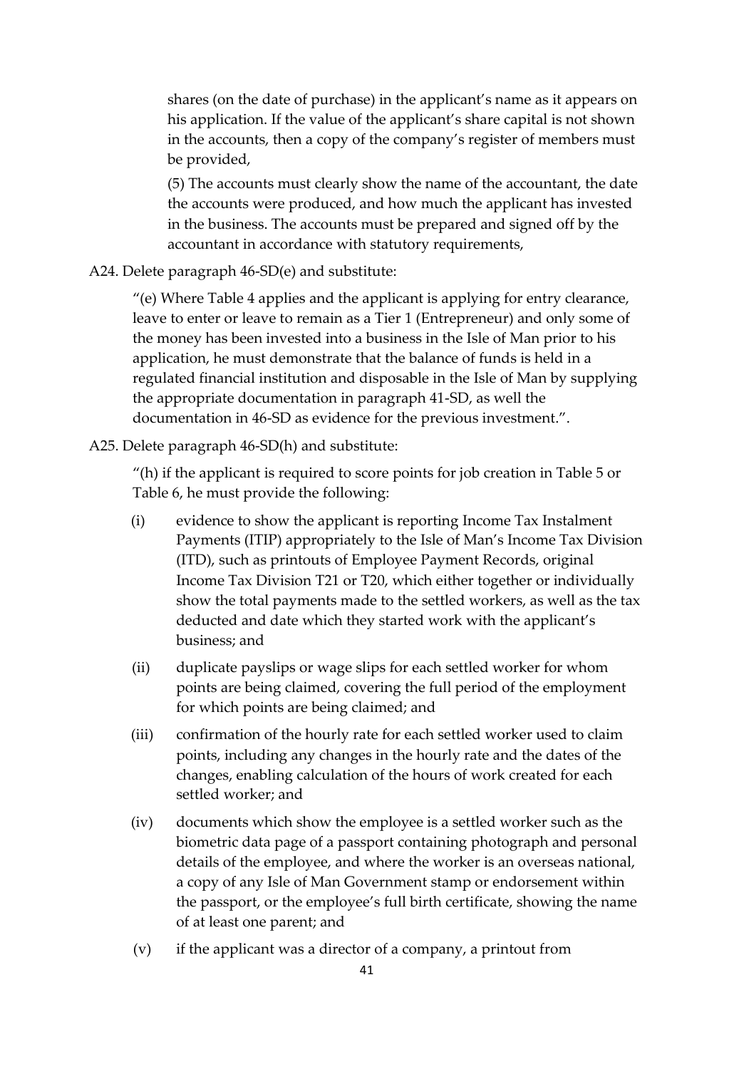shares (on the date of purchase) in the applicant's name as it appears on his application. If the value of the applicant's share capital is not shown in the accounts, then a copy of the company's register of members must be provided,

(5) The accounts must clearly show the name of the accountant, the date the accounts were produced, and how much the applicant has invested in the business. The accounts must be prepared and signed off by the accountant in accordance with statutory requirements,

A24. Delete paragraph 46-SD(e) and substitute:

"(e) Where Table 4 applies and the applicant is applying for entry clearance, leave to enter or leave to remain as a Tier 1 (Entrepreneur) and only some of the money has been invested into a business in the Isle of Man prior to his application, he must demonstrate that the balance of funds is held in a regulated financial institution and disposable in the Isle of Man by supplying the appropriate documentation in paragraph 41-SD, as well the documentation in 46-SD as evidence for the previous investment.".

A25. Delete paragraph 46-SD(h) and substitute:

"(h) if the applicant is required to score points for job creation in Table 5 or Table 6, he must provide the following:

(i) evidence to show the applicant is reporting Income Tax Instalment Payments (ITIP) appropriately to the Isle of Man's Income Tax Division (ITD), such as printouts of Employee Payment Records, original Income Tax Division T21 or T20, which either together or individually show the total payments made to the settled workers, as well as the tax deducted and date which they started work with the applicant's business; and

(ii) duplicate payslips or wage slips for each settled worker for whom points are being claimed, covering the full period of the employment for which points are being claimed; and

(iii) confirmation of the hourly rate for each settled worker used to claim points, including any changes in the hourly rate and the dates of the changes, enabling calculation of the hours of work created for each settled worker; and

(iv) documents which show the employee is a settled worker such as the biometric data page of a passport containing photograph and personal details of the employee, and where the worker is an overseas national, a copy of any Isle of Man Government stamp or endorsement within the passport, or the employee's full birth certificate, showing the name of at least one parent; and

(v) if the applicant was a director of a company, a printout from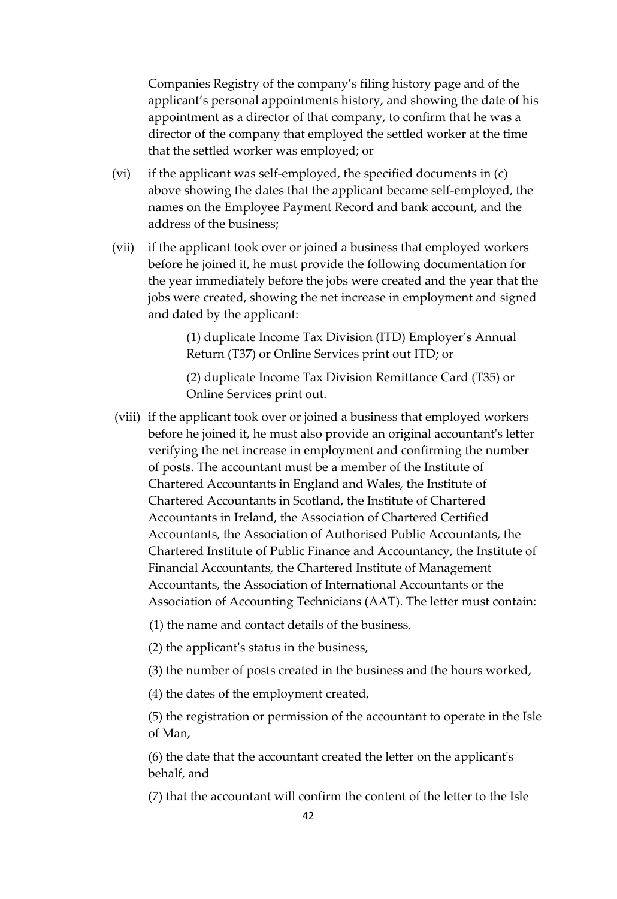Companies Registry of the company's filing history page and of the applicant's personal appointments history, and showing the date of his appointment as a director of that company, to confirm that he was a director of the company that employed the settled worker at the time that the settled worker was employed; or

(vi) if the applicant was self-employed, the specified documents in (c) above showing the dates that the applicant became self-employed, the names on the Employee Payment Record and bank account, and the address of the business;

(vii) if the applicant took over or joined a business that employed workers before he joined it, he must provide the following documentation for the year immediately before the jobs were created and the year that the jobs were created, showing the net increase in employment and signed and dated by the applicant:

(1) duplicate Income Tax Division (ITD) Employer's Annual Return (T37) or Online Services print out ITD; or

(2) duplicate Income Tax Division Remittance Card (T35) or Online Services print out.

(viii) if the applicant took over or joined a business that employed workers before he joined it, he must also provide an original accountant's letter verifying the net increase in employment and confirming the number of posts. The accountant must be a member of the Institute of Chartered Accountants in England and Wales, the Institute of Chartered Accountants in Scotland, the Institute of Chartered Accountants in Ireland, the Association of Chartered Certified Accountants, the Association of Authorised Public Accountants, the Chartered Institute of Public Finance and Accountancy, the Institute of Financial Accountants, the Chartered Institute of Management Accountants, the Association of International Accountants or the Association of Accounting Technicians (AAT). The letter must contain:

(1) the name and contact details of the business,

(2) the applicant's status in the business,

(3) the number of posts created in the business and the hours worked,

(4) the dates of the employment created,

(5) the registration or permission of the accountant to operate in the Isle of Man,

(6) the date that the accountant created the letter on the applicant's behalf, and

(7) that the accountant will confirm the content of the letter to the Isle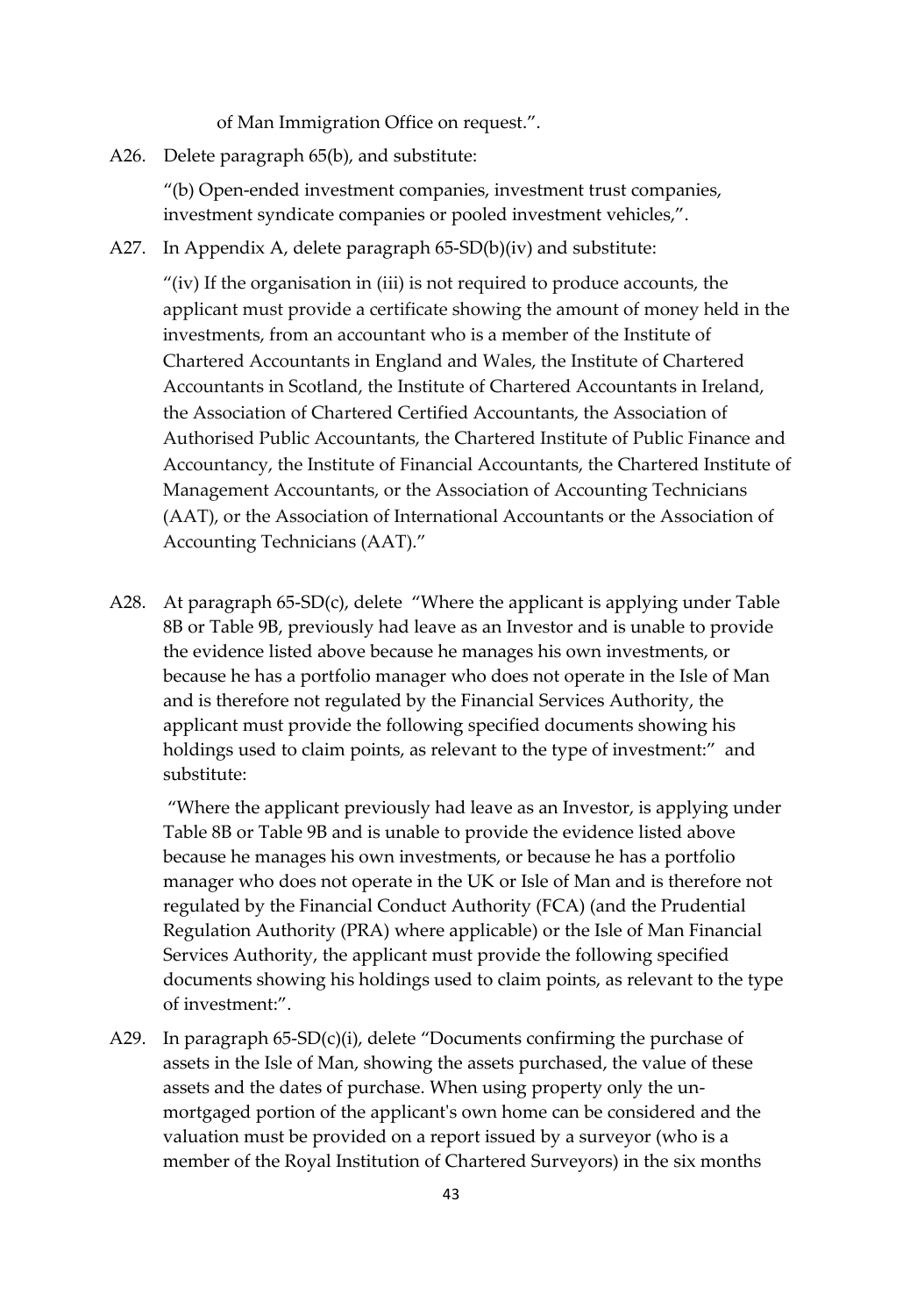of Man Immigration Office on request.".

A26. Delete paragraph 65(b), and substitute:

"(b) Open-ended investment companies, investment trust companies, investment syndicate companies or pooled investment vehicles,".

A27. In Appendix A, delete paragraph 65-SD(b)(iv) and substitute:

"(iv) If the organisation in (iii) is not required to produce accounts, the applicant must provide a certificate showing the amount of money held in the investments, from an accountant who is a member of the Institute of Chartered Accountants in England and Wales, the Institute of Chartered Accountants in Scotland, the Institute of Chartered Accountants in Ireland, the Association of Chartered Certified Accountants, the Association of Authorised Public Accountants, the Chartered Institute of Public Finance and Accountancy, the Institute of Financial Accountants, the Chartered Institute of Management Accountants, or the Association of Accounting Technicians (AAT), or the Association of International Accountants or the Association of Accounting Technicians (AAT)."

A28. At paragraph 65-SD(c), delete "Where the applicant is applying under Table 8B or Table 9B, previously had leave as an Investor and is unable to provide the evidence listed above because he manages his own investments, or because he has a portfolio manager who does not operate in the Isle of Man and is therefore not regulated by the Financial Services Authority, the applicant must provide the following specified documents showing his holdings used to claim points, as relevant to the type of investment:" and substitute:

"Where the applicant previously had leave as an Investor, is applying under Table 8B or Table 9B and is unable to provide the evidence listed above because he manages his own investments, or because he has a portfolio manager who does not operate in the UK or Isle of Man and is therefore not regulated by the Financial Conduct Authority (FCA) (and the Prudential Regulation Authority (PRA) where applicable) or the Isle of Man Financial Services Authority, the applicant must provide the following specified documents showing his holdings used to claim points, as relevant to the type of investment:".

A29. In paragraph 65-SD(c)(i), delete "Documents confirming the purchase of assets in the Isle of Man, showing the assets purchased, the value of these assets and the dates of purchase. When using property only the un-mortgaged portion of the applicant's own home can be considered and the valuation must be provided on a report issued by a surveyor (who is a member of the Royal Institution of Chartered Surveyors) in the six months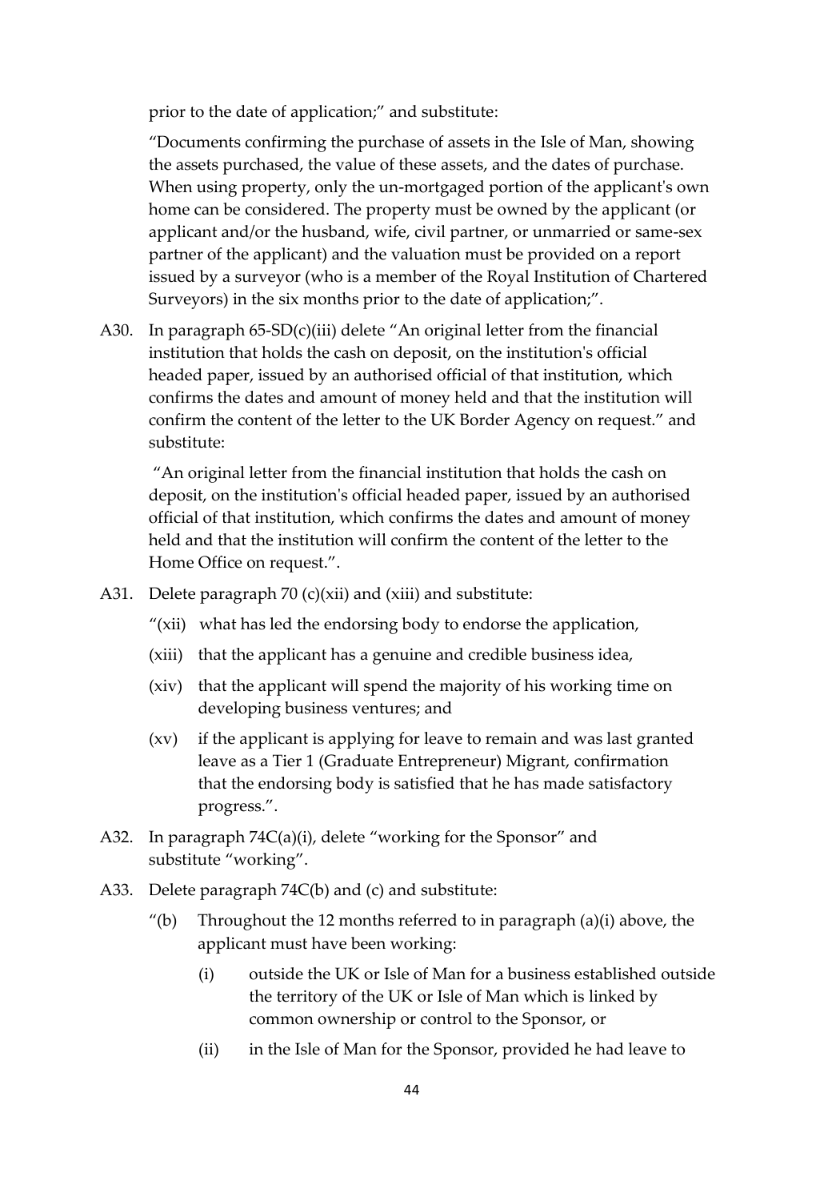prior to the date of application;" and substitute:

"Documents confirming the purchase of assets in the Isle of Man, showing the assets purchased, the value of these assets, and the dates of purchase. When using property, only the un-mortgaged portion of the applicant's own home can be considered. The property must be owned by the applicant (or applicant and/or the husband, wife, civil partner, or unmarried or same-sex partner of the applicant) and the valuation must be provided on a report issued by a surveyor (who is a member of the Royal Institution of Chartered Surveyors) in the six months prior to the date of application;".

A30. In paragraph 65-SD(c)(iii) delete "An original letter from the financial institution that holds the cash on deposit, on the institution's official headed paper, issued by an authorised official of that institution, which confirms the dates and amount of money held and that the institution will confirm the content of the letter to the UK Border Agency on request." and substitute:

"An original letter from the financial institution that holds the cash on deposit, on the institution's official headed paper, issued by an authorised official of that institution, which confirms the dates and amount of money held and that the institution will confirm the content of the letter to the Home Office on request.".

A31. Delete paragraph 70 (c)(xii) and (xiii) and substitute:

"(xii) what has led the endorsing body to endorse the application,

(xiii) that the applicant has a genuine and credible business idea,

(xiv) that the applicant will spend the majority of his working time on developing business ventures; and

(xv) if the applicant is applying for leave to remain and was last granted leave as a Tier 1 (Graduate Entrepreneur) Migrant, confirmation that the endorsing body is satisfied that he has made satisfactory progress.".

A32. In paragraph 74C(a)(i), delete "working for the Sponsor" and substitute "working".

A33. Delete paragraph 74C(b) and (c) and substitute:

"(b) Throughout the 12 months referred to in paragraph (a)(i) above, the applicant must have been working:

(i) outside the UK or Isle of Man for a business established outside the territory of the UK or Isle of Man which is linked by common ownership or control to the Sponsor, or

(ii) in the Isle of Man for the Sponsor, provided he had leave to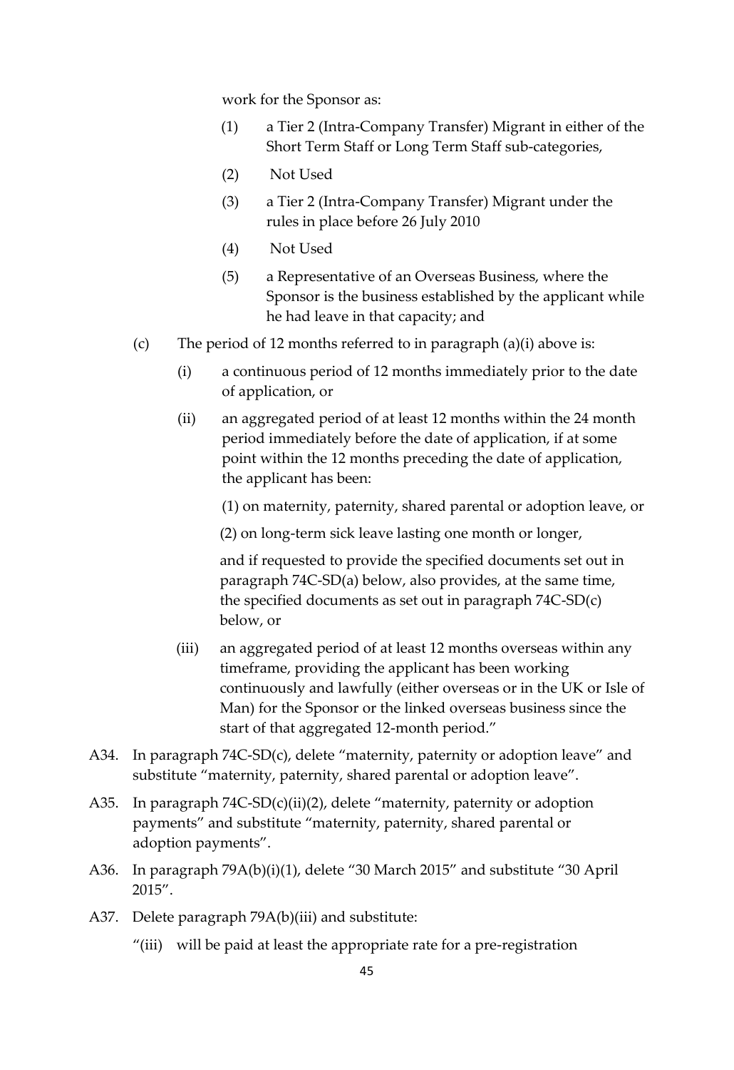work for the Sponsor as:

(1) a Tier 2 (Intra-Company Transfer) Migrant in either of the Short Term Staff or Long Term Staff sub-categories,

(2) Not Used

(3) a Tier 2 (Intra-Company Transfer) Migrant under the rules in place before 26 July 2010

(4) Not Used

(5) a Representative of an Overseas Business, where the Sponsor is the business established by the applicant while he had leave in that capacity; and

(c) The period of 12 months referred to in paragraph (a)(i) above is:

(i) a continuous period of 12 months immediately prior to the date of application, or

(ii) an aggregated period of at least 12 months within the 24 month period immediately before the date of application, if at some point within the 12 months preceding the date of application, the applicant has been:

(1) on maternity, paternity, shared parental or adoption leave, or

(2) on long-term sick leave lasting one month or longer,

and if requested to provide the specified documents set out in paragraph 74C-SD(a) below, also provides, at the same time, the specified documents as set out in paragraph 74C-SD(c) below, or

(iii) an aggregated period of at least 12 months overseas within any timeframe, providing the applicant has been working continuously and lawfully (either overseas or in the UK or Isle of Man) for the Sponsor or the linked overseas business since the start of that aggregated 12-month period."

A34. In paragraph 74C-SD(c), delete "maternity, paternity or adoption leave" and substitute "maternity, paternity, shared parental or adoption leave".

A35. In paragraph 74C-SD(c)(ii)(2), delete "maternity, paternity or adoption payments" and substitute "maternity, paternity, shared parental or adoption payments".

A36. In paragraph 79A(b)(i)(1), delete "30 March 2015" and substitute "30 April 2015".

A37. Delete paragraph 79A(b)(iii) and substitute:

"(iii) will be paid at least the appropriate rate for a pre-registration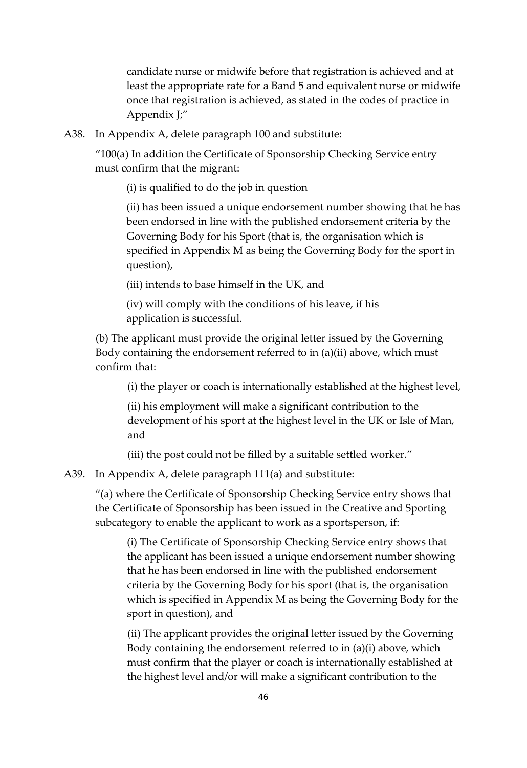candidate nurse or midwife before that registration is achieved and at least the appropriate rate for a Band 5 and equivalent nurse or midwife once that registration is achieved, as stated in the codes of practice in Appendix J;"

A38. In Appendix A, delete paragraph 100 and substitute:

"100(a) In addition the Certificate of Sponsorship Checking Service entry must confirm that the migrant:

(i) is qualified to do the job in question

(ii) has been issued a unique endorsement number showing that he has been endorsed in line with the published endorsement criteria by the Governing Body for his Sport (that is, the organisation which is specified in Appendix M as being the Governing Body for the sport in question),

(iii) intends to base himself in the UK, and

(iv) will comply with the conditions of his leave, if his application is successful.

(b) The applicant must provide the original letter issued by the Governing Body containing the endorsement referred to in (a)(ii) above, which must confirm that:

(i) the player or coach is internationally established at the highest level,

(ii) his employment will make a significant contribution to the development of his sport at the highest level in the UK or Isle of Man, and

(iii) the post could not be filled by a suitable settled worker."

A39. In Appendix A, delete paragraph 111(a) and substitute:

"(a) where the Certificate of Sponsorship Checking Service entry shows that the Certificate of Sponsorship has been issued in the Creative and Sporting subcategory to enable the applicant to work as a sportsperson, if:

(i) The Certificate of Sponsorship Checking Service entry shows that the applicant has been issued a unique endorsement number showing that he has been endorsed in line with the published endorsement criteria by the Governing Body for his sport (that is, the organisation which is specified in Appendix M as being the Governing Body for the sport in question), and

(ii) The applicant provides the original letter issued by the Governing Body containing the endorsement referred to in (a)(i) above, which must confirm that the player or coach is internationally established at the highest level and/or will make a significant contribution to the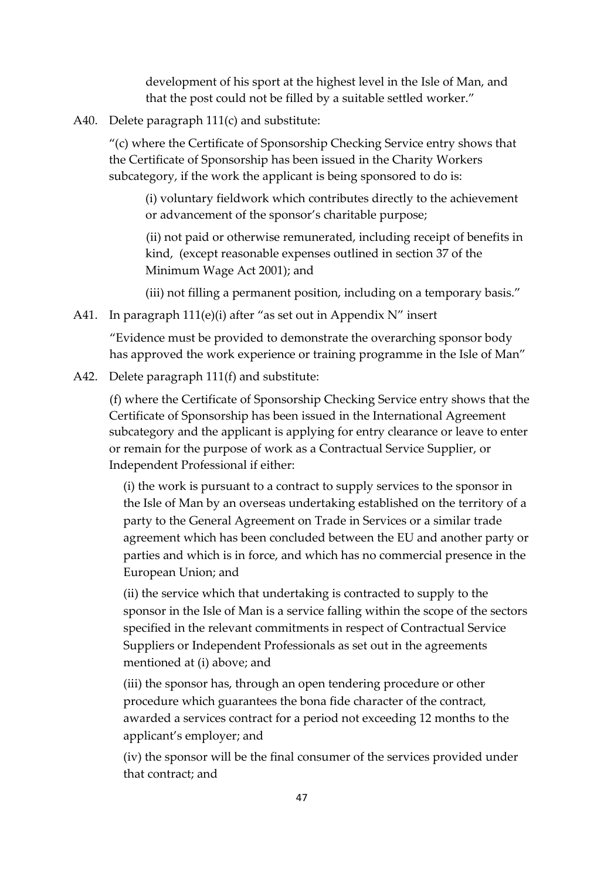development of his sport at the highest level in the Isle of Man, and that the post could not be filled by a suitable settled worker."

A40. Delete paragraph 111(c) and substitute:

"(c) where the Certificate of Sponsorship Checking Service entry shows that the Certificate of Sponsorship has been issued in the Charity Workers subcategory, if the work the applicant is being sponsored to do is:

(i) voluntary fieldwork which contributes directly to the achievement or advancement of the sponsor's charitable purpose;

(ii) not paid or otherwise remunerated, including receipt of benefits in kind, (except reasonable expenses outlined in section 37 of the Minimum Wage Act 2001); and

(iii) not filling a permanent position, including on a temporary basis."

A41. In paragraph 111(e)(i) after "as set out in Appendix N" insert

"Evidence must be provided to demonstrate the overarching sponsor body has approved the work experience or training programme in the Isle of Man"

A42. Delete paragraph 111(f) and substitute:

(f) where the Certificate of Sponsorship Checking Service entry shows that the Certificate of Sponsorship has been issued in the International Agreement subcategory and the applicant is applying for entry clearance or leave to enter or remain for the purpose of work as a Contractual Service Supplier, or Independent Professional if either:

(i) the work is pursuant to a contract to supply services to the sponsor in the Isle of Man by an overseas undertaking established on the territory of a party to the General Agreement on Trade in Services or a similar trade agreement which has been concluded between the EU and another party or parties and which is in force, and which has no commercial presence in the European Union; and

(ii) the service which that undertaking is contracted to supply to the sponsor in the Isle of Man is a service falling within the scope of the sectors specified in the relevant commitments in respect of Contractual Service Suppliers or Independent Professionals as set out in the agreements mentioned at (i) above; and

(iii) the sponsor has, through an open tendering procedure or other procedure which guarantees the bona fide character of the contract, awarded a services contract for a period not exceeding 12 months to the applicant's employer; and

(iv) the sponsor will be the final consumer of the services provided under that contract; and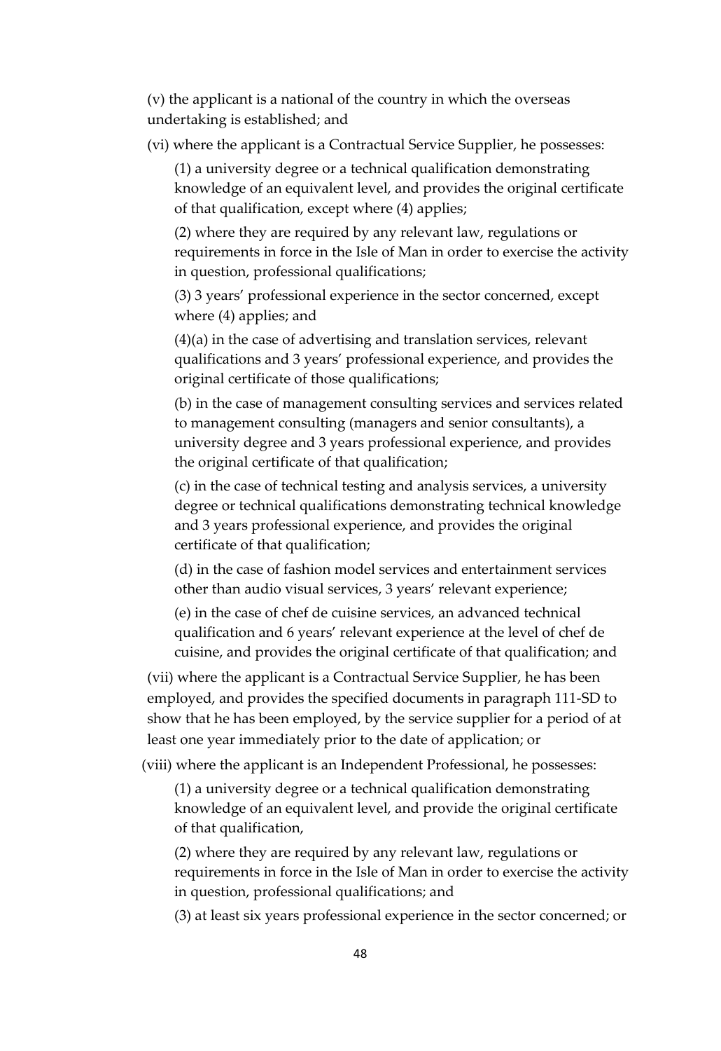(v) the applicant is a national of the country in which the overseas undertaking is established; and

(vi) where the applicant is a Contractual Service Supplier, he possesses:

(1) a university degree or a technical qualification demonstrating knowledge of an equivalent level, and provides the original certificate of that qualification, except where (4) applies;

(2) where they are required by any relevant law, regulations or requirements in force in the Isle of Man in order to exercise the activity in question, professional qualifications;

(3) 3 years' professional experience in the sector concerned, except where (4) applies; and

(4)(a) in the case of advertising and translation services, relevant qualifications and 3 years' professional experience, and provides the original certificate of those qualifications;

(b) in the case of management consulting services and services related to management consulting (managers and senior consultants), a university degree and 3 years professional experience, and provides the original certificate of that qualification;

(c) in the case of technical testing and analysis services, a university degree or technical qualifications demonstrating technical knowledge and 3 years professional experience, and provides the original certificate of that qualification;

(d) in the case of fashion model services and entertainment services other than audio visual services, 3 years' relevant experience;

(e) in the case of chef de cuisine services, an advanced technical qualification and 6 years' relevant experience at the level of chef de cuisine, and provides the original certificate of that qualification; and

(vii) where the applicant is a Contractual Service Supplier, he has been employed, and provides the specified documents in paragraph 111-SD to show that he has been employed, by the service supplier for a period of at least one year immediately prior to the date of application; or

(viii) where the applicant is an Independent Professional, he possesses:

(1) a university degree or a technical qualification demonstrating knowledge of an equivalent level, and provide the original certificate of that qualification,

(2) where they are required by any relevant law, regulations or requirements in force in the Isle of Man in order to exercise the activity in question, professional qualifications; and

(3) at least six years professional experience in the sector concerned; or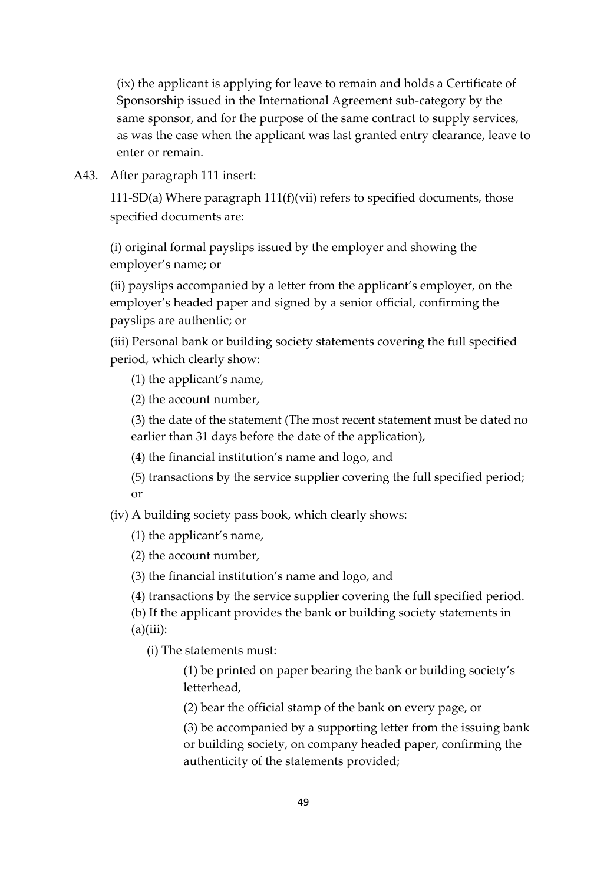(ix) the applicant is applying for leave to remain and holds a Certificate of Sponsorship issued in the International Agreement sub-category by the same sponsor, and for the purpose of the same contract to supply services, as was the case when the applicant was last granted entry clearance, leave to enter or remain.

A43. After paragraph 111 insert:

111-SD(a) Where paragraph 111(f)(vii) refers to specified documents, those specified documents are:

(i) original formal payslips issued by the employer and showing the employer's name; or

(ii) payslips accompanied by a letter from the applicant's employer, on the employer's headed paper and signed by a senior official, confirming the payslips are authentic; or

(iii) Personal bank or building society statements covering the full specified period, which clearly show:

(1) the applicant's name,

(2) the account number,

(3) the date of the statement (The most recent statement must be dated no earlier than 31 days before the date of the application),

(4) the financial institution's name and logo, and

(5) transactions by the service supplier covering the full specified period; or

(iv) A building society pass book, which clearly shows:

(1) the applicant's name,

(2) the account number,

(3) the financial institution's name and logo, and

(4) transactions by the service supplier covering the full specified period.

(b) If the applicant provides the bank or building society statements in (a)(iii):

(i) The statements must:

(1) be printed on paper bearing the bank or building society's letterhead,

(2) bear the official stamp of the bank on every page, or

(3) be accompanied by a supporting letter from the issuing bank or building society, on company headed paper, confirming the authenticity of the statements provided;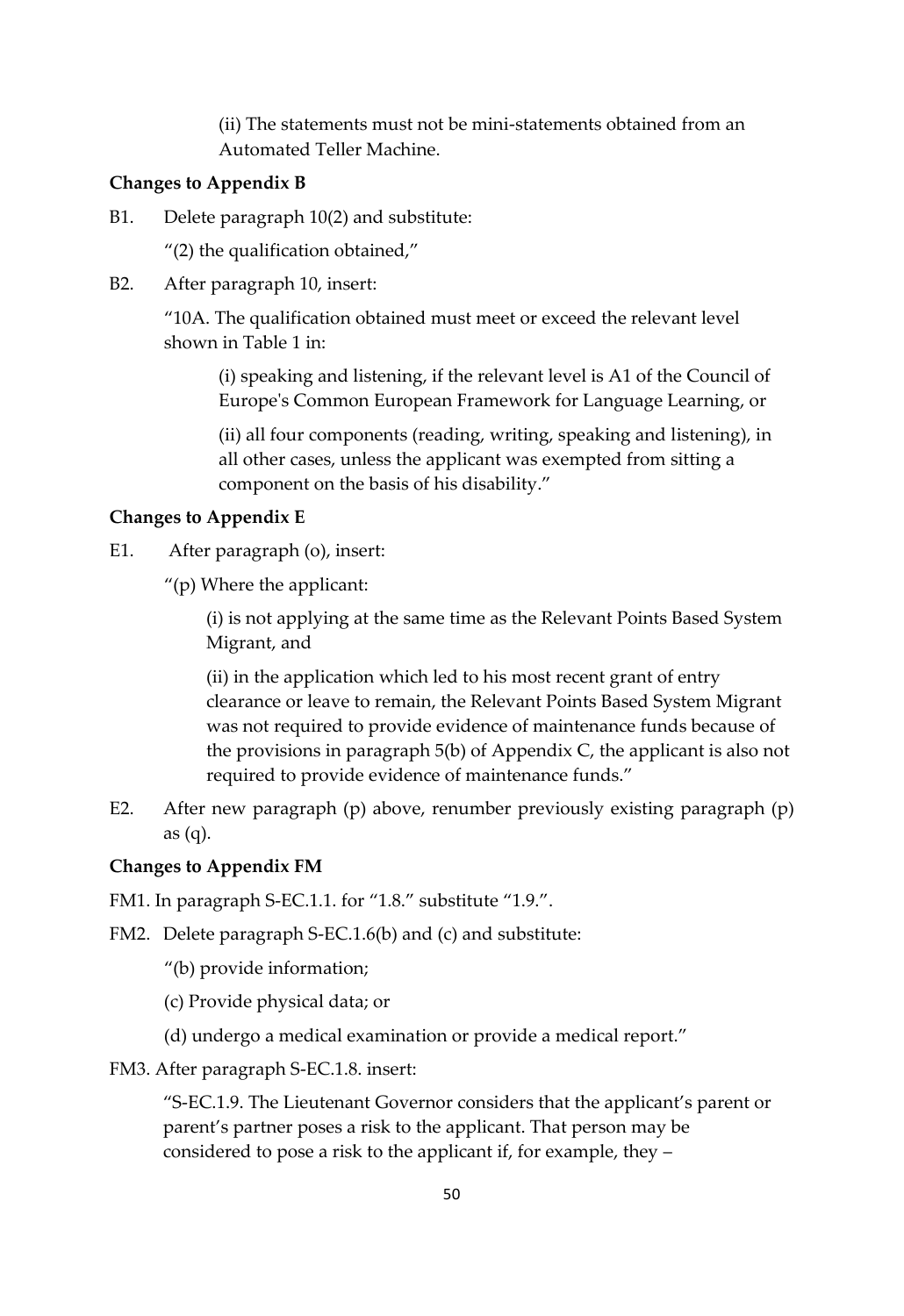(ii) The statements must not be mini-statements obtained from an Automated Teller Machine.

**Changes to Appendix B**

B1. Delete paragraph 10(2) and substitute:

"(2) the qualification obtained,"

B2. After paragraph 10, insert:

"10A. The qualification obtained must meet or exceed the relevant level shown in Table 1 in:

(i) speaking and listening, if the relevant level is A1 of the Council of Europe's Common European Framework for Language Learning, or

(ii) all four components (reading, writing, speaking and listening), in all other cases, unless the applicant was exempted from sitting a component on the basis of his disability."

**Changes to Appendix E**

E1. After paragraph (o), insert:

"(p) Where the applicant:

(i) is not applying at the same time as the Relevant Points Based System Migrant, and

(ii) in the application which led to his most recent grant of entry clearance or leave to remain, the Relevant Points Based System Migrant was not required to provide evidence of maintenance funds because of the provisions in paragraph 5(b) of Appendix C, the applicant is also not required to provide evidence of maintenance funds."

E2. After new paragraph (p) above, renumber previously existing paragraph (p) as (q).

**Changes to Appendix FM**

FM1. In paragraph S-EC.1.1. for "1.8." substitute "1.9.".

FM2. Delete paragraph S-EC.1.6(b) and (c) and substitute:

"(b) provide information;

(c) Provide physical data; or

(d) undergo a medical examination or provide a medical report."

FM3. After paragraph S-EC.1.8. insert:

"S-EC.1.9. The Lieutenant Governor considers that the applicant's parent or parent's partner poses a risk to the applicant. That person may be considered to pose a risk to the applicant if, for example, they –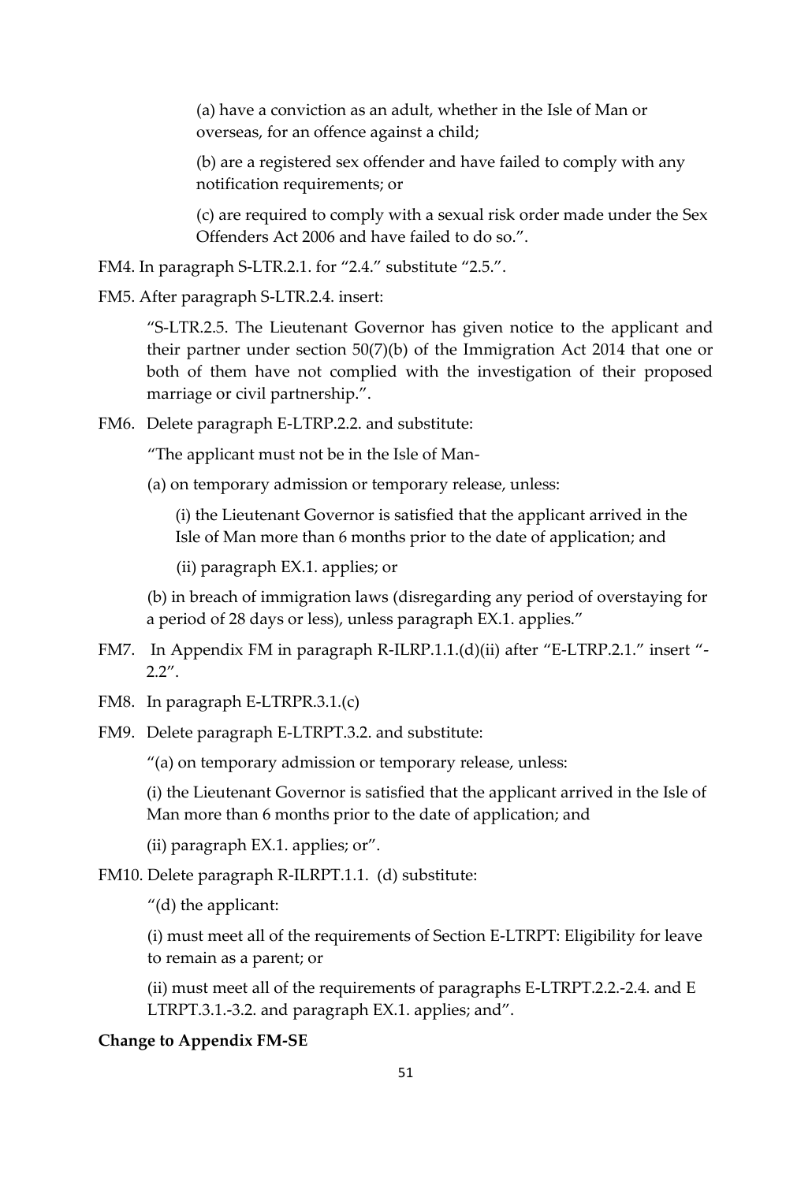(a) have a conviction as an adult, whether in the Isle of Man or overseas, for an offence against a child;

(b) are a registered sex offender and have failed to comply with any notification requirements; or

(c) are required to comply with a sexual risk order made under the Sex Offenders Act 2006 and have failed to do so.".

FM4. In paragraph S-LTR.2.1. for "2.4." substitute "2.5.".

FM5. After paragraph S-LTR.2.4. insert:

"S-LTR.2.5. The Lieutenant Governor has given notice to the applicant and their partner under section 50(7)(b) of the Immigration Act 2014 that one or both of them have not complied with the investigation of their proposed marriage or civil partnership.".

FM6. Delete paragraph E-LTRP.2.2. and substitute:

"The applicant must not be in the Isle of Man-

(a) on temporary admission or temporary release, unless:

(i) the Lieutenant Governor is satisfied that the applicant arrived in the Isle of Man more than 6 months prior to the date of application; and

(ii) paragraph EX.1. applies; or

(b) in breach of immigration laws (disregarding any period of overstaying for a period of 28 days or less), unless paragraph EX.1. applies."

FM7. In Appendix FM in paragraph R-ILRP.1.1.(d)(ii) after "E-LTRP.2.1." insert "-2.2".

FM8. In paragraph E-LTRPR.3.1.(c)

FM9. Delete paragraph E-LTRPT.3.2. and substitute:

"(a) on temporary admission or temporary release, unless:

(i) the Lieutenant Governor is satisfied that the applicant arrived in the Isle of Man more than 6 months prior to the date of application; and

(ii) paragraph EX.1. applies; or".

FM10. Delete paragraph R-ILRPT.1.1. (d) substitute:

"(d) the applicant:

(i) must meet all of the requirements of Section E-LTRPT: Eligibility for leave to remain as a parent; or

(ii) must meet all of the requirements of paragraphs E-LTRPT.2.2.-2.4. and E LTRPT.3.1.-3.2. and paragraph EX.1. applies; and".

**Change to Appendix FM-SE**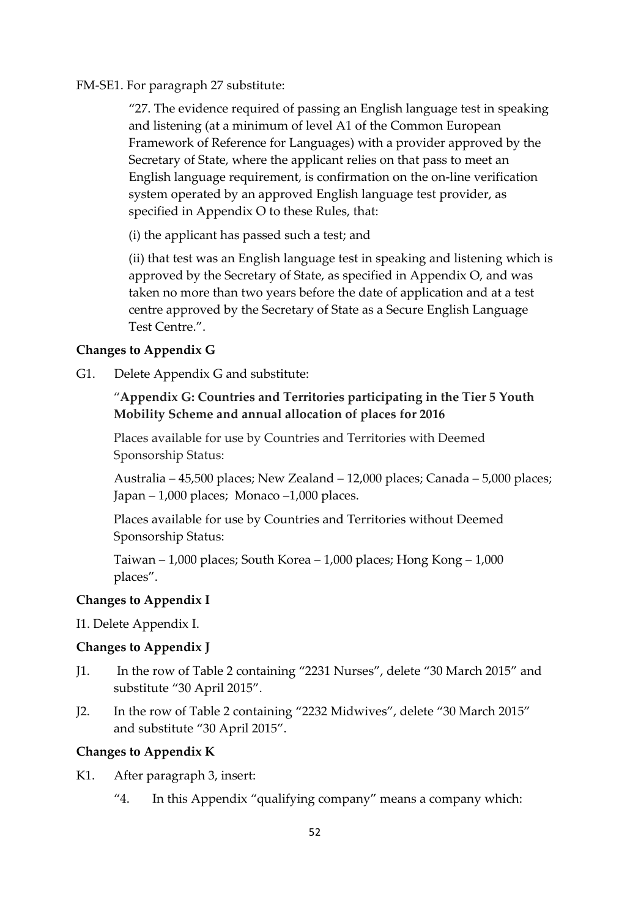FM-SE1. For paragraph 27 substitute:

> "27. The evidence required of passing an English language test in speaking and listening (at a minimum of level A1 of the Common European Framework of Reference for Languages) with a provider approved by the Secretary of State, where the applicant relies on that pass to meet an English language requirement, is confirmation on the on-line verification system operated by an approved English language test provider, as specified in Appendix O to these Rules, that:
>
> (i) the applicant has passed such a test; and
>
> (ii) that test was an English language test in speaking and listening which is approved by the Secretary of State, as specified in Appendix O, and was taken no more than two years before the date of application and at a test centre approved by the Secretary of State as a Secure English Language Test Centre.".

**Changes to Appendix G**

G1. Delete Appendix G and substitute:

> "**Appendix G: Countries and Territories participating in the Tier 5 Youth Mobility Scheme and annual allocation of places for 2016**
>
> Places available for use by Countries and Territories with Deemed Sponsorship Status:
>
> Australia – 45,500 places; New Zealand – 12,000 places; Canada – 5,000 places; Japan – 1,000 places; Monaco –1,000 places.
>
> Places available for use by Countries and Territories without Deemed Sponsorship Status:
>
> Taiwan – 1,000 places; South Korea – 1,000 places; Hong Kong – 1,000 places".

**Changes to Appendix I**

I1. Delete Appendix I.

**Changes to Appendix J**

J1. In the row of Table 2 containing "2231 Nurses", delete "30 March 2015" and substitute "30 April 2015".

J2. In the row of Table 2 containing "2232 Midwives", delete "30 March 2015" and substitute "30 April 2015".

**Changes to Appendix K**

K1. After paragraph 3, insert:

> "4. In this Appendix "qualifying company" means a company which: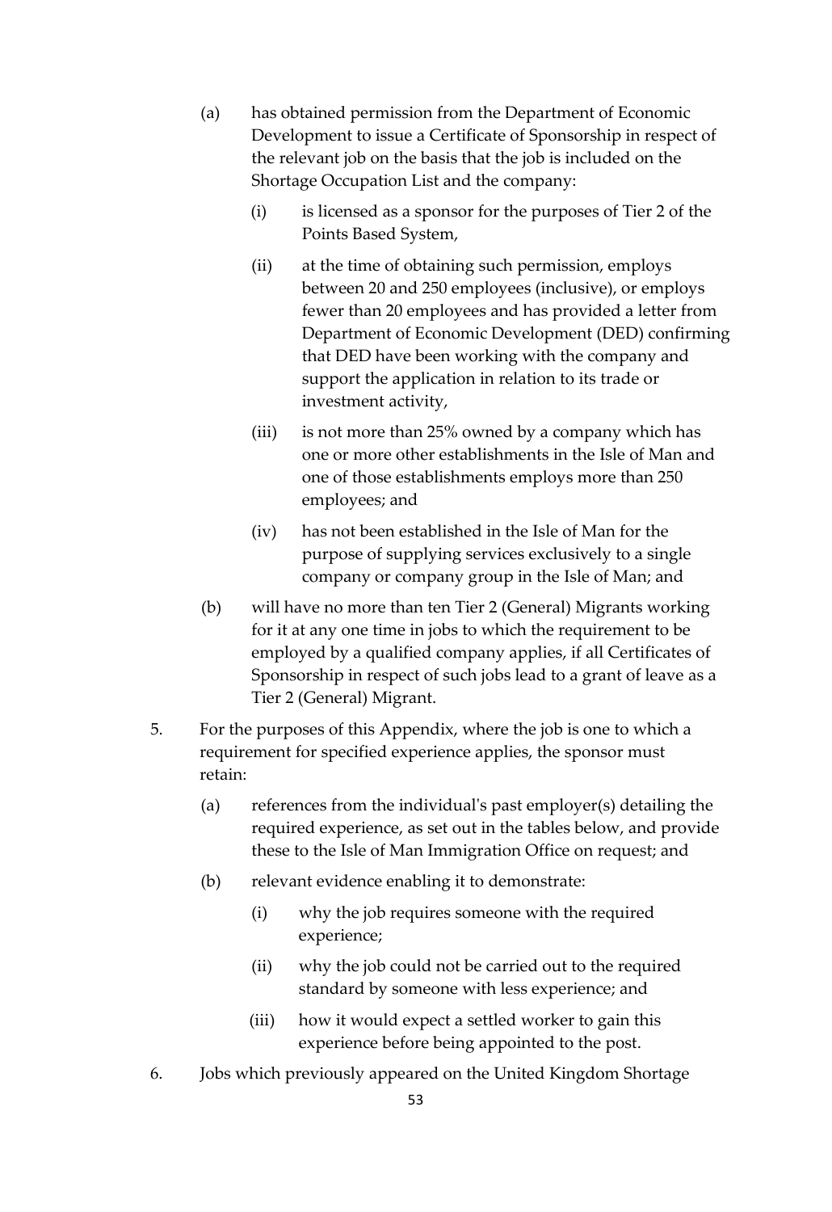(a) has obtained permission from the Department of Economic Development to issue a Certificate of Sponsorship in respect of the relevant job on the basis that the job is included on the Shortage Occupation List and the company:

  (i) is licensed as a sponsor for the purposes of Tier 2 of the Points Based System,

  (ii) at the time of obtaining such permission, employs between 20 and 250 employees (inclusive), or employs fewer than 20 employees and has provided a letter from Department of Economic Development (DED) confirming that DED have been working with the company and support the application in relation to its trade or investment activity,

  (iii) is not more than 25% owned by a company which has one or more other establishments in the Isle of Man and one of those establishments employs more than 250 employees; and

  (iv) has not been established in the Isle of Man for the purpose of supplying services exclusively to a single company or company group in the Isle of Man; and

(b) will have no more than ten Tier 2 (General) Migrants working for it at any one time in jobs to which the requirement to be employed by a qualified company applies, if all Certificates of Sponsorship in respect of such jobs lead to a grant of leave as a Tier 2 (General) Migrant.

5. For the purposes of this Appendix, where the job is one to which a requirement for specified experience applies, the sponsor must retain:

  (a) references from the individual's past employer(s) detailing the required experience, as set out in the tables below, and provide these to the Isle of Man Immigration Office on request; and

  (b) relevant evidence enabling it to demonstrate:

    (i) why the job requires someone with the required experience;

    (ii) why the job could not be carried out to the required standard by someone with less experience; and

    (iii) how it would expect a settled worker to gain this experience before being appointed to the post.

6. Jobs which previously appeared on the United Kingdom Shortage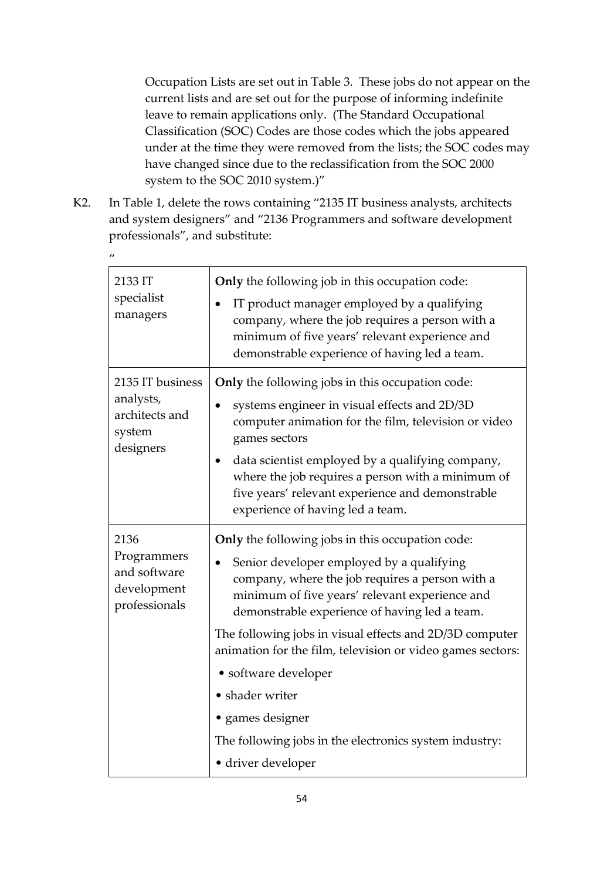Occupation Lists are set out in Table 3. These jobs do not appear on the current lists and are set out for the purpose of informing indefinite leave to remain applications only. (The Standard Occupational Classification (SOC) Codes are those codes which the jobs appeared under at the time they were removed from the lists; the SOC codes may have changed since due to the reclassification from the SOC 2000 system to the SOC 2010 system.)"

K2. In Table 1, delete the rows containing "2135 IT business analysts, architects and system designers" and "2136 Programmers and software development professionals", and substitute:

"

| | |
|---|---|
| 2133 IT specialist managers | **Only** the following job in this occupation code:<br>• IT product manager employed by a qualifying company, where the job requires a person with a minimum of five years' relevant experience and demonstrable experience of having led a team. |
| 2135 IT business analysts, architects and system designers | **Only** the following jobs in this occupation code:<br>• systems engineer in visual effects and 2D/3D computer animation for the film, television or video games sectors<br>• data scientist employed by a qualifying company, where the job requires a person with a minimum of five years' relevant experience and demonstrable experience of having led a team. |
| 2136 Programmers and software development professionals | **Only** the following jobs in this occupation code:<br>• Senior developer employed by a qualifying company, where the job requires a person with a minimum of five years' relevant experience and demonstrable experience of having led a team.<br>The following jobs in visual effects and 2D/3D computer animation for the film, television or video games sectors:<br>• software developer<br>• shader writer<br>• games designer<br>The following jobs in the electronics system industry:<br>• driver developer |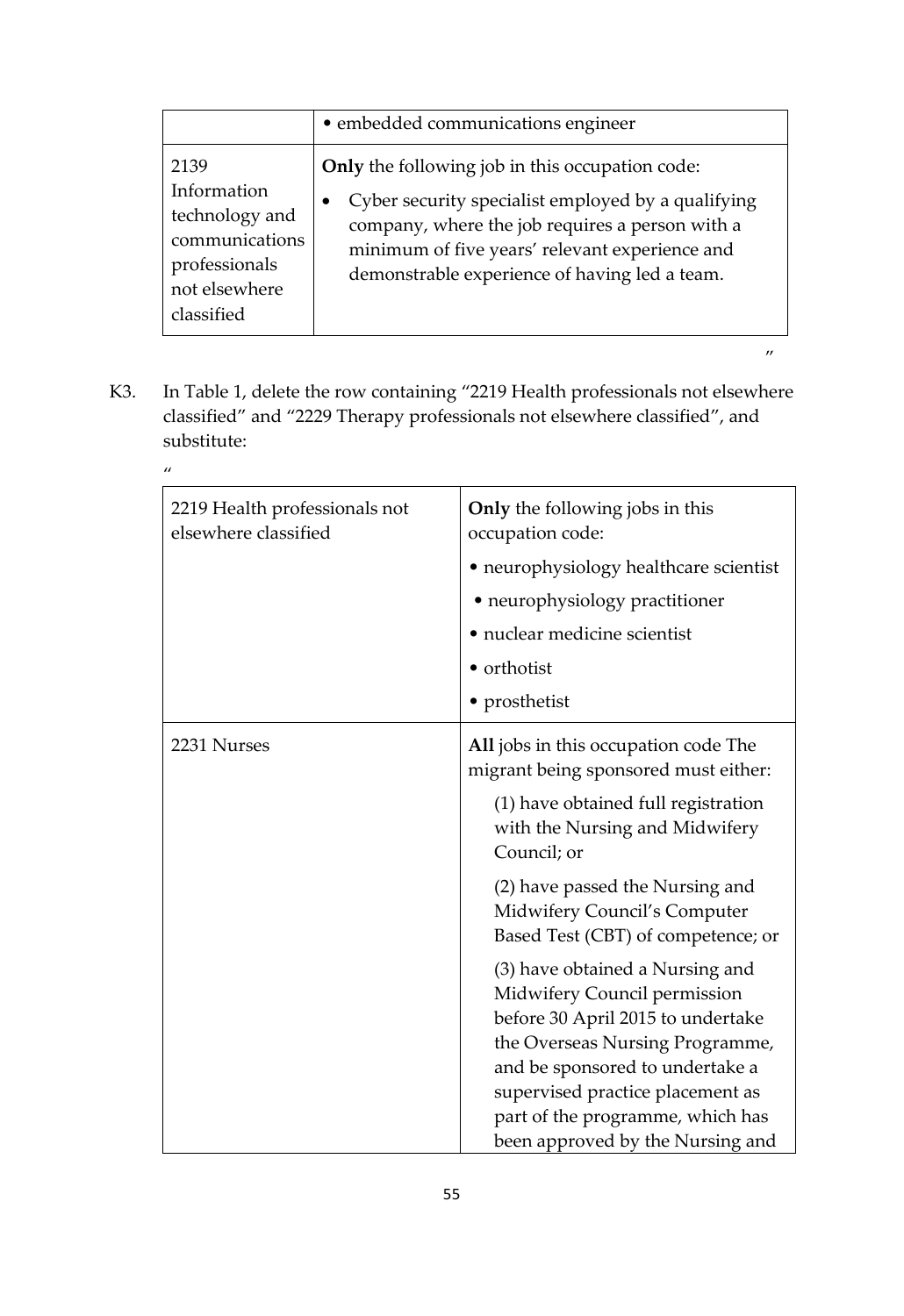| | • embedded communications engineer |
|---|---|
| 2139 Information technology and communications professionals not elsewhere classified | **Only** the following job in this occupation code:<br>• Cyber security specialist employed by a qualifying company, where the job requires a person with a minimum of five years' relevant experience and demonstrable experience of having led a team. |

"

K3. In Table 1, delete the row containing "2219 Health professionals not elsewhere classified" and "2229 Therapy professionals not elsewhere classified", and substitute:

"

| 2219 Health professionals not elsewhere classified | **Only** the following jobs in this occupation code:<br>• neurophysiology healthcare scientist<br>• neurophysiology practitioner<br>• nuclear medicine scientist<br>• orthotist<br>• prosthetist |
|---|---|
| 2231 Nurses | **All** jobs in this occupation code The migrant being sponsored must either:<br>(1) have obtained full registration with the Nursing and Midwifery Council; or<br>(2) have passed the Nursing and Midwifery Council's Computer Based Test (CBT) of competence; or<br>(3) have obtained a Nursing and Midwifery Council permission before 30 April 2015 to undertake the Overseas Nursing Programme, and be sponsored to undertake a supervised practice placement as part of the programme, which has been approved by the Nursing and |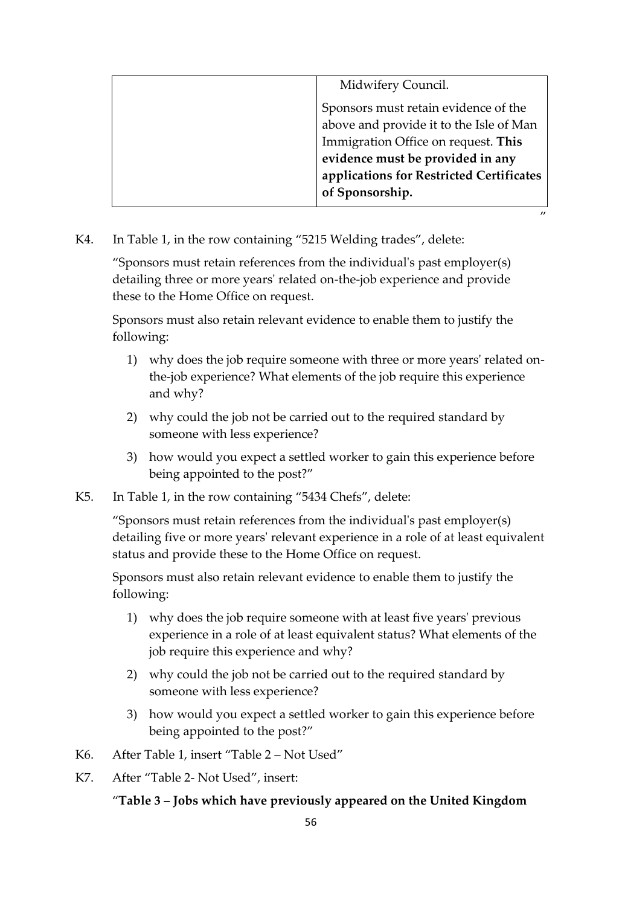| | Midwifery Council.<br><br>Sponsors must retain evidence of the above and provide it to the Isle of Man Immigration Office on request. **This evidence must be provided in any applications for Restricted Certificates of Sponsorship.** |
|---|---|

"

K4. In Table 1, in the row containing "5215 Welding trades", delete:

"Sponsors must retain references from the individual's past employer(s) detailing three or more years' related on-the-job experience and provide these to the Home Office on request.

Sponsors must also retain relevant evidence to enable them to justify the following:

1) why does the job require someone with three or more years' related on-the-job experience? What elements of the job require this experience and why?
2) why could the job not be carried out to the required standard by someone with less experience?
3) how would you expect a settled worker to gain this experience before being appointed to the post?"

K5. In Table 1, in the row containing "5434 Chefs", delete:

"Sponsors must retain references from the individual's past employer(s) detailing five or more years' relevant experience in a role of at least equivalent status and provide these to the Home Office on request.

Sponsors must also retain relevant evidence to enable them to justify the following:

1) why does the job require someone with at least five years' previous experience in a role of at least equivalent status? What elements of the job require this experience and why?
2) why could the job not be carried out to the required standard by someone with less experience?
3) how would you expect a settled worker to gain this experience before being appointed to the post?"

K6. After Table 1, insert "Table 2 – Not Used"

K7. After "Table 2- Not Used", insert:

"**Table 3 – Jobs which have previously appeared on the United Kingdom**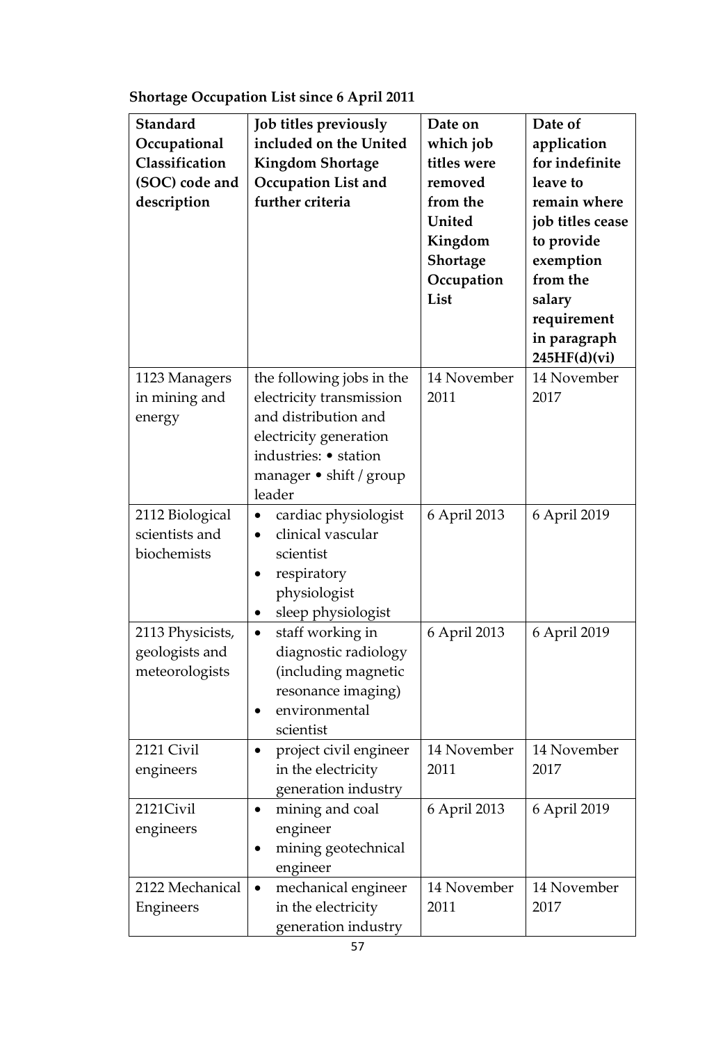**Shortage Occupation List since 6 April 2011**

| Standard Occupational Classification (SOC) code and description | Job titles previously included on the United Kingdom Shortage Occupation List and further criteria | Date on which job titles were removed from the United Kingdom Shortage Occupation List | Date of application for indefinite leave to remain where job titles cease to provide exemption from the salary requirement in paragraph 245HF(d)(vi) |
|---|---|---|---|
| 1123 Managers in mining and energy | the following jobs in the electricity transmission and distribution and electricity generation industries: • station manager • shift / group leader | 14 November 2011 | 14 November 2017 |
| 2112 Biological scientists and biochemists | • cardiac physiologist<br>• clinical vascular scientist<br>• respiratory physiologist<br>• sleep physiologist | 6 April 2013 | 6 April 2019 |
| 2113 Physicists, geologists and meteorologists | • staff working in diagnostic radiology (including magnetic resonance imaging)<br>• environmental scientist | 6 April 2013 | 6 April 2019 |
| 2121 Civil engineers | • project civil engineer in the electricity generation industry | 14 November 2011 | 14 November 2017 |
| 2121Civil engineers | • mining and coal engineer<br>• mining geotechnical engineer | 6 April 2013 | 6 April 2019 |
| 2122 Mechanical Engineers | • mechanical engineer in the electricity generation industry | 14 November 2011 | 14 November 2017 |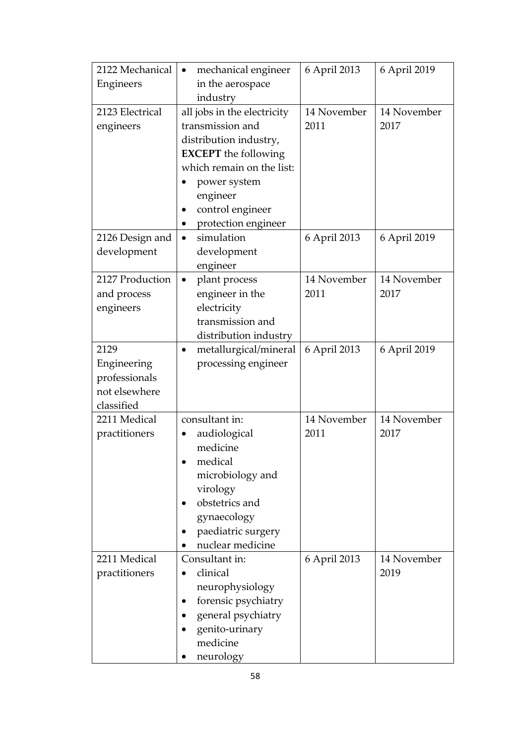| | | | |
|---|---|---|---|
| 2122 Mechanical Engineers | • mechanical engineer in the aerospace industry | 6 April 2013 | 6 April 2019 |
| 2123 Electrical engineers | all jobs in the electricity transmission and distribution industry, **EXCEPT** the following which remain on the list:<br>• power system engineer<br>• control engineer<br>• protection engineer | 14 November 2011 | 14 November 2017 |
| 2126 Design and development | • simulation development engineer | 6 April 2013 | 6 April 2019 |
| 2127 Production and process engineers | • plant process engineer in the electricity transmission and distribution industry | 14 November 2011 | 14 November 2017 |
| 2129 Engineering professionals not elsewhere classified | • metallurgical/mineral processing engineer | 6 April 2013 | 6 April 2019 |
| 2211 Medical practitioners | consultant in:<br>• audiological medicine<br>• medical microbiology and virology<br>• obstetrics and gynaecology<br>• paediatric surgery<br>• nuclear medicine | 14 November 2011 | 14 November 2017 |
| 2211 Medical practitioners | Consultant in:<br>• clinical neurophysiology<br>• forensic psychiatry<br>• general psychiatry<br>• genito-urinary medicine<br>• neurology | 6 April 2013 | 14 November 2019 |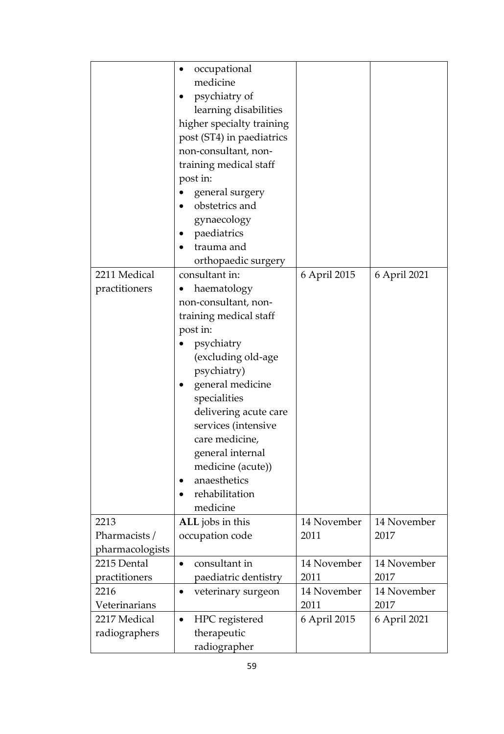| | | | |
|---|---|---|---|
| | • occupational medicine<br>• psychiatry of learning disabilities<br>higher specialty training post (ST4) in paediatrics<br>non-consultant, non-training medical staff post in:<br>• general surgery<br>• obstetrics and gynaecology<br>• paediatrics<br>• trauma and orthopaedic surgery | | |
| 2211 Medical practitioners | consultant in:<br>• haematology<br>non-consultant, non-training medical staff post in:<br>• psychiatry (excluding old-age psychiatry)<br>• general medicine specialities delivering acute care services (intensive care medicine, general internal medicine (acute))<br>• anaesthetics<br>• rehabilitation medicine | 6 April 2015 | 6 April 2021 |
| 2213 Pharmacists / pharmacologists | **ALL** jobs in this occupation code | 14 November 2011 | 14 November 2017 |
| 2215 Dental practitioners | • consultant in paediatric dentistry | 14 November 2011 | 14 November 2017 |
| 2216 Veterinarians | • veterinary surgeon | 14 November 2011 | 14 November 2017 |
| 2217 Medical radiographers | • HPC registered therapeutic radiographer | 6 April 2015 | 6 April 2021 |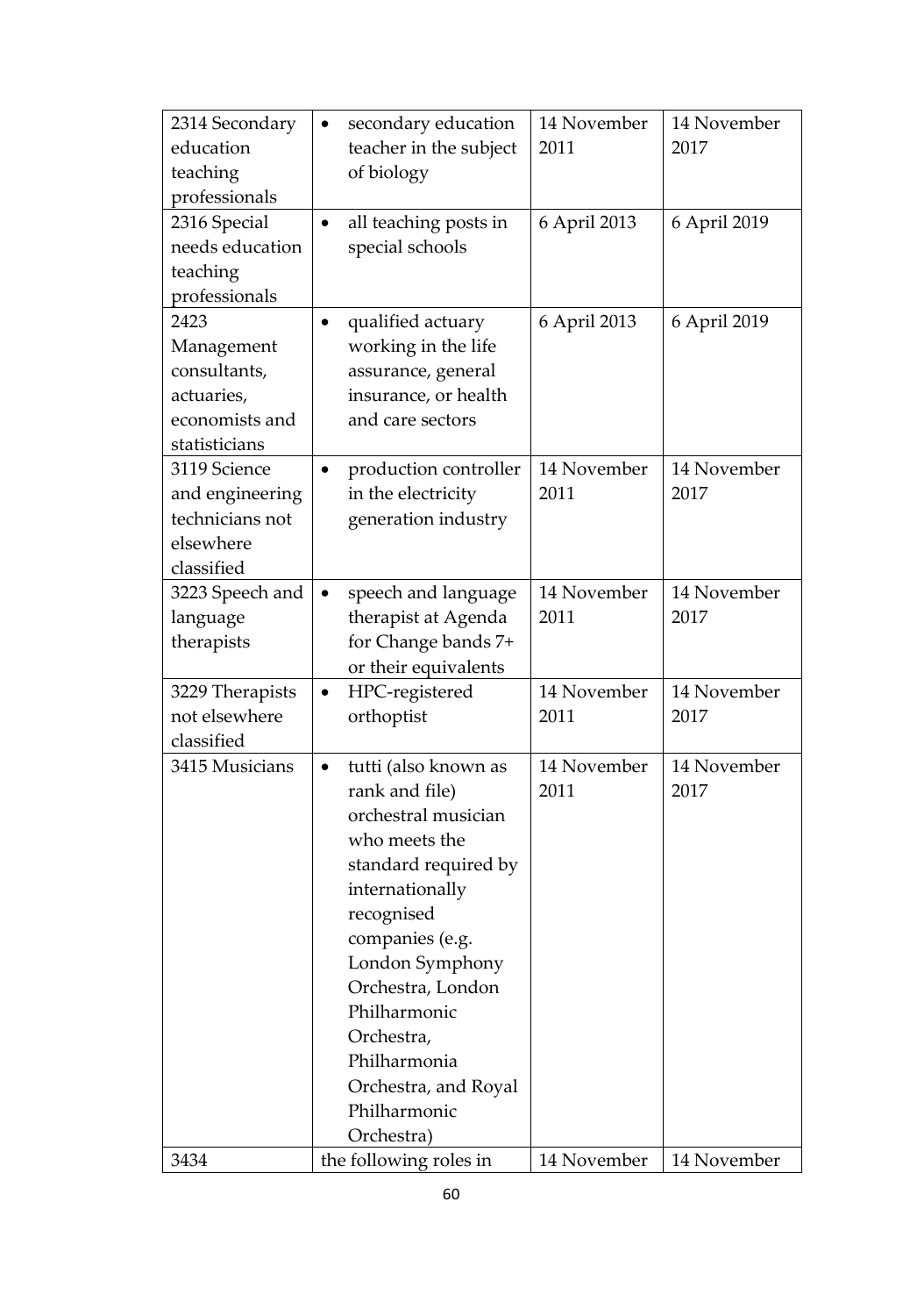| | | | |
|---|---|---|---|
| 2314 Secondary education teaching professionals | • secondary education teacher in the subject of biology | 14 November 2011 | 14 November 2017 |
| 2316 Special needs education teaching professionals | • all teaching posts in special schools | 6 April 2013 | 6 April 2019 |
| 2423 Management consultants, actuaries, economists and statisticians | • qualified actuary working in the life assurance, general insurance, or health and care sectors | 6 April 2013 | 6 April 2019 |
| 3119 Science and engineering technicians not elsewhere classified | • production controller in the electricity generation industry | 14 November 2011 | 14 November 2017 |
| 3223 Speech and language therapists | • speech and language therapist at Agenda for Change bands 7+ or their equivalents | 14 November 2011 | 14 November 2017 |
| 3229 Therapists not elsewhere classified | • HPC-registered orthoptist | 14 November 2011 | 14 November 2017 |
| 3415 Musicians | • tutti (also known as rank and file) orchestral musician who meets the standard required by internationally recognised companies (e.g. London Symphony Orchestra, London Philharmonic Orchestra, Philharmonia Orchestra, and Royal Philharmonic Orchestra) | 14 November 2011 | 14 November 2017 |
| 3434 | the following roles in | 14 November | 14 November |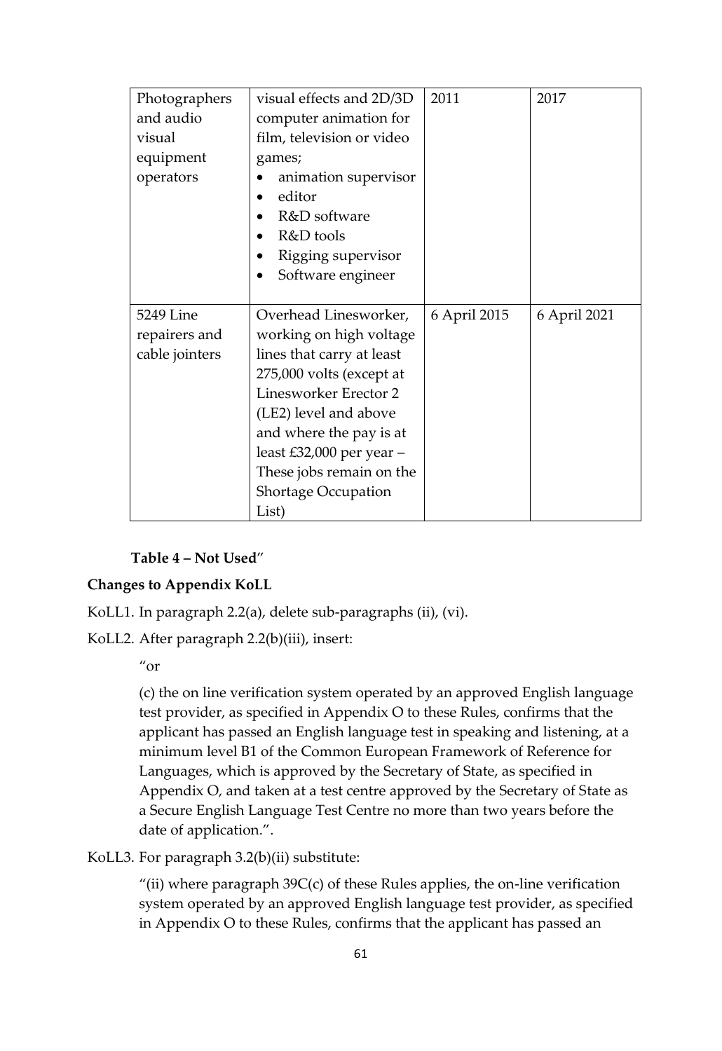| | | | |
|---|---|---|---|
| Photographers and audio visual equipment operators | visual effects and 2D/3D computer animation for film, television or video games;<br>• animation supervisor<br>• editor<br>• R&D software<br>• R&D tools<br>• Rigging supervisor<br>• Software engineer | 2011 | 2017 |
| 5249 Line repairers and cable jointers | Overhead Linesworker, working on high voltage lines that carry at least 275,000 volts (except at Linesworker Erector 2 (LE2) level and above and where the pay is at least £32,000 per year – These jobs remain on the Shortage Occupation List) | 6 April 2015 | 6 April 2021 |

**Table 4 – Not Used**"

**Changes to Appendix KoLL**

KoLL1. In paragraph 2.2(a), delete sub-paragraphs (ii), (vi).

KoLL2. After paragraph 2.2(b)(iii), insert:

"or

(c) the on line verification system operated by an approved English language test provider, as specified in Appendix O to these Rules, confirms that the applicant has passed an English language test in speaking and listening, at a minimum level B1 of the Common European Framework of Reference for Languages, which is approved by the Secretary of State, as specified in Appendix O, and taken at a test centre approved by the Secretary of State as a Secure English Language Test Centre no more than two years before the date of application.".

KoLL3. For paragraph 3.2(b)(ii) substitute:

"(ii) where paragraph 39C(c) of these Rules applies, the on-line verification system operated by an approved English language test provider, as specified in Appendix O to these Rules, confirms that the applicant has passed an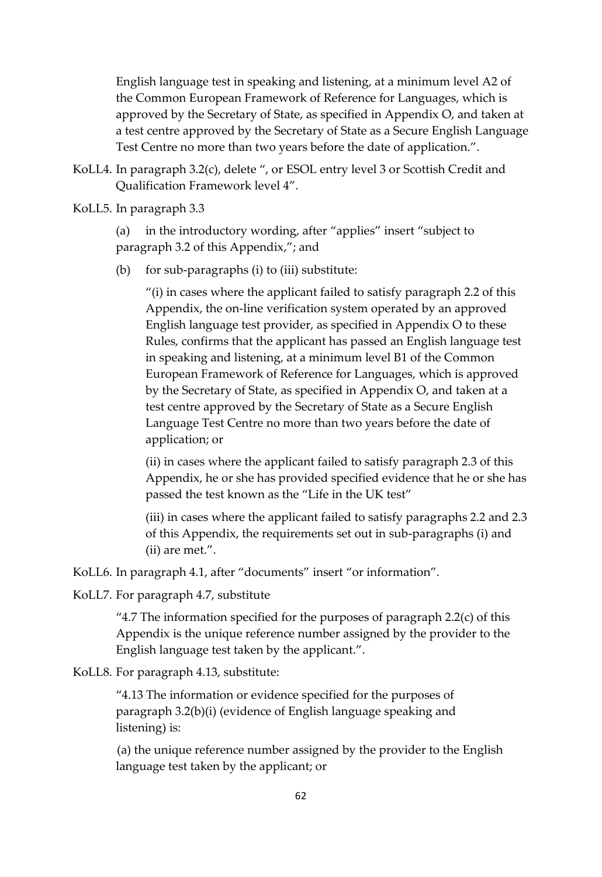English language test in speaking and listening, at a minimum level A2 of the Common European Framework of Reference for Languages, which is approved by the Secretary of State, as specified in Appendix O, and taken at a test centre approved by the Secretary of State as a Secure English Language Test Centre no more than two years before the date of application.".

KoLL4. In paragraph 3.2(c), delete ", or ESOL entry level 3 or Scottish Credit and Qualification Framework level 4".

KoLL5. In paragraph 3.3

(a) in the introductory wording, after "applies" insert "subject to paragraph 3.2 of this Appendix,"; and

(b) for sub-paragraphs (i) to (iii) substitute:

"(i) in cases where the applicant failed to satisfy paragraph 2.2 of this Appendix, the on-line verification system operated by an approved English language test provider, as specified in Appendix O to these Rules, confirms that the applicant has passed an English language test in speaking and listening, at a minimum level B1 of the Common European Framework of Reference for Languages, which is approved by the Secretary of State, as specified in Appendix O, and taken at a test centre approved by the Secretary of State as a Secure English Language Test Centre no more than two years before the date of application; or

(ii) in cases where the applicant failed to satisfy paragraph 2.3 of this Appendix, he or she has provided specified evidence that he or she has passed the test known as the "Life in the UK test"

(iii) in cases where the applicant failed to satisfy paragraphs 2.2 and 2.3 of this Appendix, the requirements set out in sub-paragraphs (i) and (ii) are met.".

KoLL6. In paragraph 4.1, after "documents" insert "or information".

KoLL7. For paragraph 4.7, substitute

"4.7 The information specified for the purposes of paragraph 2.2(c) of this Appendix is the unique reference number assigned by the provider to the English language test taken by the applicant.".

KoLL8. For paragraph 4.13, substitute:

"4.13 The information or evidence specified for the purposes of paragraph 3.2(b)(i) (evidence of English language speaking and listening) is:

(a) the unique reference number assigned by the provider to the English language test taken by the applicant; or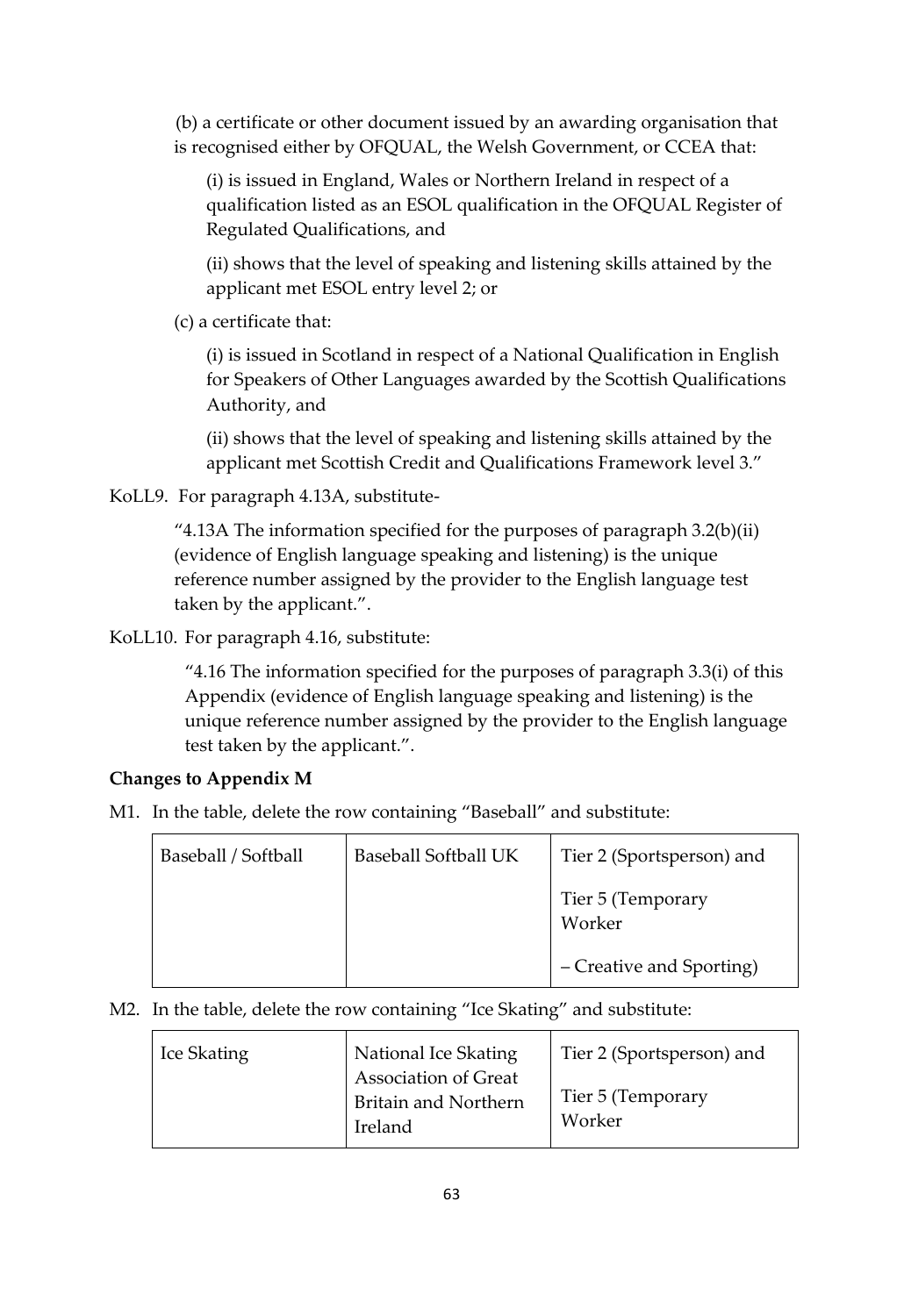(b) a certificate or other document issued by an awarding organisation that is recognised either by OFQUAL, the Welsh Government, or CCEA that:

(i) is issued in England, Wales or Northern Ireland in respect of a qualification listed as an ESOL qualification in the OFQUAL Register of Regulated Qualifications, and

(ii) shows that the level of speaking and listening skills attained by the applicant met ESOL entry level 2; or

(c) a certificate that:

(i) is issued in Scotland in respect of a National Qualification in English for Speakers of Other Languages awarded by the Scottish Qualifications Authority, and

(ii) shows that the level of speaking and listening skills attained by the applicant met Scottish Credit and Qualifications Framework level 3."

KoLL9. For paragraph 4.13A, substitute-

"4.13A The information specified for the purposes of paragraph 3.2(b)(ii) (evidence of English language speaking and listening) is the unique reference number assigned by the provider to the English language test taken by the applicant.".

KoLL10. For paragraph 4.16, substitute:

"4.16 The information specified for the purposes of paragraph 3.3(i) of this Appendix (evidence of English language speaking and listening) is the unique reference number assigned by the provider to the English language test taken by the applicant.".

**Changes to Appendix M**

M1. In the table, delete the row containing "Baseball" and substitute:

| Baseball / Softball | Baseball Softball UK | Tier 2 (Sportsperson) and<br><br>Tier 5 (Temporary Worker<br><br>– Creative and Sporting) |
|---|---|---|

M2. In the table, delete the row containing "Ice Skating" and substitute:

| Ice Skating | National Ice Skating Association of Great Britain and Northern Ireland | Tier 2 (Sportsperson) and<br><br>Tier 5 (Temporary Worker |
|---|---|---|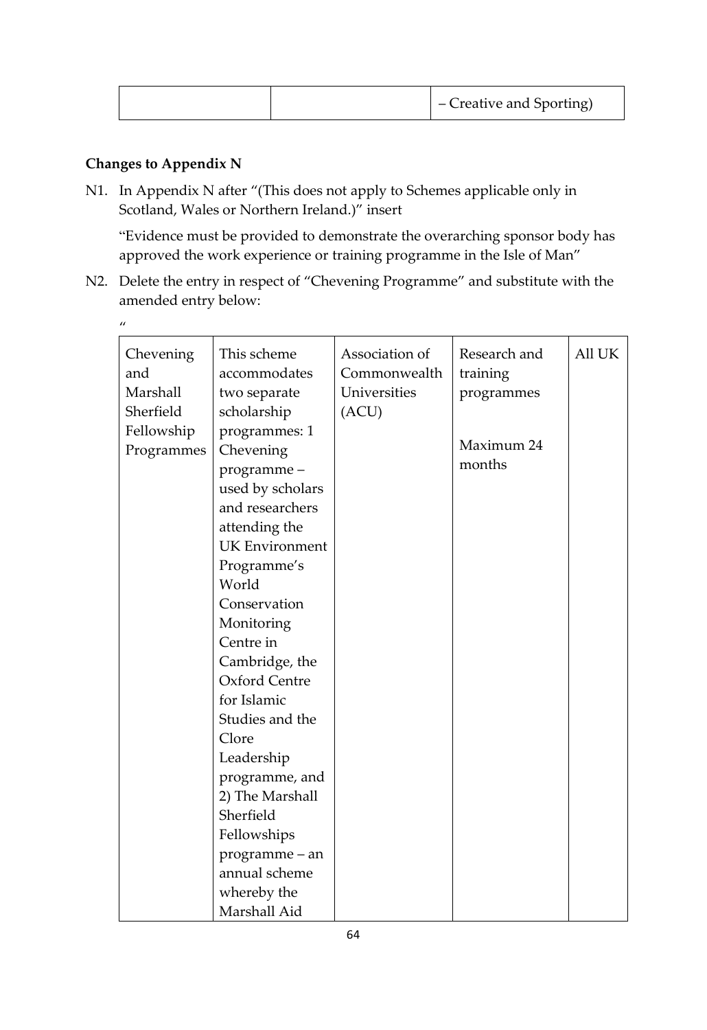| | | – Creative and Sporting) |
|---|---|---|

**Changes to Appendix N**

N1. In Appendix N after "(This does not apply to Schemes applicable only in Scotland, Wales or Northern Ireland.)" insert

"Evidence must be provided to demonstrate the overarching sponsor body has approved the work experience or training programme in the Isle of Man"

N2. Delete the entry in respect of "Chevening Programme" and substitute with the amended entry below:

"

| Chevening and Marshall Sherfield Fellowship Programmes | This scheme accommodates two separate scholarship programmes: 1 Chevening programme – used by scholars and researchers attending the UK Environment Programme's World Conservation Monitoring Centre in Cambridge, the Oxford Centre for Islamic Studies and the Clore Leadership programme, and 2) The Marshall Sherfield Fellowships programme – an annual scheme whereby the Marshall Aid | Association of Commonwealth Universities (ACU) | Research and training programmes<br><br>Maximum 24 months | All UK |
|---|---|---|---|---|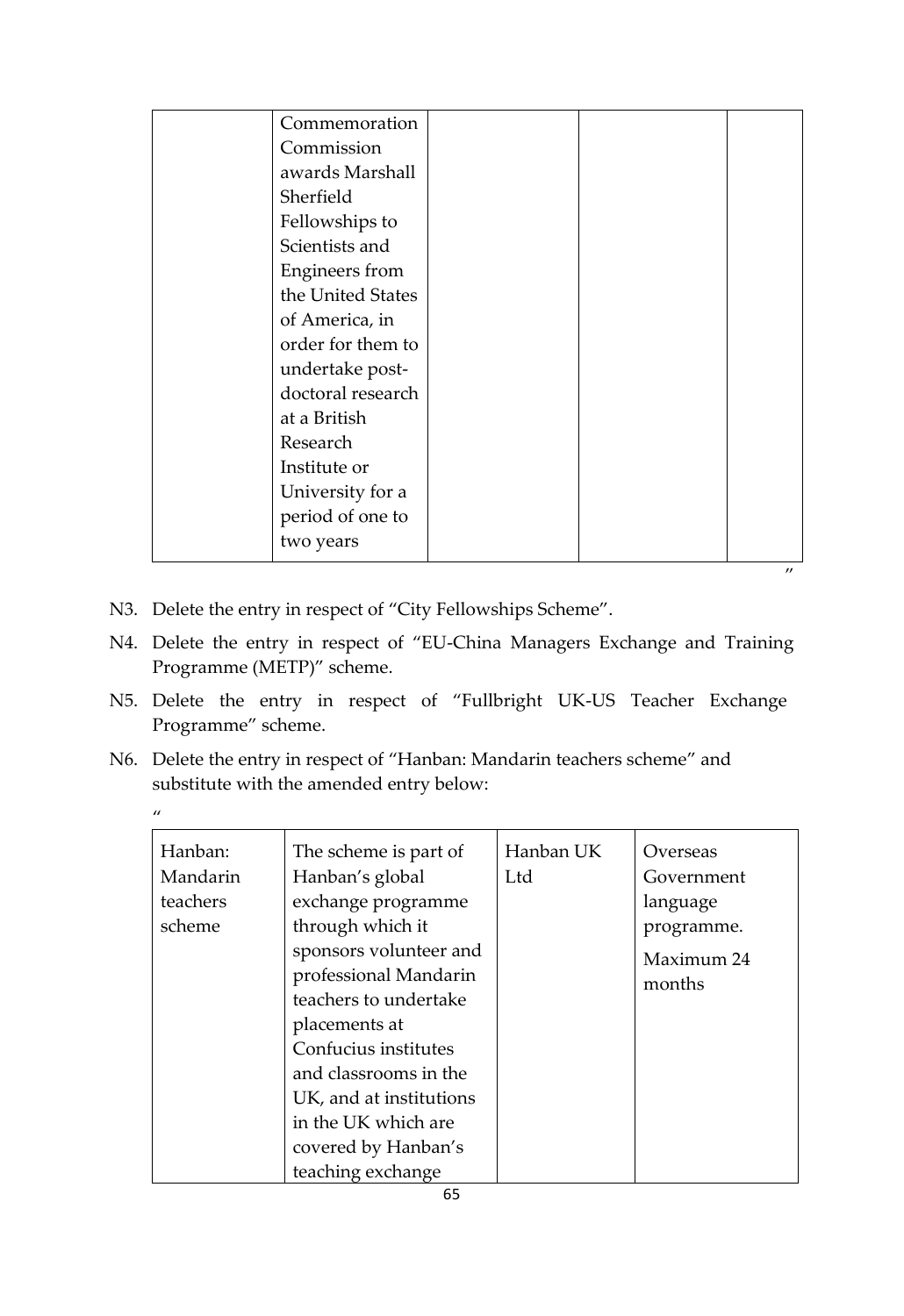| | Commemoration Commission awards Marshall Sherfield Fellowships to Scientists and Engineers from the United States of America, in order for them to undertake post-doctoral research at a British Research Institute or University for a period of one to two years | | | |
|---|---|---|---|---|

"

N3. Delete the entry in respect of "City Fellowships Scheme".

N4. Delete the entry in respect of "EU-China Managers Exchange and Training Programme (METP)" scheme.

N5. Delete the entry in respect of "Fullbright UK-US Teacher Exchange Programme" scheme.

N6. Delete the entry in respect of "Hanban: Mandarin teachers scheme" and substitute with the amended entry below:

"

| Hanban: Mandarin teachers scheme | The scheme is part of Hanban's global exchange programme through which it sponsors volunteer and professional Mandarin teachers to undertake placements at Confucius institutes and classrooms in the UK, and at institutions in the UK which are covered by Hanban's teaching exchange | Hanban UK Ltd | Overseas Government language programme.<br><br>Maximum 24 months |
|---|---|---|---|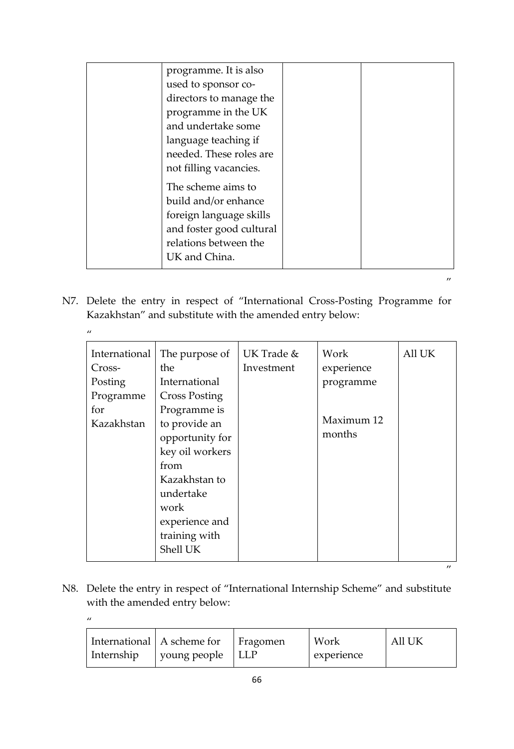| | programme. It is also used to sponsor co-directors to manage the programme in the UK and undertake some language teaching if needed. These roles are not filling vacancies.<br><br>The scheme aims to build and/or enhance foreign language skills and foster good cultural relations between the UK and China. | | |
|---|---|---|---|

"

N7. Delete the entry in respect of "International Cross-Posting Programme for Kazakhstan" and substitute with the amended entry below:

"

| International Cross-Posting Programme for Kazakhstan | The purpose of the International Cross Posting Programme is to provide an opportunity for key oil workers from Kazakhstan to undertake work experience and training with Shell UK | UK Trade & Investment | Work experience programme<br><br>Maximum 12 months | All UK |
|---|---|---|---|---|

"

N8. Delete the entry in respect of "International Internship Scheme" and substitute with the amended entry below:

"

| International Internship | A scheme for young people | Fragomen LLP | Work experience | All UK |
|---|---|---|---|---|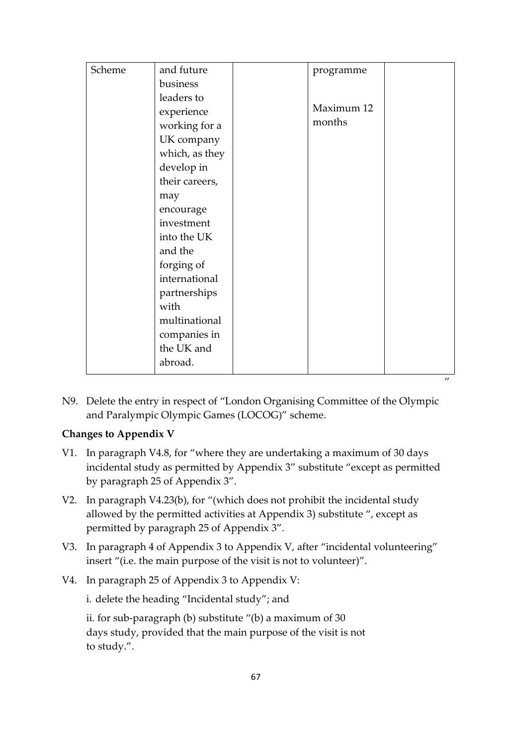| | | | | |
|---|---|---|---|---|
| Scheme | and future business leaders to experience working for a UK company which, as they develop in their careers, may encourage investment into the UK and the forging of international partnerships with multinational companies in the UK and abroad. | | programme<br><br>Maximum 12 months | |

”

N9. Delete the entry in respect of “London Organising Committee of the Olympic and Paralympic Olympic Games (LOCOG)” scheme.

**Changes to Appendix V**

V1. In paragraph V4.8, for “where they are undertaking a maximum of 30 days incidental study as permitted by Appendix 3” substitute “except as permitted by paragraph 25 of Appendix 3”.

V2. In paragraph V4.23(b), for “(which does not prohibit the incidental study allowed by the permitted activities at Appendix 3) substitute “, except as permitted by paragraph 25 of Appendix 3”.

V3. In paragraph 4 of Appendix 3 to Appendix V, after “incidental volunteering” insert “(i.e. the main purpose of the visit is not to volunteer)”.

V4. In paragraph 25 of Appendix 3 to Appendix V:

i. delete the heading “Incidental study”; and

ii. for sub-paragraph (b) substitute “(b) a maximum of 30 days study, provided that the main purpose of the visit is not to study.”.